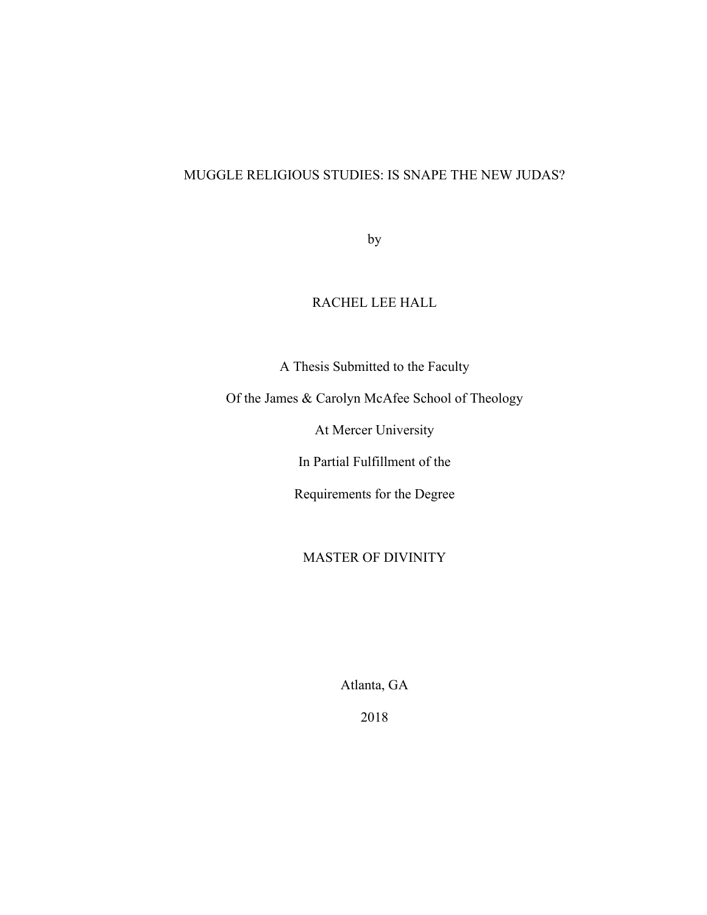# MUGGLE RELIGIOUS STUDIES: IS SNAPE THE NEW JUDAS?

by

RACHEL LEE HALL

A Thesis Submitted to the Faculty

Of the James & Carolyn McAfee School of Theology

At Mercer University

In Partial Fulfillment of the

Requirements for the Degree

MASTER OF DIVINITY

Atlanta, GA

2018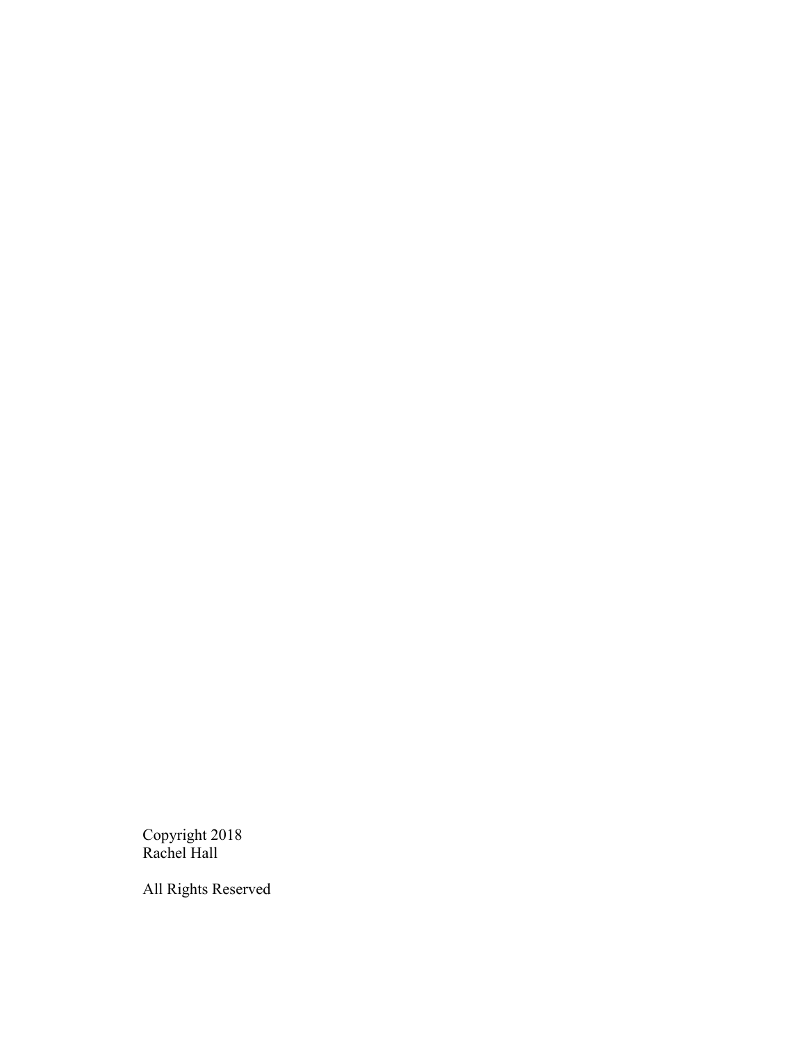Copyright 2018
Rachel Hall

All Rights Reserved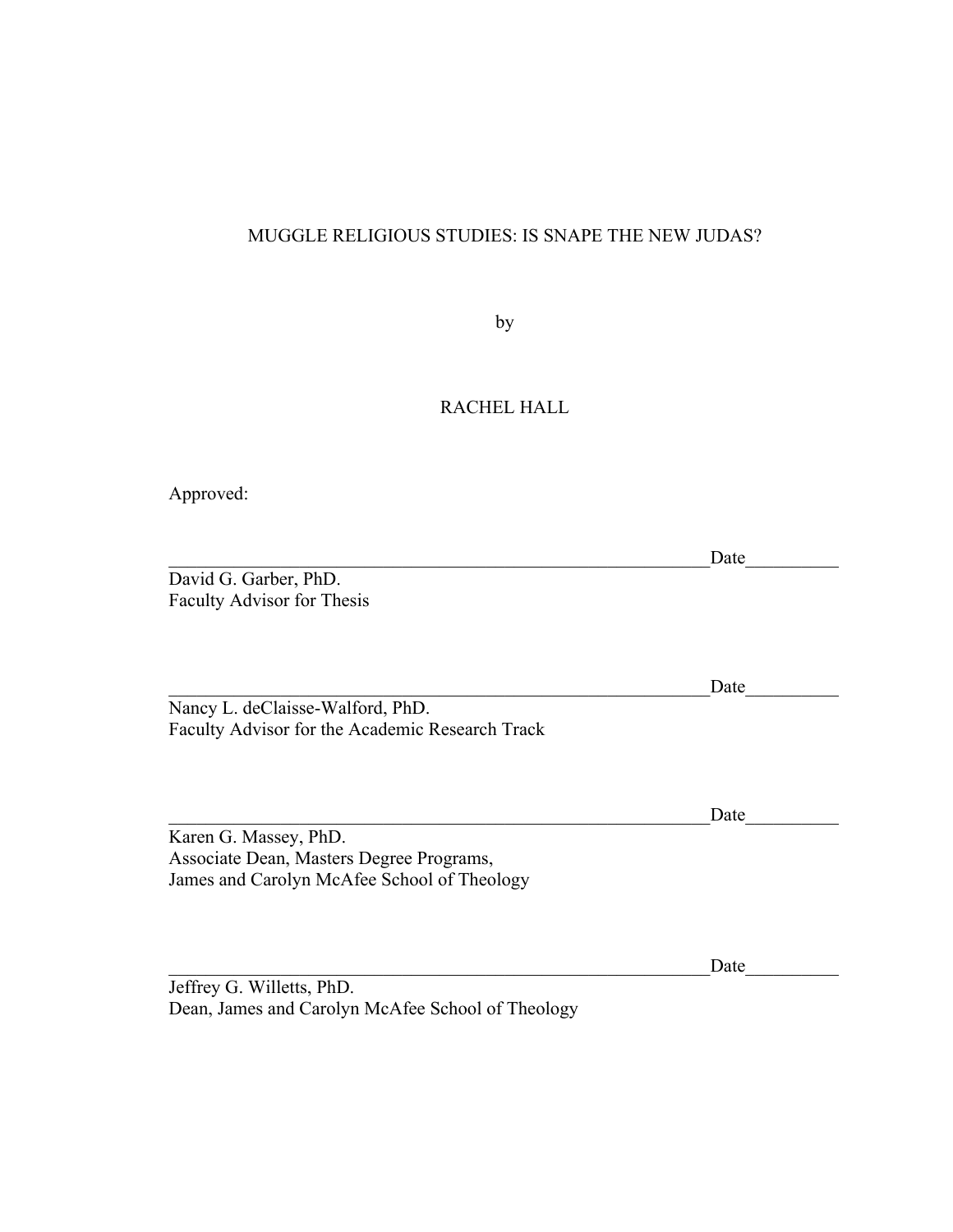MUGGLE RELIGIOUS STUDIES: IS SNAPE THE NEW JUDAS?

by

RACHEL HALL

Approved:

_______________________________________________________Date__________
David G. Garber, PhD.
Faculty Advisor for Thesis

_______________________________________________________Date__________
Nancy L. deClaisse-Walford, PhD.
Faculty Advisor for the Academic Research Track

_______________________________________________________Date__________
Karen G. Massey, PhD.
Associate Dean, Masters Degree Programs,
James and Carolyn McAfee School of Theology

_______________________________________________________Date__________
Jeffrey G. Willetts, PhD.
Dean, James and Carolyn McAfee School of Theology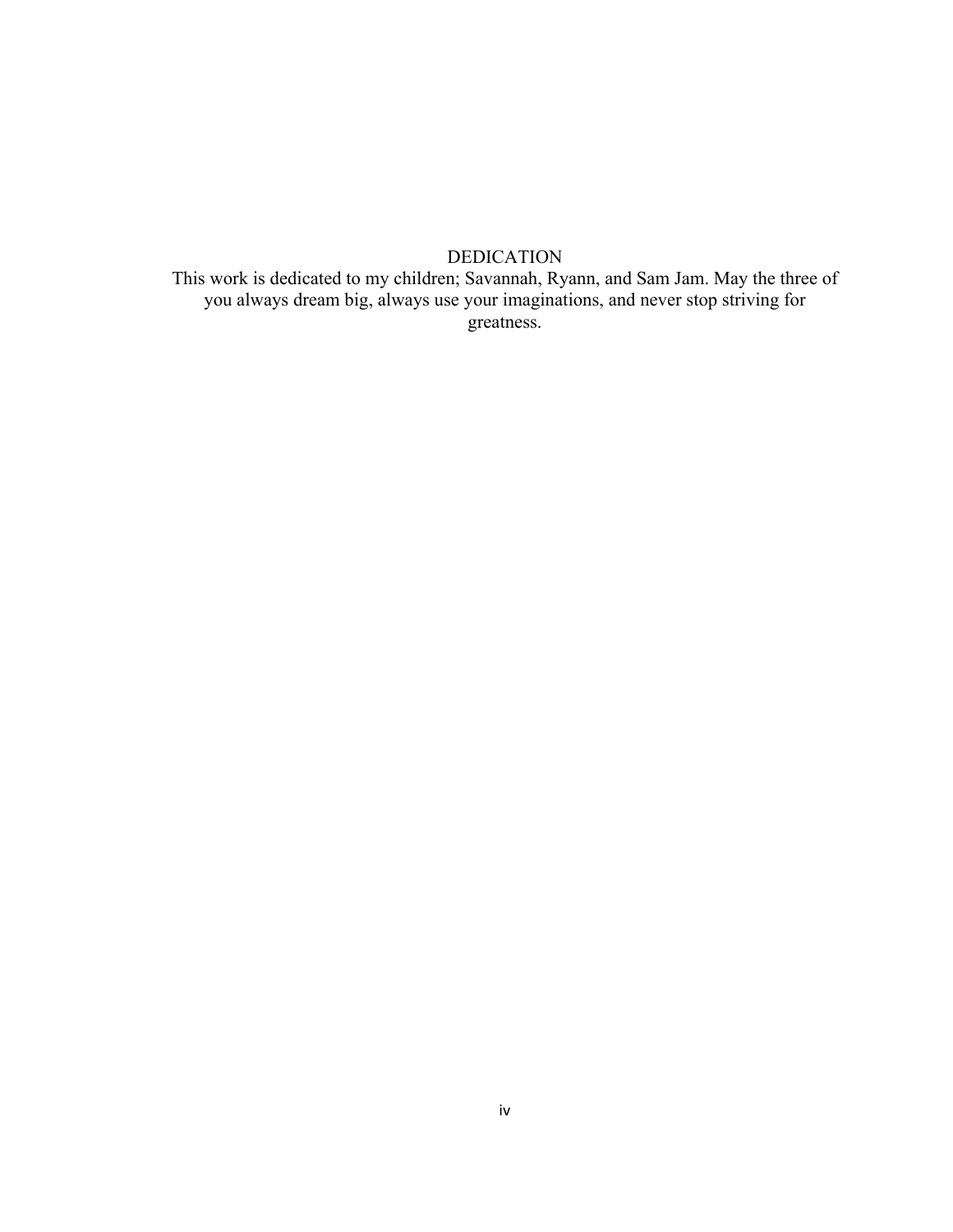# DEDICATION

This work is dedicated to my children; Savannah, Ryann, and Sam Jam. May the three of you always dream big, always use your imaginations, and never stop striving for greatness.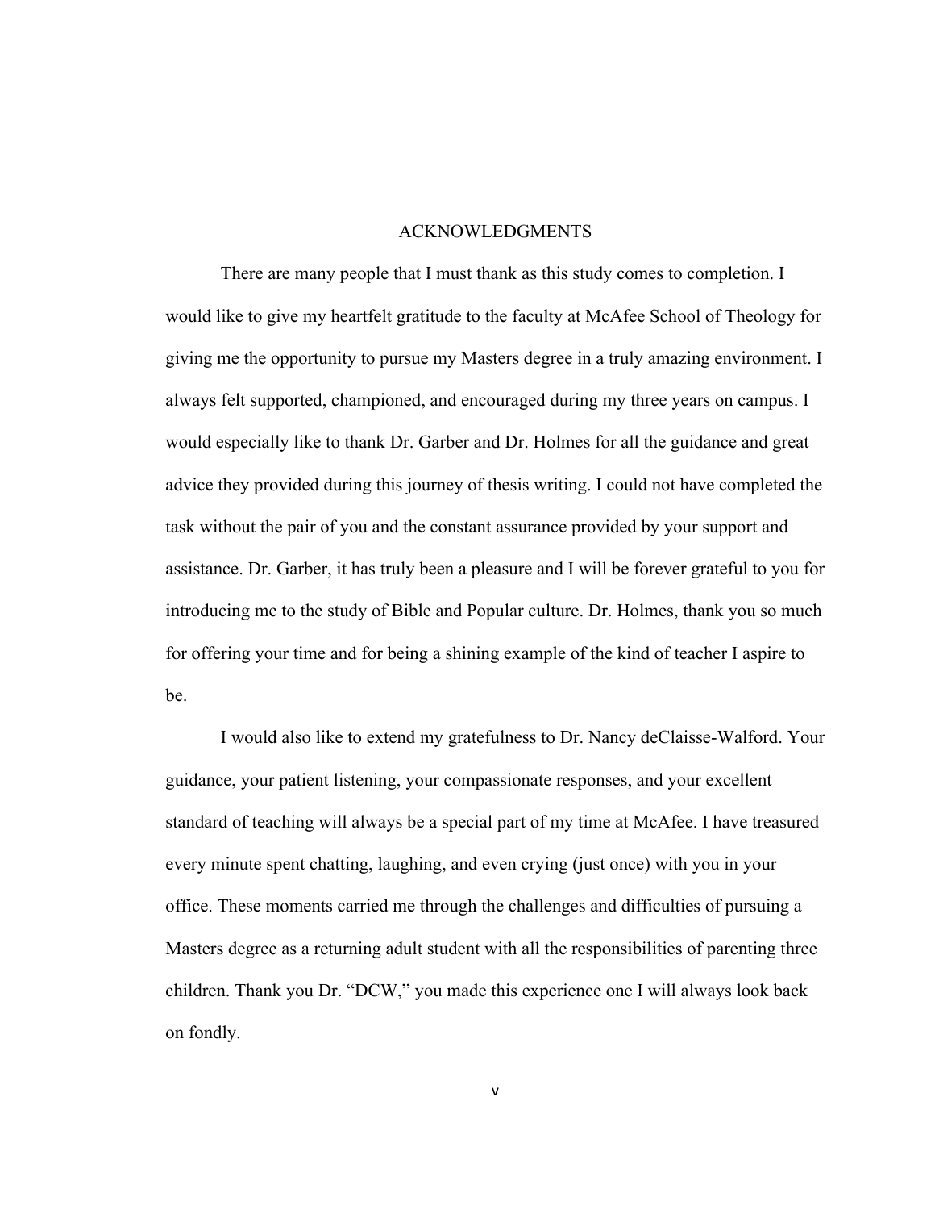# ACKNOWLEDGMENTS

There are many people that I must thank as this study comes to completion. I would like to give my heartfelt gratitude to the faculty at McAfee School of Theology for giving me the opportunity to pursue my Masters degree in a truly amazing environment. I always felt supported, championed, and encouraged during my three years on campus. I would especially like to thank Dr. Garber and Dr. Holmes for all the guidance and great advice they provided during this journey of thesis writing. I could not have completed the task without the pair of you and the constant assurance provided by your support and assistance. Dr. Garber, it has truly been a pleasure and I will be forever grateful to you for introducing me to the study of Bible and Popular culture. Dr. Holmes, thank you so much for offering your time and for being a shining example of the kind of teacher I aspire to be.

I would also like to extend my gratefulness to Dr. Nancy deClaisse-Walford. Your guidance, your patient listening, your compassionate responses, and your excellent standard of teaching will always be a special part of my time at McAfee. I have treasured every minute spent chatting, laughing, and even crying (just once) with you in your office. These moments carried me through the challenges and difficulties of pursuing a Masters degree as a returning adult student with all the responsibilities of parenting three children. Thank you Dr. "DCW," you made this experience one I will always look back on fondly.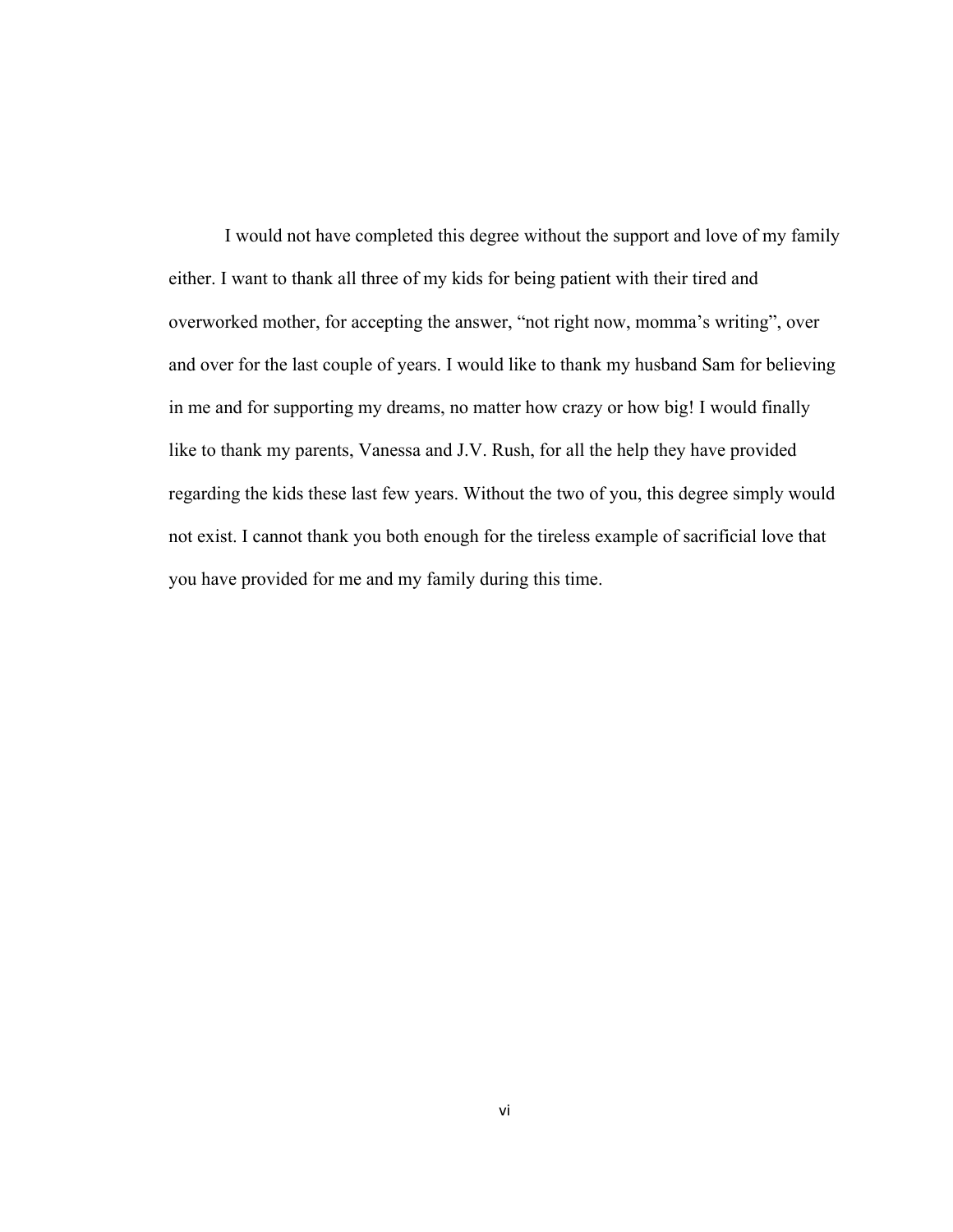I would not have completed this degree without the support and love of my family either. I want to thank all three of my kids for being patient with their tired and overworked mother, for accepting the answer, "not right now, momma's writing", over and over for the last couple of years. I would like to thank my husband Sam for believing in me and for supporting my dreams, no matter how crazy or how big! I would finally like to thank my parents, Vanessa and J.V. Rush, for all the help they have provided regarding the kids these last few years. Without the two of you, this degree simply would not exist. I cannot thank you both enough for the tireless example of sacrificial love that you have provided for me and my family during this time.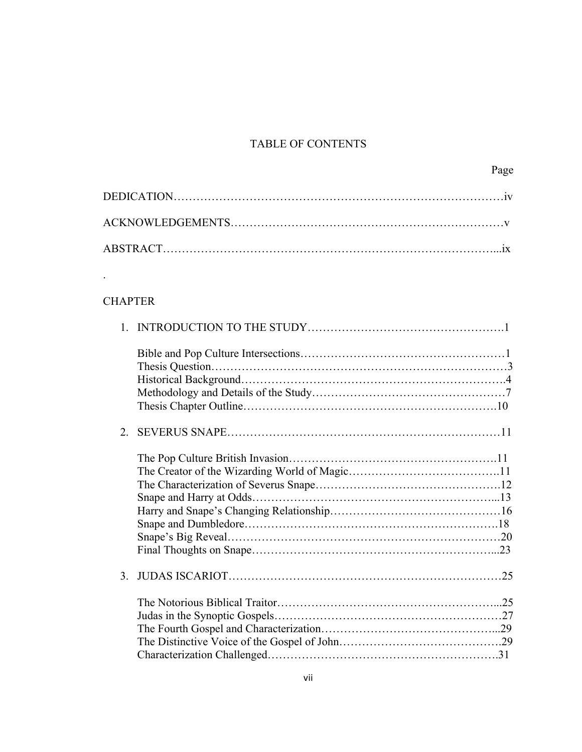# TABLE OF CONTENTS

Page

DEDICATION……………………………………………………………………………iv

ACKNOWLEDGEMENTS………………………………………………………………v

ABSTRACT…………………………………………………………………………...ix

.

CHAPTER

1. INTRODUCTION TO THE STUDY…………………………………………….1

   Bible and Pop Culture Intersections………………………………………………1
   Thesis Question……………………………………………………………………3
   Historical Background…………………………………………………………….4
   Methodology and Details of the Study……………………………………………7
   Thesis Chapter Outline…………………………………………………………..10

2. SEVERUS SNAPE………………………………………………………………11

   The Pop Culture British Invasion……………………………………………….11
   The Creator of the Wizarding World of Magic………………………………….11
   The Characterization of Severus Snape………………………………………….12
   Snape and Harry at Odds………………………………………………………...13
   Harry and Snape's Changing Relationship………………………………………16
   Snape and Dumbledore………………………………………………………….18
   Snape's Big Reveal………………………………………………………………20
   Final Thoughts on Snape………………………………………………………...23

3. JUDAS ISCARIOT………………………………………………………………25

   The Notorious Biblical Traitor…………………………………………………...25
   Judas in the Synoptic Gospels……………………………………………………27
   The Fourth Gospel and Characterization………………………………………...29
   The Distinctive Voice of the Gospel of John…………………………………….29
   Characterization Challenged…………………………………………………….31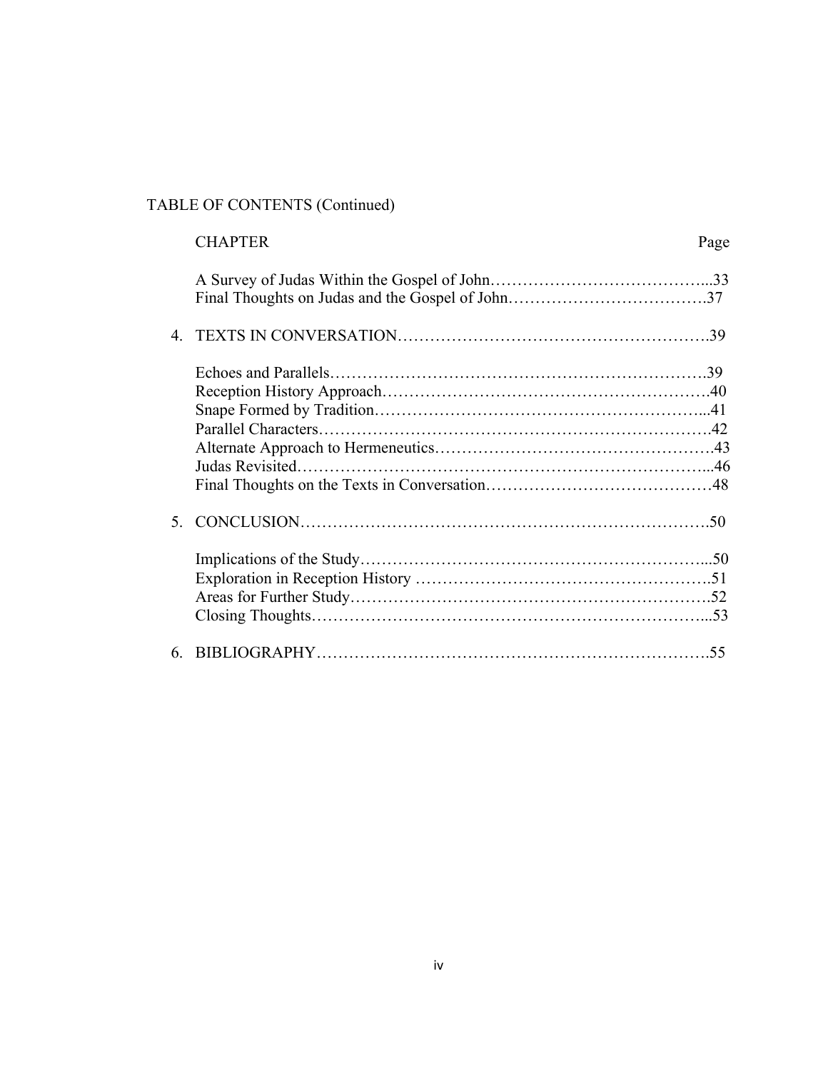TABLE OF CONTENTS (Continued)

| CHAPTER | Page |
|---|---|
| A Survey of Judas Within the Gospel of John | 33 |
| Final Thoughts on Judas and the Gospel of John | 37 |
| 4. TEXTS IN CONVERSATION | 39 |
| Echoes and Parallels | 39 |
| Reception History Approach | 40 |
| Snape Formed by Tradition | 41 |
| Parallel Characters | 42 |
| Alternate Approach to Hermeneutics | 43 |
| Judas Revisited | 46 |
| Final Thoughts on the Texts in Conversation | 48 |
| 5. CONCLUSION | 50 |
| Implications of the Study | 50 |
| Exploration in Reception History | 51 |
| Areas for Further Study | 52 |
| Closing Thoughts | 53 |
| 6. BIBLIOGRAPHY | 55 |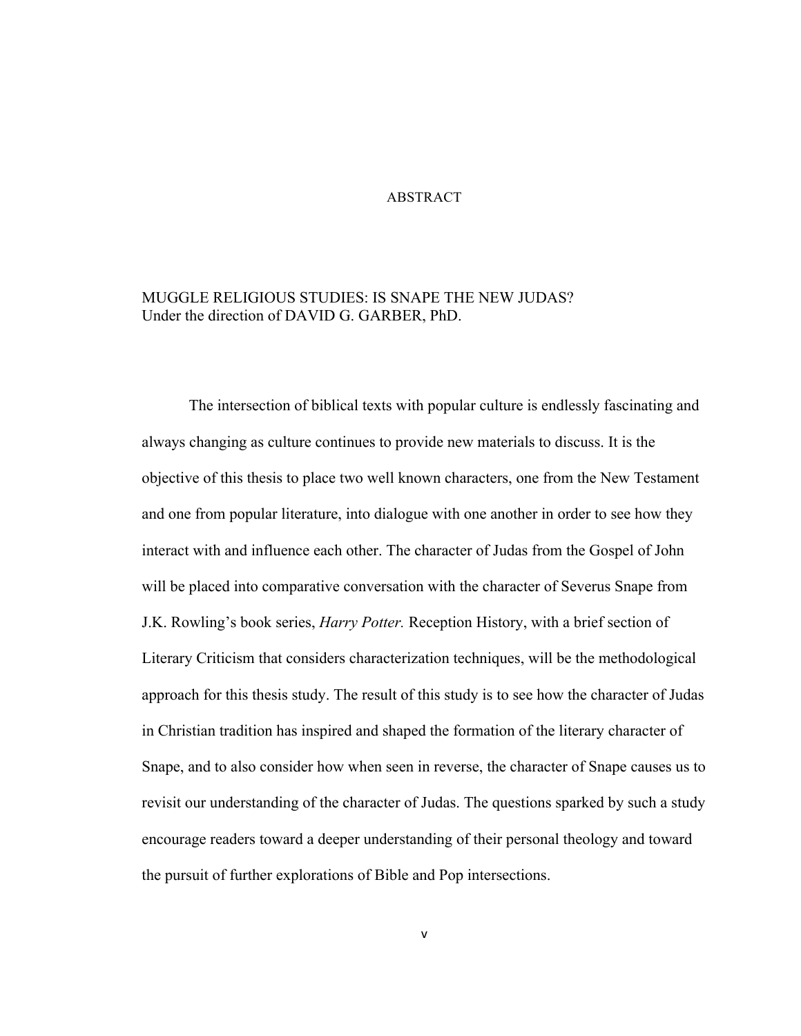# ABSTRACT

MUGGLE RELIGIOUS STUDIES: IS SNAPE THE NEW JUDAS?
Under the direction of DAVID G. GARBER, PhD.

The intersection of biblical texts with popular culture is endlessly fascinating and always changing as culture continues to provide new materials to discuss. It is the objective of this thesis to place two well known characters, one from the New Testament and one from popular literature, into dialogue with one another in order to see how they interact with and influence each other. The character of Judas from the Gospel of John will be placed into comparative conversation with the character of Severus Snape from J.K. Rowling's book series, *Harry Potter.* Reception History, with a brief section of Literary Criticism that considers characterization techniques, will be the methodological approach for this thesis study. The result of this study is to see how the character of Judas in Christian tradition has inspired and shaped the formation of the literary character of Snape, and to also consider how when seen in reverse, the character of Snape causes us to revisit our understanding of the character of Judas. The questions sparked by such a study encourage readers toward a deeper understanding of their personal theology and toward the pursuit of further explorations of Bible and Pop intersections.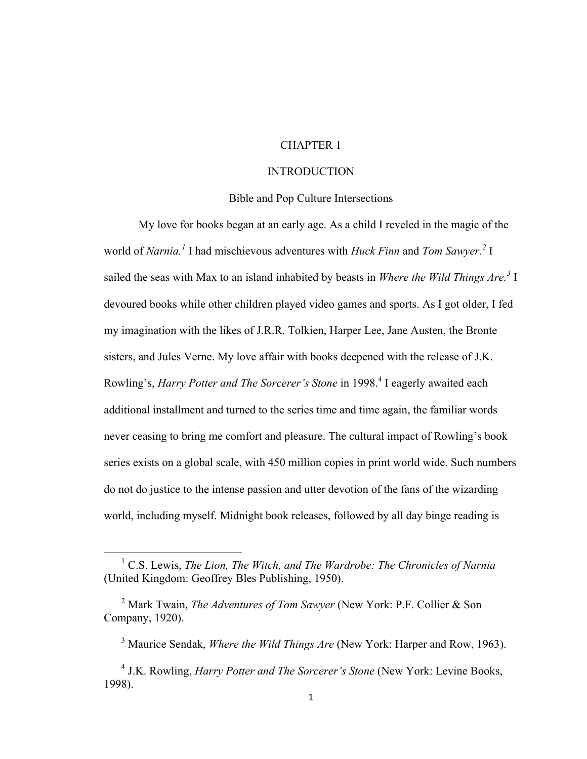# CHAPTER 1

# INTRODUCTION

## Bible and Pop Culture Intersections

My love for books began at an early age. As a child I reveled in the magic of the world of *Narnia.*[1] I had mischievous adventures with *Huck Finn* and *Tom Sawyer.*[2] I sailed the seas with Max to an island inhabited by beasts in *Where the Wild Things Are.*[3] I devoured books while other children played video games and sports. As I got older, I fed my imagination with the likes of J.R.R. Tolkien, Harper Lee, Jane Austen, the Bronte sisters, and Jules Verne. My love affair with books deepened with the release of J.K. Rowling's, *Harry Potter and The Sorcerer's Stone* in 1998.[4] I eagerly awaited each additional installment and turned to the series time and time again, the familiar words never ceasing to bring me comfort and pleasure. The cultural impact of Rowling's book series exists on a global scale, with 450 million copies in print world wide. Such numbers do not do justice to the intense passion and utter devotion of the fans of the wizarding world, including myself. Midnight book releases, followed by all day binge reading is

---

[1] C.S. Lewis, *The Lion, The Witch, and The Wardrobe: The Chronicles of Narnia* (United Kingdom: Geoffrey Bles Publishing, 1950).

[2] Mark Twain, *The Adventures of Tom Sawyer* (New York: P.F. Collier & Son Company, 1920).

[3] Maurice Sendak, *Where the Wild Things Are* (New York: Harper and Row, 1963).

[4] J.K. Rowling, *Harry Potter and The Sorcerer's Stone* (New York: Levine Books, 1998).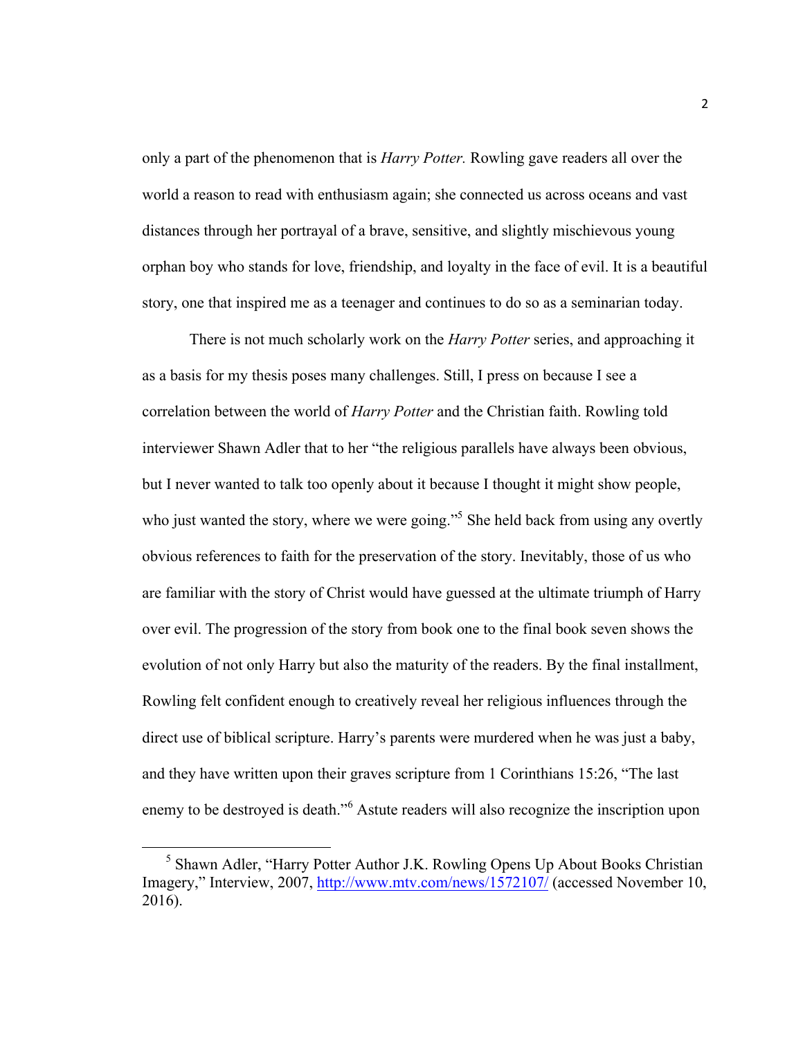only a part of the phenomenon that is *Harry Potter.* Rowling gave readers all over the world a reason to read with enthusiasm again; she connected us across oceans and vast distances through her portrayal of a brave, sensitive, and slightly mischievous young orphan boy who stands for love, friendship, and loyalty in the face of evil. It is a beautiful story, one that inspired me as a teenager and continues to do so as a seminarian today.

There is not much scholarly work on the *Harry Potter* series, and approaching it as a basis for my thesis poses many challenges. Still, I press on because I see a correlation between the world of *Harry Potter* and the Christian faith. Rowling told interviewer Shawn Adler that to her "the religious parallels have always been obvious, but I never wanted to talk too openly about it because I thought it might show people, who just wanted the story, where we were going."[5] She held back from using any overtly obvious references to faith for the preservation of the story. Inevitably, those of us who are familiar with the story of Christ would have guessed at the ultimate triumph of Harry over evil. The progression of the story from book one to the final book seven shows the evolution of not only Harry but also the maturity of the readers. By the final installment, Rowling felt confident enough to creatively reveal her religious influences through the direct use of biblical scripture. Harry's parents were murdered when he was just a baby, and they have written upon their graves scripture from 1 Corinthians 15:26, "The last enemy to be destroyed is death."[6] Astute readers will also recognize the inscription upon

---

[5] Shawn Adler, "Harry Potter Author J.K. Rowling Opens Up About Books Christian Imagery," Interview, 2007, http://www.mtv.com/news/1572107/ (accessed November 10, 2016).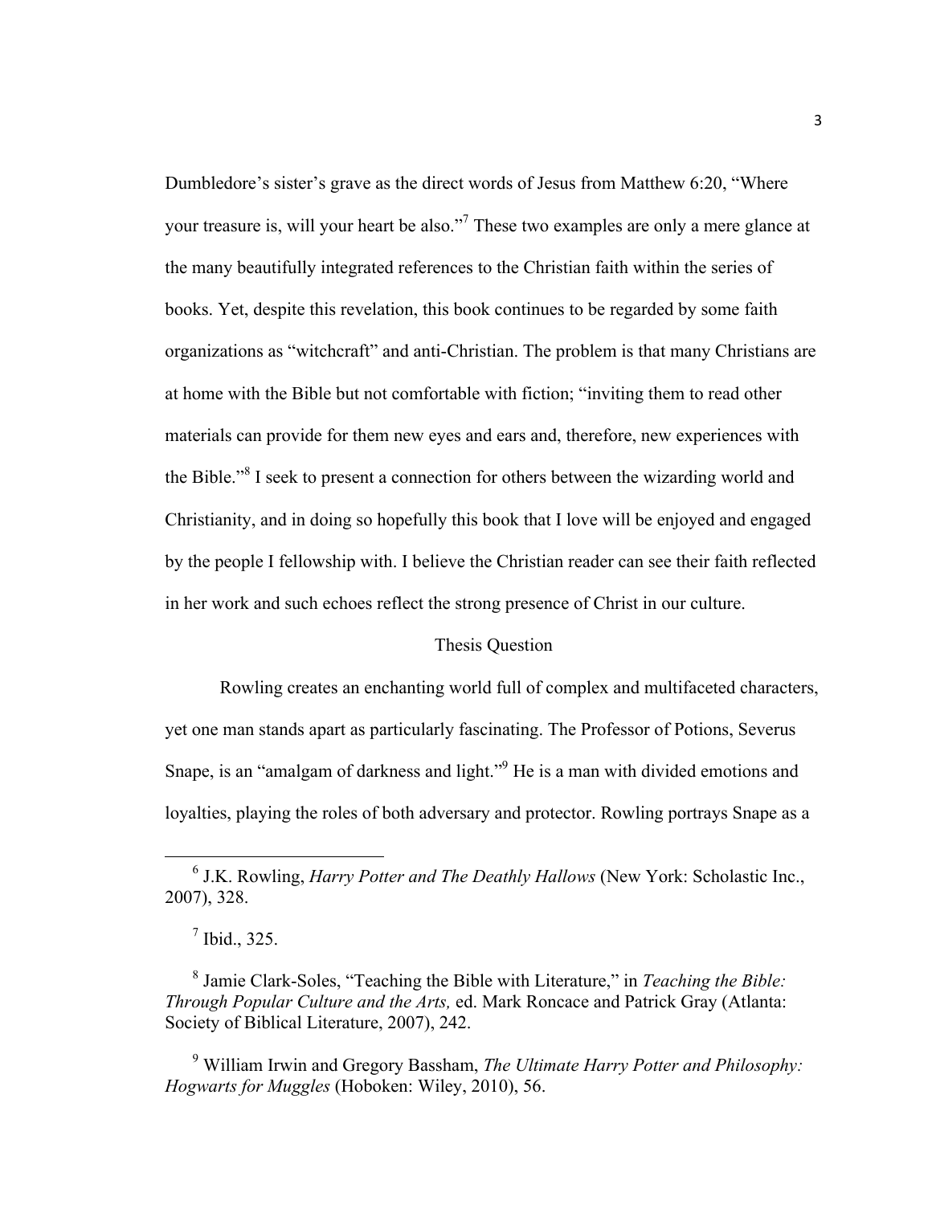Dumbledore's sister's grave as the direct words of Jesus from Matthew 6:20, "Where your treasure is, will your heart be also."[7] These two examples are only a mere glance at the many beautifully integrated references to the Christian faith within the series of books. Yet, despite this revelation, this book continues to be regarded by some faith organizations as "witchcraft" and anti-Christian. The problem is that many Christians are at home with the Bible but not comfortable with fiction; "inviting them to read other materials can provide for them new eyes and ears and, therefore, new experiences with the Bible."[8] I seek to present a connection for others between the wizarding world and Christianity, and in doing so hopefully this book that I love will be enjoyed and engaged by the people I fellowship with. I believe the Christian reader can see their faith reflected in her work and such echoes reflect the strong presence of Christ in our culture.

## Thesis Question

Rowling creates an enchanting world full of complex and multifaceted characters, yet one man stands apart as particularly fascinating. The Professor of Potions, Severus Snape, is an "amalgam of darkness and light."[9] He is a man with divided emotions and loyalties, playing the roles of both adversary and protector. Rowling portrays Snape as a

---

[6] J.K. Rowling, *Harry Potter and The Deathly Hallows* (New York: Scholastic Inc., 2007), 328.

[7] Ibid., 325.

[8] Jamie Clark-Soles, "Teaching the Bible with Literature," in *Teaching the Bible: Through Popular Culture and the Arts,* ed. Mark Roncace and Patrick Gray (Atlanta: Society of Biblical Literature, 2007), 242.

[9] William Irwin and Gregory Bassham, *The Ultimate Harry Potter and Philosophy: Hogwarts for Muggles* (Hoboken: Wiley, 2010), 56.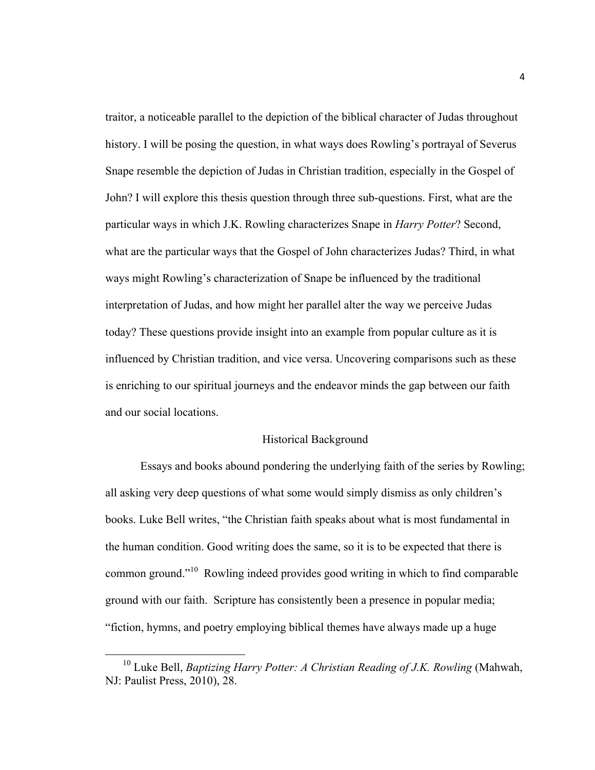traitor, a noticeable parallel to the depiction of the biblical character of Judas throughout history. I will be posing the question, in what ways does Rowling's portrayal of Severus Snape resemble the depiction of Judas in Christian tradition, especially in the Gospel of John? I will explore this thesis question through three sub-questions. First, what are the particular ways in which J.K. Rowling characterizes Snape in *Harry Potter*? Second, what are the particular ways that the Gospel of John characterizes Judas? Third, in what ways might Rowling's characterization of Snape be influenced by the traditional interpretation of Judas, and how might her parallel alter the way we perceive Judas today? These questions provide insight into an example from popular culture as it is influenced by Christian tradition, and vice versa. Uncovering comparisons such as these is enriching to our spiritual journeys and the endeavor minds the gap between our faith and our social locations.

## Historical Background

Essays and books abound pondering the underlying faith of the series by Rowling; all asking very deep questions of what some would simply dismiss as only children's books. Luke Bell writes, "the Christian faith speaks about what is most fundamental in the human condition. Good writing does the same, so it is to be expected that there is common ground."[10] Rowling indeed provides good writing in which to find comparable ground with our faith. Scripture has consistently been a presence in popular media; "fiction, hymns, and poetry employing biblical themes have always made up a huge

---

[10] Luke Bell, *Baptizing Harry Potter: A Christian Reading of J.K. Rowling* (Mahwah, NJ: Paulist Press, 2010), 28.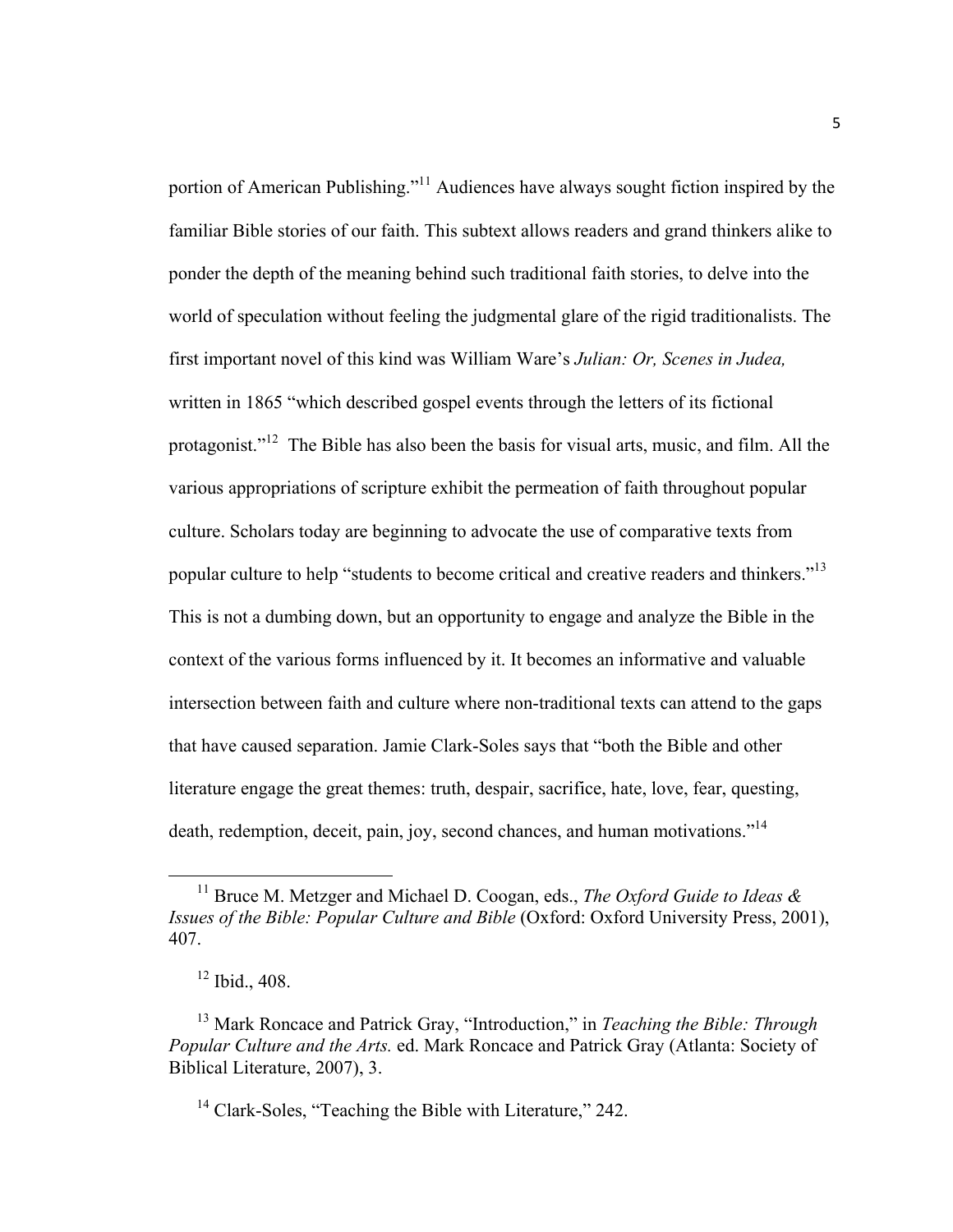portion of American Publishing."[11] Audiences have always sought fiction inspired by the familiar Bible stories of our faith. This subtext allows readers and grand thinkers alike to ponder the depth of the meaning behind such traditional faith stories, to delve into the world of speculation without feeling the judgmental glare of the rigid traditionalists. The first important novel of this kind was William Ware's *Julian: Or, Scenes in Judea,* written in 1865 "which described gospel events through the letters of its fictional protagonist."[12] The Bible has also been the basis for visual arts, music, and film. All the various appropriations of scripture exhibit the permeation of faith throughout popular culture. Scholars today are beginning to advocate the use of comparative texts from popular culture to help "students to become critical and creative readers and thinkers."[13] This is not a dumbing down, but an opportunity to engage and analyze the Bible in the context of the various forms influenced by it. It becomes an informative and valuable intersection between faith and culture where non-traditional texts can attend to the gaps that have caused separation. Jamie Clark-Soles says that "both the Bible and other literature engage the great themes: truth, despair, sacrifice, hate, love, fear, questing, death, redemption, deceit, pain, joy, second chances, and human motivations."[14]

---

[11] Bruce M. Metzger and Michael D. Coogan, eds., *The Oxford Guide to Ideas & Issues of the Bible: Popular Culture and Bible* (Oxford: Oxford University Press, 2001), 407.

[12] Ibid., 408.

[13] Mark Roncace and Patrick Gray, "Introduction," in *Teaching the Bible: Through Popular Culture and the Arts.* ed. Mark Roncace and Patrick Gray (Atlanta: Society of Biblical Literature, 2007), 3.

[14] Clark-Soles, "Teaching the Bible with Literature," 242.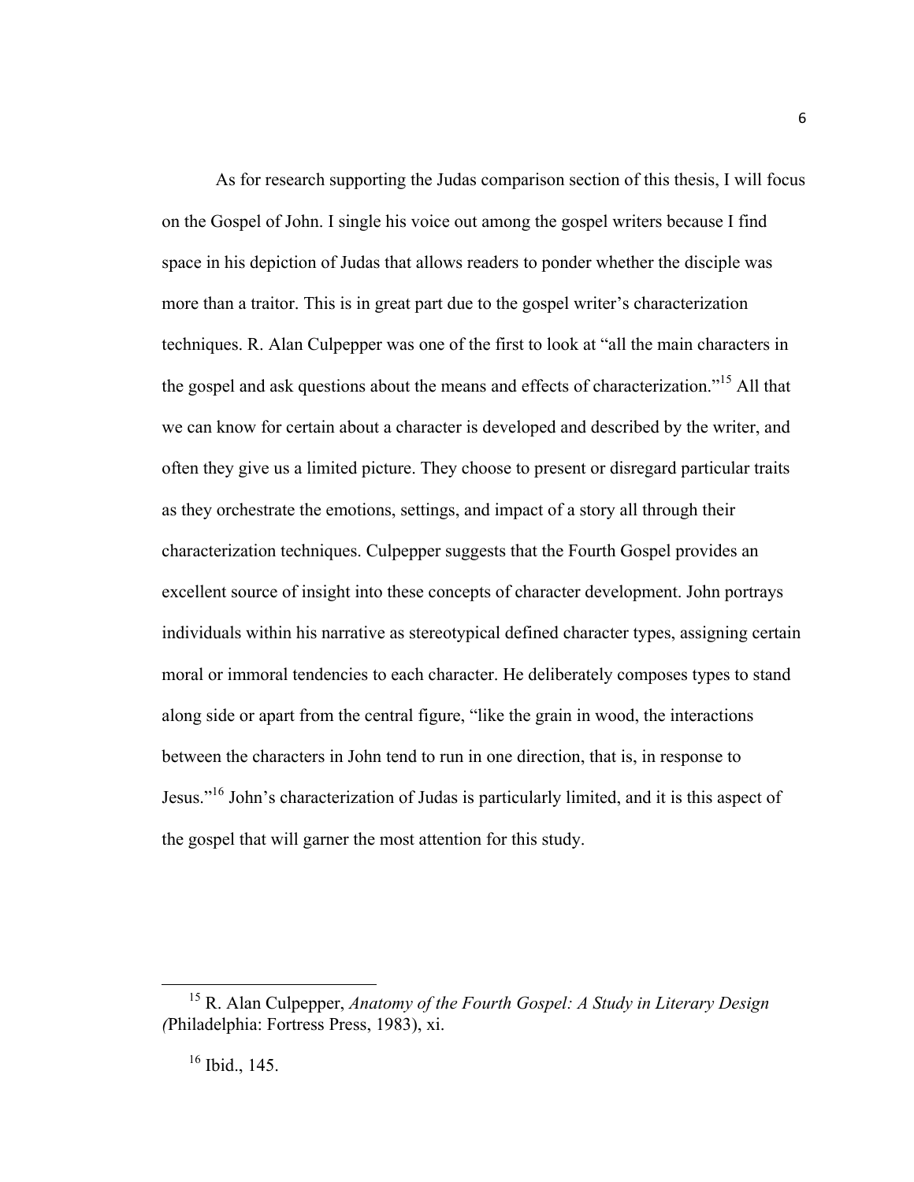As for research supporting the Judas comparison section of this thesis, I will focus on the Gospel of John. I single his voice out among the gospel writers because I find space in his depiction of Judas that allows readers to ponder whether the disciple was more than a traitor. This is in great part due to the gospel writer's characterization techniques. R. Alan Culpepper was one of the first to look at "all the main characters in the gospel and ask questions about the means and effects of characterization."[15] All that we can know for certain about a character is developed and described by the writer, and often they give us a limited picture. They choose to present or disregard particular traits as they orchestrate the emotions, settings, and impact of a story all through their characterization techniques. Culpepper suggests that the Fourth Gospel provides an excellent source of insight into these concepts of character development. John portrays individuals within his narrative as stereotypical defined character types, assigning certain moral or immoral tendencies to each character. He deliberately composes types to stand along side or apart from the central figure, "like the grain in wood, the interactions between the characters in John tend to run in one direction, that is, in response to Jesus."[16] John's characterization of Judas is particularly limited, and it is this aspect of the gospel that will garner the most attention for this study.

---

[15] R. Alan Culpepper, *Anatomy of the Fourth Gospel: A Study in Literary Design (*Philadelphia: Fortress Press, 1983), xi.

[16] Ibid., 145.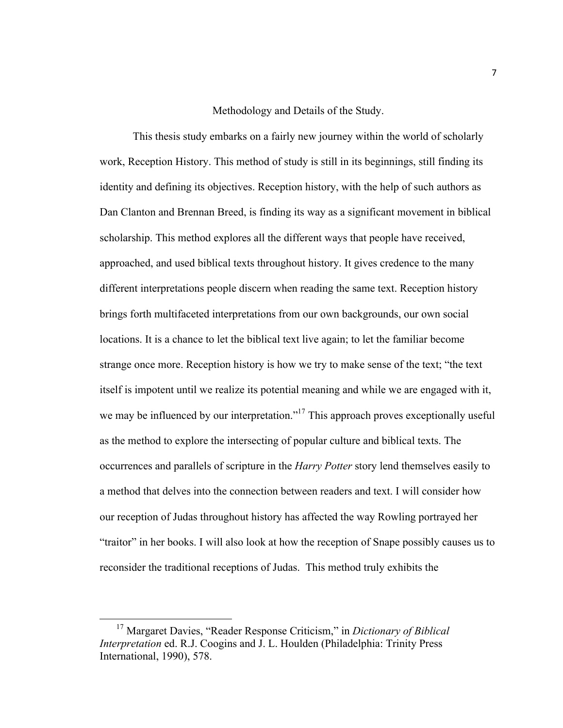## Methodology and Details of the Study.

This thesis study embarks on a fairly new journey within the world of scholarly work, Reception History. This method of study is still in its beginnings, still finding its identity and defining its objectives. Reception history, with the help of such authors as Dan Clanton and Brennan Breed, is finding its way as a significant movement in biblical scholarship. This method explores all the different ways that people have received, approached, and used biblical texts throughout history. It gives credence to the many different interpretations people discern when reading the same text. Reception history brings forth multifaceted interpretations from our own backgrounds, our own social locations. It is a chance to let the biblical text live again; to let the familiar become strange once more. Reception history is how we try to make sense of the text; "the text itself is impotent until we realize its potential meaning and while we are engaged with it, we may be influenced by our interpretation."[17] This approach proves exceptionally useful as the method to explore the intersecting of popular culture and biblical texts. The occurrences and parallels of scripture in the *Harry Potter* story lend themselves easily to a method that delves into the connection between readers and text. I will consider how our reception of Judas throughout history has affected the way Rowling portrayed her "traitor" in her books. I will also look at how the reception of Snape possibly causes us to reconsider the traditional receptions of Judas. This method truly exhibits the

---

[17] Margaret Davies, "Reader Response Criticism," in *Dictionary of Biblical Interpretation* ed. R.J. Coogins and J. L. Houlden (Philadelphia: Trinity Press International, 1990), 578.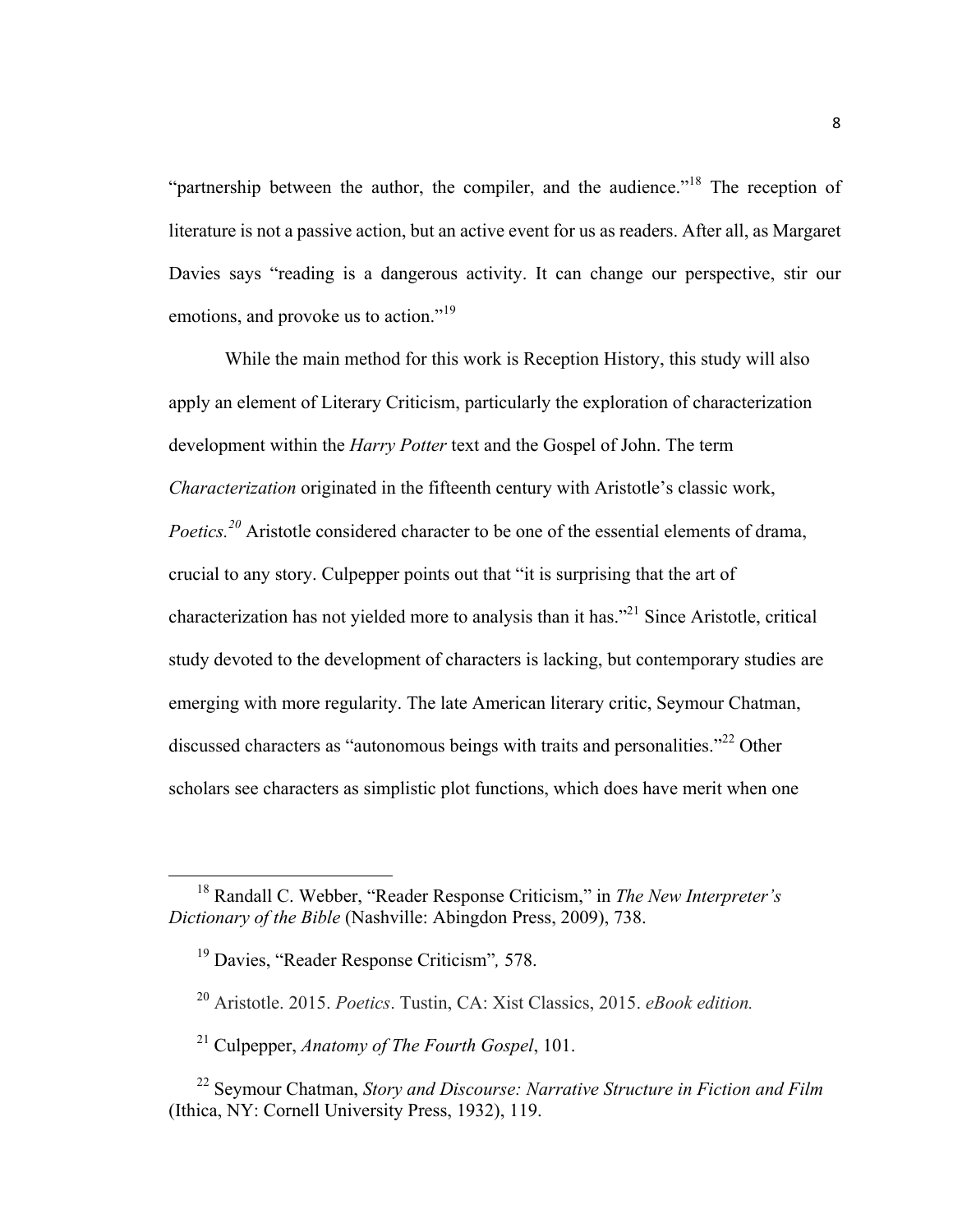"partnership between the author, the compiler, and the audience."[18] The reception of literature is not a passive action, but an active event for us as readers. After all, as Margaret Davies says "reading is a dangerous activity. It can change our perspective, stir our emotions, and provoke us to action."[19]

While the main method for this work is Reception History, this study will also apply an element of Literary Criticism, particularly the exploration of characterization development within the *Harry Potter* text and the Gospel of John. The term *Characterization* originated in the fifteenth century with Aristotle's classic work, *Poetics.*[20] Aristotle considered character to be one of the essential elements of drama, crucial to any story. Culpepper points out that "it is surprising that the art of characterization has not yielded more to analysis than it has."[21] Since Aristotle, critical study devoted to the development of characters is lacking, but contemporary studies are emerging with more regularity. The late American literary critic, Seymour Chatman, discussed characters as "autonomous beings with traits and personalities."[22] Other scholars see characters as simplistic plot functions, which does have merit when one

---

[18] Randall C. Webber, "Reader Response Criticism," in *The New Interpreter's Dictionary of the Bible* (Nashville: Abingdon Press, 2009), 738.

[19] Davies, "Reader Response Criticism"*,* 578.

[20] Aristotle. 2015. *Poetics*. Tustin, CA: Xist Classics, 2015. *eBook edition.*

[21] Culpepper, *Anatomy of The Fourth Gospel*, 101.

[22] Seymour Chatman, *Story and Discourse: Narrative Structure in Fiction and Film* (Ithica, NY: Cornell University Press, 1932), 119.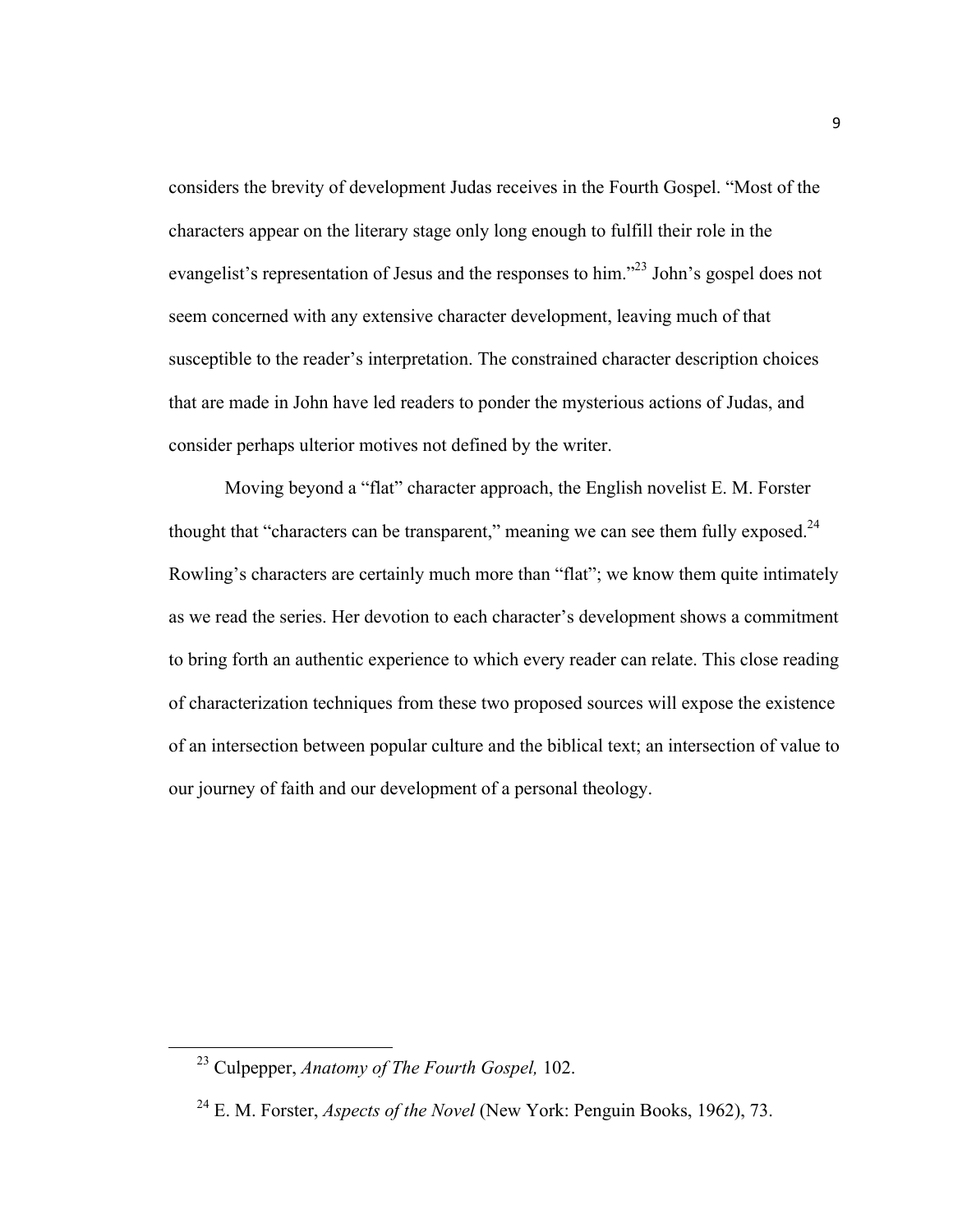considers the brevity of development Judas receives in the Fourth Gospel. "Most of the characters appear on the literary stage only long enough to fulfill their role in the evangelist's representation of Jesus and the responses to him."[23] John's gospel does not seem concerned with any extensive character development, leaving much of that susceptible to the reader's interpretation. The constrained character description choices that are made in John have led readers to ponder the mysterious actions of Judas, and consider perhaps ulterior motives not defined by the writer.

Moving beyond a "flat" character approach, the English novelist E. M. Forster thought that "characters can be transparent," meaning we can see them fully exposed.[24] Rowling's characters are certainly much more than "flat"; we know them quite intimately as we read the series. Her devotion to each character's development shows a commitment to bring forth an authentic experience to which every reader can relate. This close reading of characterization techniques from these two proposed sources will expose the existence of an intersection between popular culture and the biblical text; an intersection of value to our journey of faith and our development of a personal theology.

---

[23] Culpepper, *Anatomy of The Fourth Gospel,* 102.

[24] E. M. Forster, *Aspects of the Novel* (New York: Penguin Books, 1962), 73.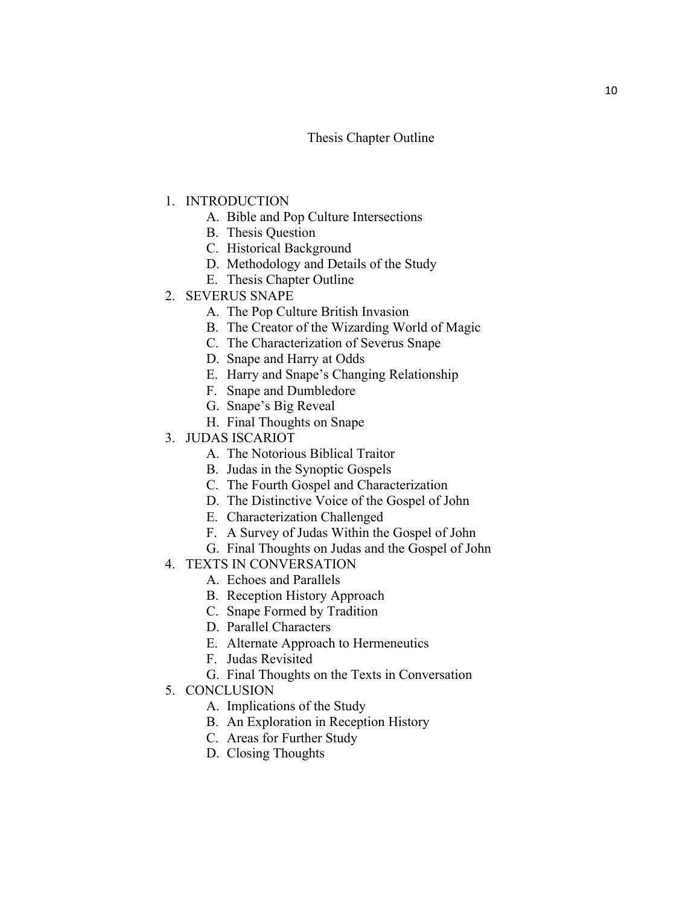# Thesis Chapter Outline

1. INTRODUCTION
    A. Bible and Pop Culture Intersections
    B. Thesis Question
    C. Historical Background
    D. Methodology and Details of the Study
    E. Thesis Chapter Outline
2. SEVERUS SNAPE
    A. The Pop Culture British Invasion
    B. The Creator of the Wizarding World of Magic
    C. The Characterization of Severus Snape
    D. Snape and Harry at Odds
    E. Harry and Snape's Changing Relationship
    F. Snape and Dumbledore
    G. Snape's Big Reveal
    H. Final Thoughts on Snape
3. JUDAS ISCARIOT
    A. The Notorious Biblical Traitor
    B. Judas in the Synoptic Gospels
    C. The Fourth Gospel and Characterization
    D. The Distinctive Voice of the Gospel of John
    E. Characterization Challenged
    F. A Survey of Judas Within the Gospel of John
    G. Final Thoughts on Judas and the Gospel of John
4. TEXTS IN CONVERSATION
    A. Echoes and Parallels
    B. Reception History Approach
    C. Snape Formed by Tradition
    D. Parallel Characters
    E. Alternate Approach to Hermeneutics
    F. Judas Revisited
    G. Final Thoughts on the Texts in Conversation
5. CONCLUSION
    A. Implications of the Study
    B. An Exploration in Reception History
    C. Areas for Further Study
    D. Closing Thoughts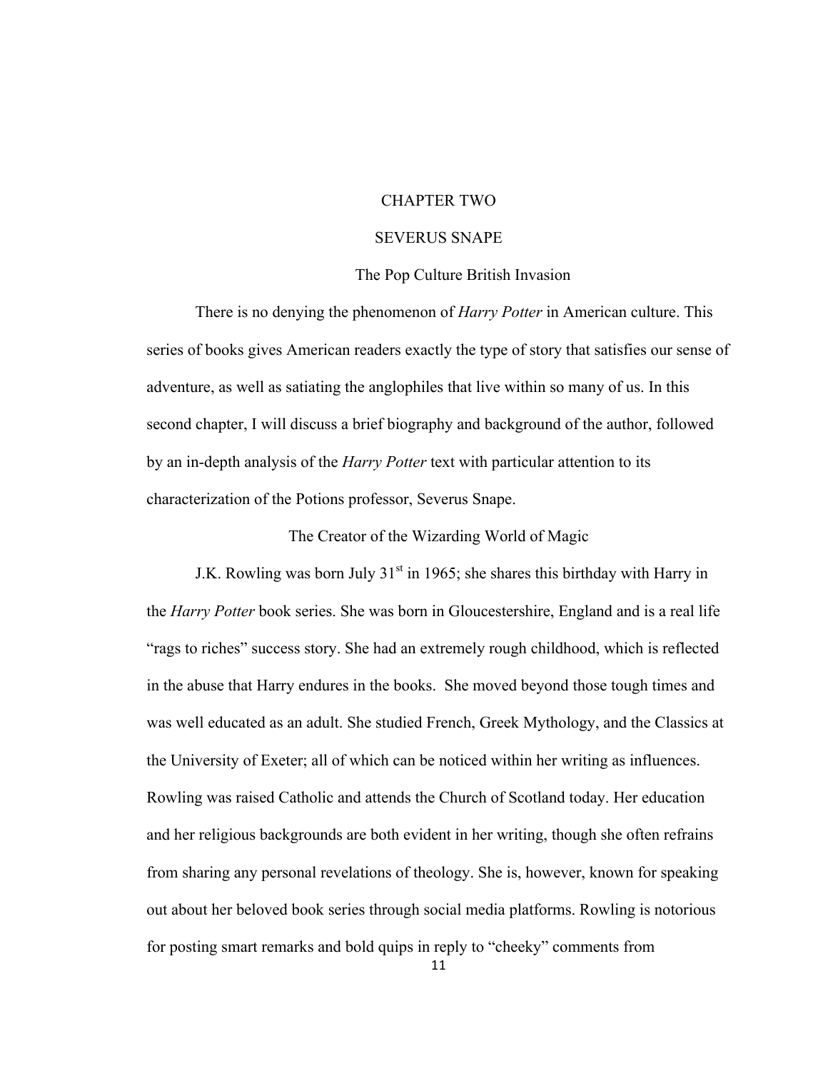# CHAPTER TWO

# SEVERUS SNAPE

## The Pop Culture British Invasion

There is no denying the phenomenon of *Harry Potter* in American culture. This series of books gives American readers exactly the type of story that satisfies our sense of adventure, as well as satiating the anglophiles that live within so many of us. In this second chapter, I will discuss a brief biography and background of the author, followed by an in-depth analysis of the *Harry Potter* text with particular attention to its characterization of the Potions professor, Severus Snape.

## The Creator of the Wizarding World of Magic

J.K. Rowling was born July 31st in 1965; she shares this birthday with Harry in the *Harry Potter* book series. She was born in Gloucestershire, England and is a real life "rags to riches" success story. She had an extremely rough childhood, which is reflected in the abuse that Harry endures in the books. She moved beyond those tough times and was well educated as an adult. She studied French, Greek Mythology, and the Classics at the University of Exeter; all of which can be noticed within her writing as influences. Rowling was raised Catholic and attends the Church of Scotland today. Her education and her religious backgrounds are both evident in her writing, though she often refrains from sharing any personal revelations of theology. She is, however, known for speaking out about her beloved book series through social media platforms. Rowling is notorious for posting smart remarks and bold quips in reply to "cheeky" comments from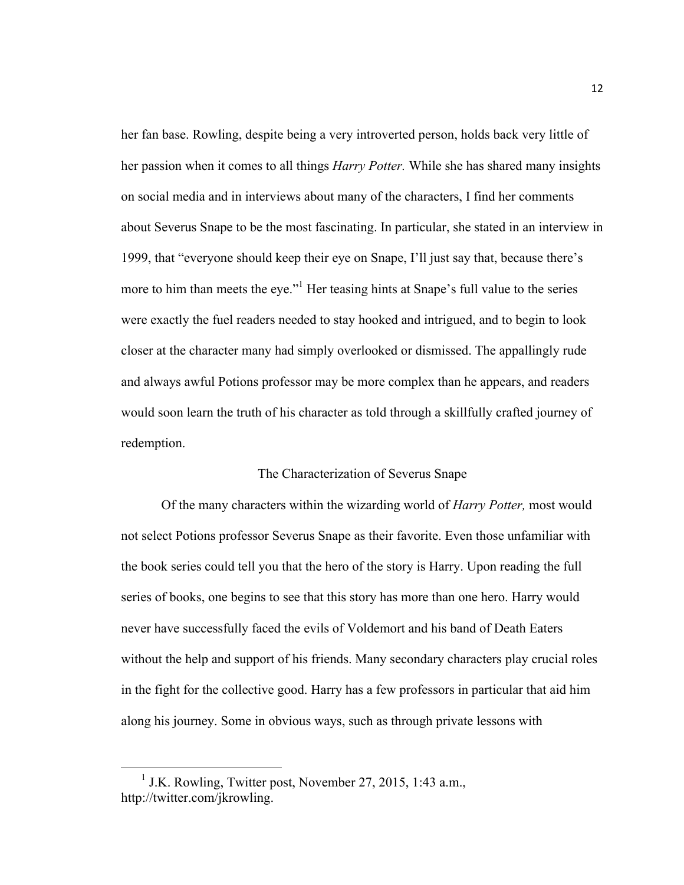her fan base. Rowling, despite being a very introverted person, holds back very little of her passion when it comes to all things *Harry Potter.* While she has shared many insights on social media and in interviews about many of the characters, I find her comments about Severus Snape to be the most fascinating. In particular, she stated in an interview in 1999, that "everyone should keep their eye on Snape, I'll just say that, because there's more to him than meets the eye."[1] Her teasing hints at Snape's full value to the series were exactly the fuel readers needed to stay hooked and intrigued, and to begin to look closer at the character many had simply overlooked or dismissed. The appallingly rude and always awful Potions professor may be more complex than he appears, and readers would soon learn the truth of his character as told through a skillfully crafted journey of redemption.

## The Characterization of Severus Snape

Of the many characters within the wizarding world of *Harry Potter,* most would not select Potions professor Severus Snape as their favorite. Even those unfamiliar with the book series could tell you that the hero of the story is Harry. Upon reading the full series of books, one begins to see that this story has more than one hero. Harry would never have successfully faced the evils of Voldemort and his band of Death Eaters without the help and support of his friends. Many secondary characters play crucial roles in the fight for the collective good. Harry has a few professors in particular that aid him along his journey. Some in obvious ways, such as through private lessons with

---

[1] J.K. Rowling, Twitter post, November 27, 2015, 1:43 a.m., http://twitter.com/jkrowling.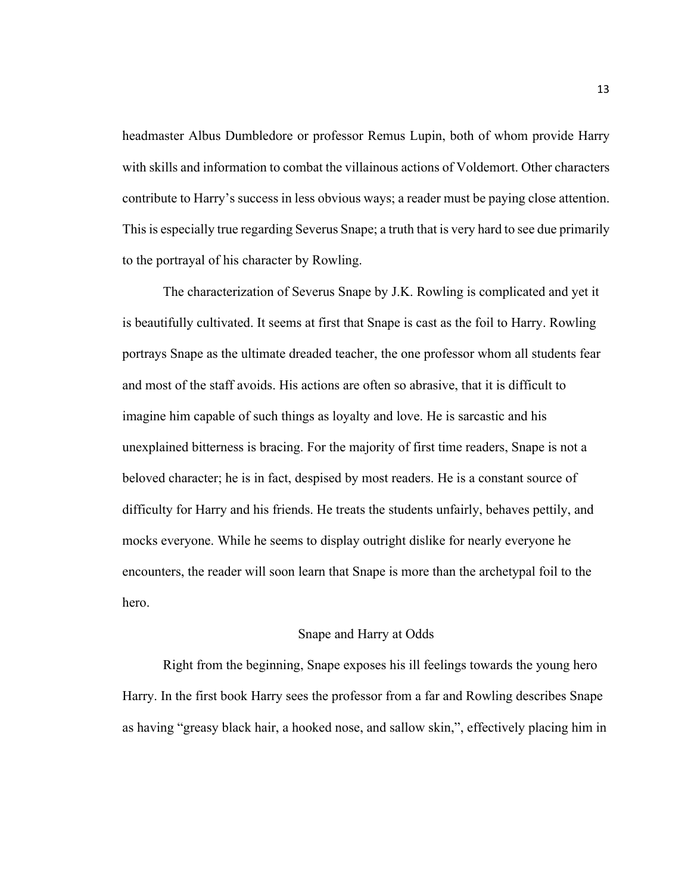headmaster Albus Dumbledore or professor Remus Lupin, both of whom provide Harry with skills and information to combat the villainous actions of Voldemort. Other characters contribute to Harry's success in less obvious ways; a reader must be paying close attention. This is especially true regarding Severus Snape; a truth that is very hard to see due primarily to the portrayal of his character by Rowling.

The characterization of Severus Snape by J.K. Rowling is complicated and yet it is beautifully cultivated. It seems at first that Snape is cast as the foil to Harry. Rowling portrays Snape as the ultimate dreaded teacher, the one professor whom all students fear and most of the staff avoids. His actions are often so abrasive, that it is difficult to imagine him capable of such things as loyalty and love. He is sarcastic and his unexplained bitterness is bracing. For the majority of first time readers, Snape is not a beloved character; he is in fact, despised by most readers. He is a constant source of difficulty for Harry and his friends. He treats the students unfairly, behaves pettily, and mocks everyone. While he seems to display outright dislike for nearly everyone he encounters, the reader will soon learn that Snape is more than the archetypal foil to the hero.

## Snape and Harry at Odds

Right from the beginning, Snape exposes his ill feelings towards the young hero Harry. In the first book Harry sees the professor from a far and Rowling describes Snape as having "greasy black hair, a hooked nose, and sallow skin,", effectively placing him in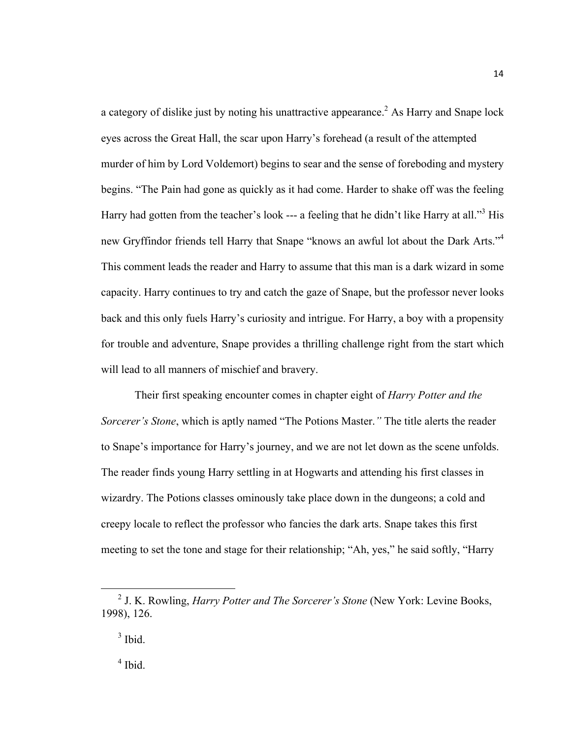a category of dislike just by noting his unattractive appearance.[2] As Harry and Snape lock eyes across the Great Hall, the scar upon Harry's forehead (a result of the attempted murder of him by Lord Voldemort) begins to sear and the sense of foreboding and mystery begins. "The Pain had gone as quickly as it had come. Harder to shake off was the feeling Harry had gotten from the teacher's look --- a feeling that he didn't like Harry at all."[3] His new Gryffindor friends tell Harry that Snape "knows an awful lot about the Dark Arts."[4] This comment leads the reader and Harry to assume that this man is a dark wizard in some capacity. Harry continues to try and catch the gaze of Snape, but the professor never looks back and this only fuels Harry's curiosity and intrigue. For Harry, a boy with a propensity for trouble and adventure, Snape provides a thrilling challenge right from the start which will lead to all manners of mischief and bravery.

Their first speaking encounter comes in chapter eight of *Harry Potter and the Sorcerer's Stone*, which is aptly named "The Potions Master*.*" The title alerts the reader to Snape's importance for Harry's journey, and we are not let down as the scene unfolds. The reader finds young Harry settling in at Hogwarts and attending his first classes in wizardry. The Potions classes ominously take place down in the dungeons; a cold and creepy locale to reflect the professor who fancies the dark arts. Snape takes this first meeting to set the tone and stage for their relationship; "Ah, yes," he said softly, "Harry

---

[2] J. K. Rowling, *Harry Potter and The Sorcerer's Stone* (New York: Levine Books, 1998), 126.

[3] Ibid.

[4] Ibid.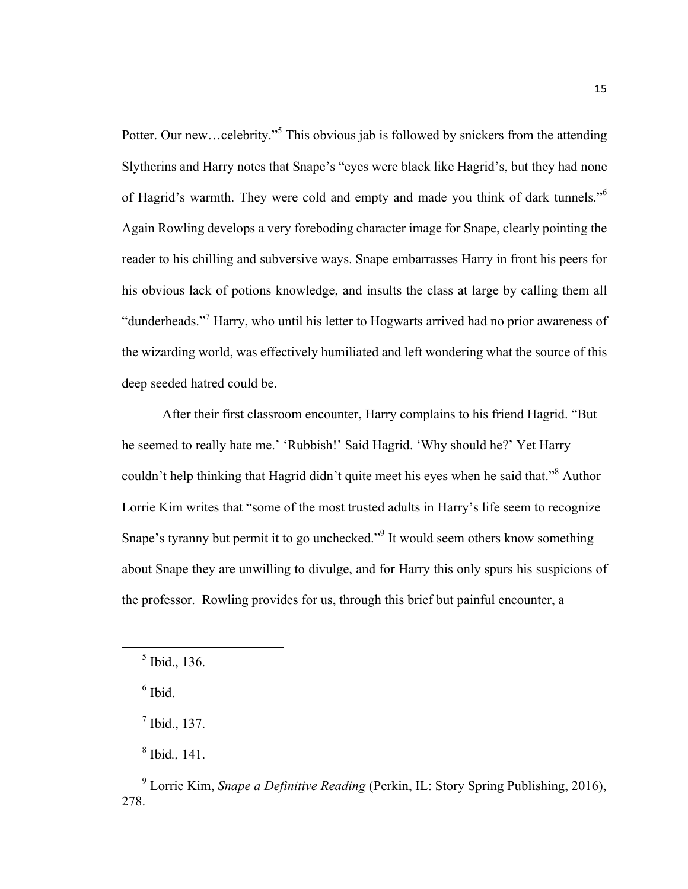Potter. Our new…celebrity."[5] This obvious jab is followed by snickers from the attending Slytherins and Harry notes that Snape's "eyes were black like Hagrid's, but they had none of Hagrid's warmth. They were cold and empty and made you think of dark tunnels."[6] Again Rowling develops a very foreboding character image for Snape, clearly pointing the reader to his chilling and subversive ways. Snape embarrasses Harry in front his peers for his obvious lack of potions knowledge, and insults the class at large by calling them all "dunderheads."[7] Harry, who until his letter to Hogwarts arrived had no prior awareness of the wizarding world, was effectively humiliated and left wondering what the source of this deep seeded hatred could be.

After their first classroom encounter, Harry complains to his friend Hagrid. "But he seemed to really hate me.' 'Rubbish!' Said Hagrid. 'Why should he?' Yet Harry couldn't help thinking that Hagrid didn't quite meet his eyes when he said that."[8] Author Lorrie Kim writes that "some of the most trusted adults in Harry's life seem to recognize Snape's tyranny but permit it to go unchecked."[9] It would seem others know something about Snape they are unwilling to divulge, and for Harry this only spurs his suspicions of the professor. Rowling provides for us, through this brief but painful encounter, a

---

[5] Ibid., 136.

[6] Ibid.

[7] Ibid., 137.

[8] Ibid*.,* 141.

[9] Lorrie Kim, *Snape a Definitive Reading* (Perkin, IL: Story Spring Publishing, 2016), 278.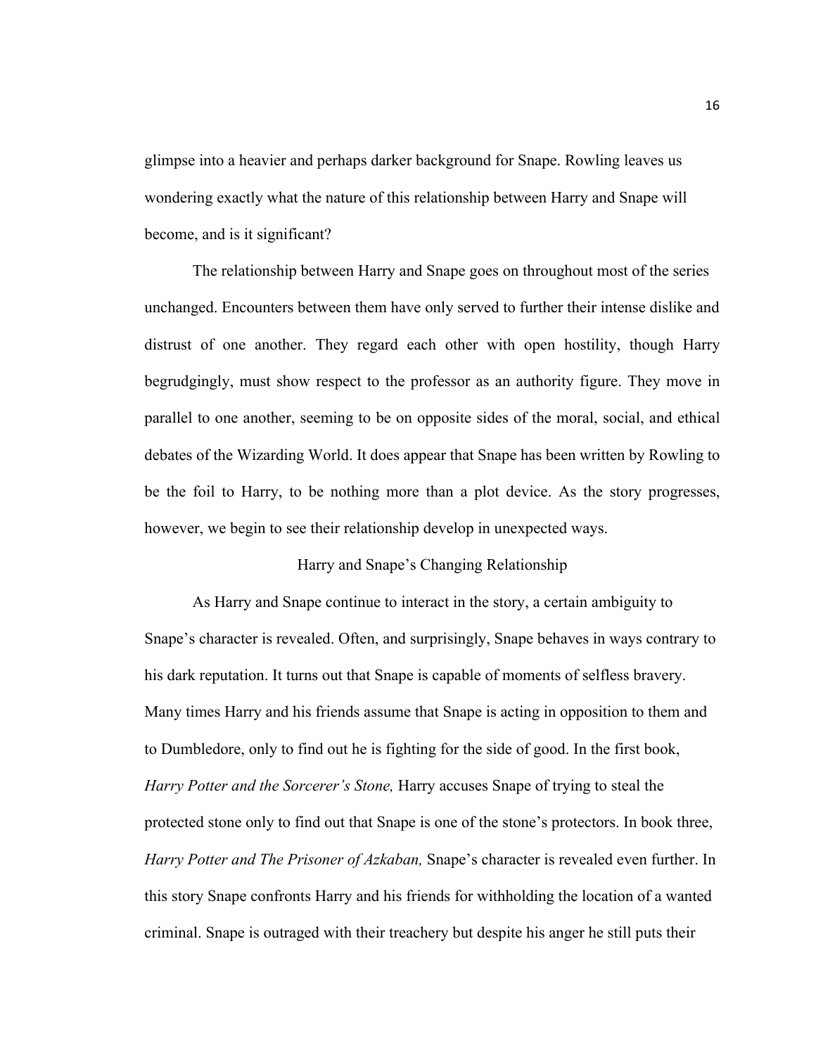glimpse into a heavier and perhaps darker background for Snape. Rowling leaves us wondering exactly what the nature of this relationship between Harry and Snape will become, and is it significant?

The relationship between Harry and Snape goes on throughout most of the series unchanged. Encounters between them have only served to further their intense dislike and distrust of one another. They regard each other with open hostility, though Harry begrudgingly, must show respect to the professor as an authority figure. They move in parallel to one another, seeming to be on opposite sides of the moral, social, and ethical debates of the Wizarding World. It does appear that Snape has been written by Rowling to be the foil to Harry, to be nothing more than a plot device. As the story progresses, however, we begin to see their relationship develop in unexpected ways.

## Harry and Snape's Changing Relationship

As Harry and Snape continue to interact in the story, a certain ambiguity to Snape's character is revealed. Often, and surprisingly, Snape behaves in ways contrary to his dark reputation. It turns out that Snape is capable of moments of selfless bravery. Many times Harry and his friends assume that Snape is acting in opposition to them and to Dumbledore, only to find out he is fighting for the side of good. In the first book, *Harry Potter and the Sorcerer's Stone,* Harry accuses Snape of trying to steal the protected stone only to find out that Snape is one of the stone's protectors. In book three, *Harry Potter and The Prisoner of Azkaban,* Snape's character is revealed even further. In this story Snape confronts Harry and his friends for withholding the location of a wanted criminal. Snape is outraged with their treachery but despite his anger he still puts their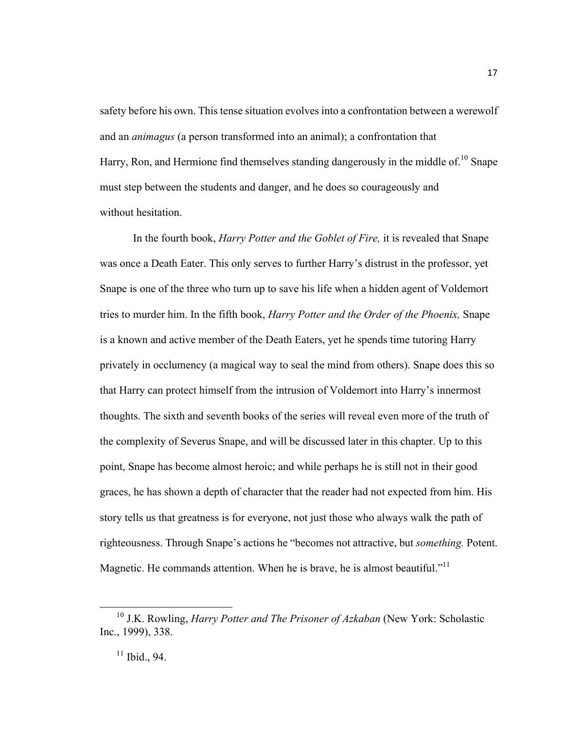safety before his own. This tense situation evolves into a confrontation between a werewolf and an *animagus* (a person transformed into an animal); a confrontation that Harry, Ron, and Hermione find themselves standing dangerously in the middle of.[10] Snape must step between the students and danger, and he does so courageously and without hesitation.

In the fourth book, *Harry Potter and the Goblet of Fire,* it is revealed that Snape was once a Death Eater. This only serves to further Harry's distrust in the professor, yet Snape is one of the three who turn up to save his life when a hidden agent of Voldemort tries to murder him. In the fifth book, *Harry Potter and the Order of the Phoenix,* Snape is a known and active member of the Death Eaters, yet he spends time tutoring Harry privately in occlumency (a magical way to seal the mind from others). Snape does this so that Harry can protect himself from the intrusion of Voldemort into Harry's innermost thoughts. The sixth and seventh books of the series will reveal even more of the truth of the complexity of Severus Snape, and will be discussed later in this chapter. Up to this point, Snape has become almost heroic; and while perhaps he is still not in their good graces, he has shown a depth of character that the reader had not expected from him. His story tells us that greatness is for everyone, not just those who always walk the path of righteousness. Through Snape's actions he "becomes not attractive, but *something.* Potent. Magnetic. He commands attention. When he is brave, he is almost beautiful."[11]

---

[10] J.K. Rowling, *Harry Potter and The Prisoner of Azkaban* (New York: Scholastic Inc., 1999), 338.

[11] Ibid., 94.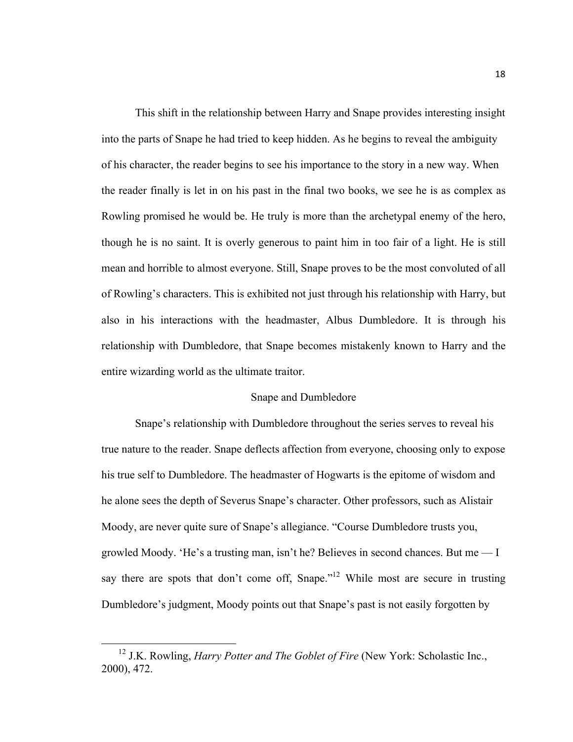This shift in the relationship between Harry and Snape provides interesting insight into the parts of Snape he had tried to keep hidden. As he begins to reveal the ambiguity of his character, the reader begins to see his importance to the story in a new way. When the reader finally is let in on his past in the final two books, we see he is as complex as Rowling promised he would be. He truly is more than the archetypal enemy of the hero, though he is no saint. It is overly generous to paint him in too fair of a light. He is still mean and horrible to almost everyone. Still, Snape proves to be the most convoluted of all of Rowling's characters. This is exhibited not just through his relationship with Harry, but also in his interactions with the headmaster, Albus Dumbledore. It is through his relationship with Dumbledore, that Snape becomes mistakenly known to Harry and the entire wizarding world as the ultimate traitor.

## Snape and Dumbledore

Snape's relationship with Dumbledore throughout the series serves to reveal his true nature to the reader. Snape deflects affection from everyone, choosing only to expose his true self to Dumbledore. The headmaster of Hogwarts is the epitome of wisdom and he alone sees the depth of Severus Snape's character. Other professors, such as Alistair Moody, are never quite sure of Snape's allegiance. "Course Dumbledore trusts you, growled Moody. 'He's a trusting man, isn't he? Believes in second chances. But me — I say there are spots that don't come off, Snape."[12] While most are secure in trusting Dumbledore's judgment, Moody points out that Snape's past is not easily forgotten by

---

[12] J.K. Rowling, *Harry Potter and The Goblet of Fire* (New York: Scholastic Inc., 2000), 472.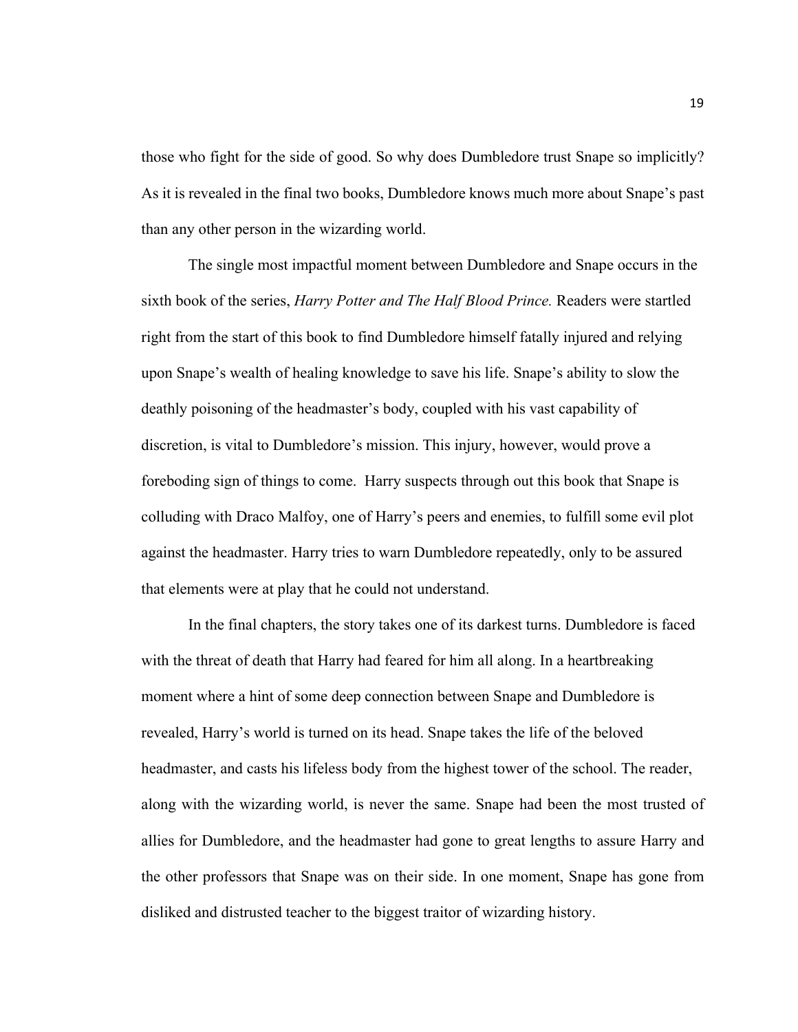those who fight for the side of good. So why does Dumbledore trust Snape so implicitly? As it is revealed in the final two books, Dumbledore knows much more about Snape's past than any other person in the wizarding world.

The single most impactful moment between Dumbledore and Snape occurs in the sixth book of the series, *Harry Potter and The Half Blood Prince.* Readers were startled right from the start of this book to find Dumbledore himself fatally injured and relying upon Snape's wealth of healing knowledge to save his life. Snape's ability to slow the deathly poisoning of the headmaster's body, coupled with his vast capability of discretion, is vital to Dumbledore's mission. This injury, however, would prove a foreboding sign of things to come. Harry suspects through out this book that Snape is colluding with Draco Malfoy, one of Harry's peers and enemies, to fulfill some evil plot against the headmaster. Harry tries to warn Dumbledore repeatedly, only to be assured that elements were at play that he could not understand.

In the final chapters, the story takes one of its darkest turns. Dumbledore is faced with the threat of death that Harry had feared for him all along. In a heartbreaking moment where a hint of some deep connection between Snape and Dumbledore is revealed, Harry's world is turned on its head. Snape takes the life of the beloved headmaster, and casts his lifeless body from the highest tower of the school. The reader, along with the wizarding world, is never the same. Snape had been the most trusted of allies for Dumbledore, and the headmaster had gone to great lengths to assure Harry and the other professors that Snape was on their side. In one moment, Snape has gone from disliked and distrusted teacher to the biggest traitor of wizarding history.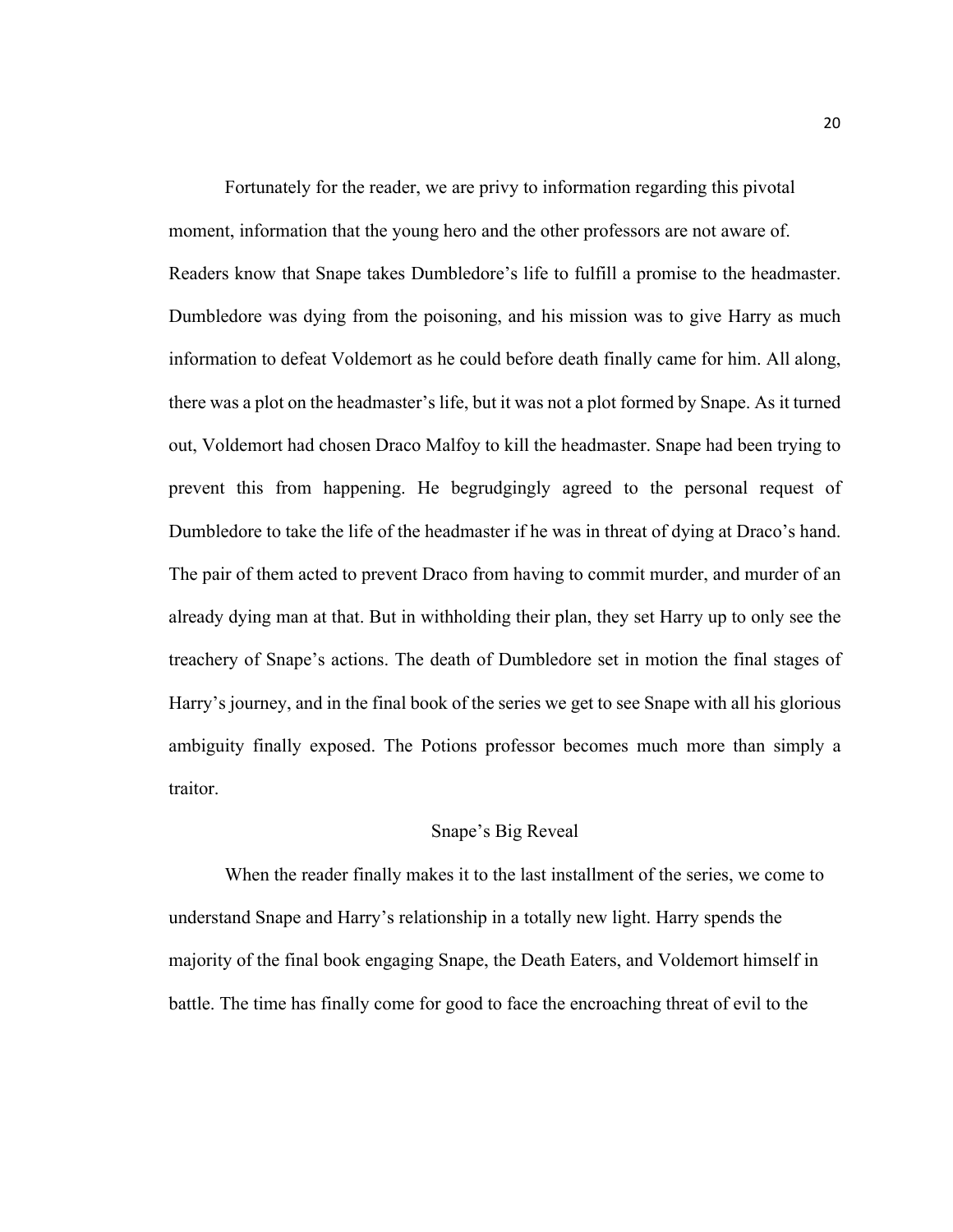Fortunately for the reader, we are privy to information regarding this pivotal moment, information that the young hero and the other professors are not aware of. Readers know that Snape takes Dumbledore's life to fulfill a promise to the headmaster. Dumbledore was dying from the poisoning, and his mission was to give Harry as much information to defeat Voldemort as he could before death finally came for him. All along, there was a plot on the headmaster's life, but it was not a plot formed by Snape. As it turned out, Voldemort had chosen Draco Malfoy to kill the headmaster. Snape had been trying to prevent this from happening. He begrudgingly agreed to the personal request of Dumbledore to take the life of the headmaster if he was in threat of dying at Draco's hand. The pair of them acted to prevent Draco from having to commit murder, and murder of an already dying man at that. But in withholding their plan, they set Harry up to only see the treachery of Snape's actions. The death of Dumbledore set in motion the final stages of Harry's journey, and in the final book of the series we get to see Snape with all his glorious ambiguity finally exposed. The Potions professor becomes much more than simply a traitor.

## Snape's Big Reveal

When the reader finally makes it to the last installment of the series, we come to understand Snape and Harry's relationship in a totally new light. Harry spends the majority of the final book engaging Snape, the Death Eaters, and Voldemort himself in battle. The time has finally come for good to face the encroaching threat of evil to the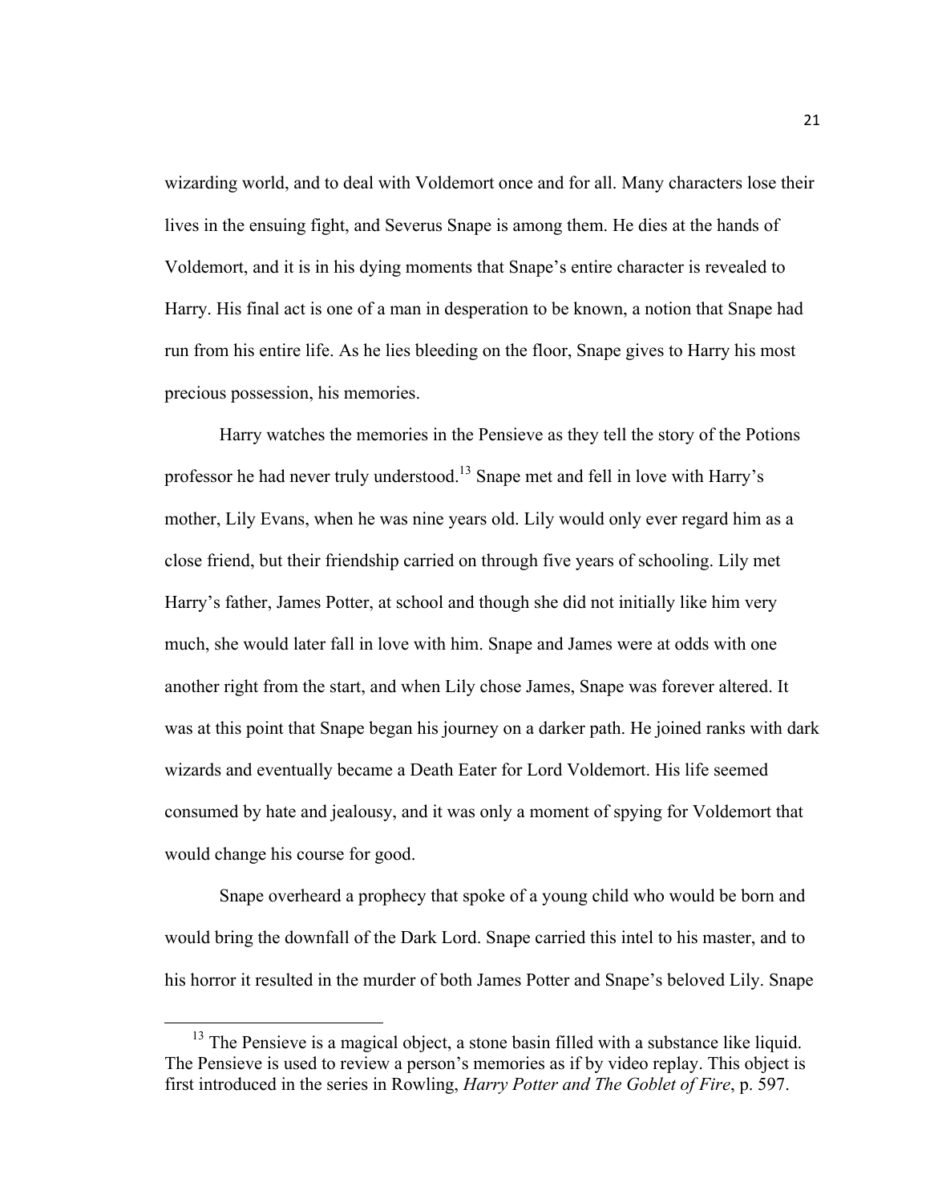wizarding world, and to deal with Voldemort once and for all. Many characters lose their lives in the ensuing fight, and Severus Snape is among them. He dies at the hands of Voldemort, and it is in his dying moments that Snape's entire character is revealed to Harry. His final act is one of a man in desperation to be known, a notion that Snape had run from his entire life. As he lies bleeding on the floor, Snape gives to Harry his most precious possession, his memories.

Harry watches the memories in the Pensieve as they tell the story of the Potions professor he had never truly understood.[13] Snape met and fell in love with Harry's mother, Lily Evans, when he was nine years old. Lily would only ever regard him as a close friend, but their friendship carried on through five years of schooling. Lily met Harry's father, James Potter, at school and though she did not initially like him very much, she would later fall in love with him. Snape and James were at odds with one another right from the start, and when Lily chose James, Snape was forever altered. It was at this point that Snape began his journey on a darker path. He joined ranks with dark wizards and eventually became a Death Eater for Lord Voldemort. His life seemed consumed by hate and jealousy, and it was only a moment of spying for Voldemort that would change his course for good.

Snape overheard a prophecy that spoke of a young child who would be born and would bring the downfall of the Dark Lord. Snape carried this intel to his master, and to his horror it resulted in the murder of both James Potter and Snape's beloved Lily. Snape

---

[13] The Pensieve is a magical object, a stone basin filled with a substance like liquid. The Pensieve is used to review a person's memories as if by video replay. This object is first introduced in the series in Rowling, *Harry Potter and The Goblet of Fire*, p. 597.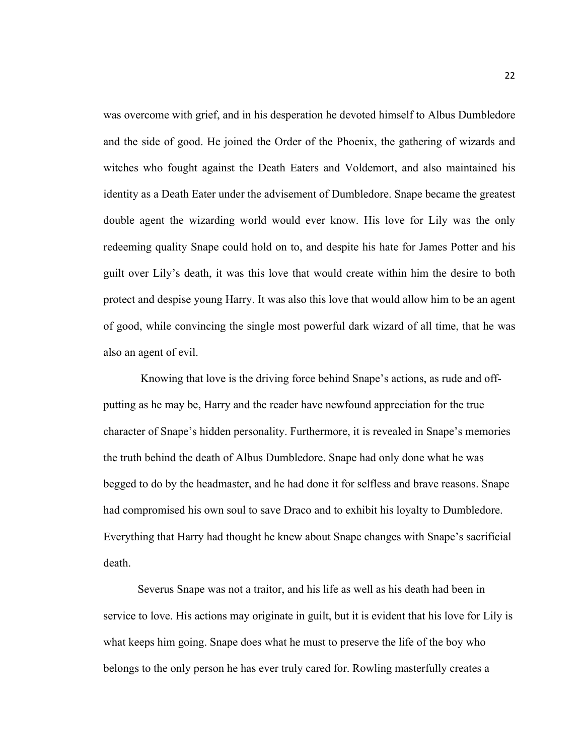was overcome with grief, and in his desperation he devoted himself to Albus Dumbledore and the side of good. He joined the Order of the Phoenix, the gathering of wizards and witches who fought against the Death Eaters and Voldemort, and also maintained his identity as a Death Eater under the advisement of Dumbledore. Snape became the greatest double agent the wizarding world would ever know. His love for Lily was the only redeeming quality Snape could hold on to, and despite his hate for James Potter and his guilt over Lily's death, it was this love that would create within him the desire to both protect and despise young Harry. It was also this love that would allow him to be an agent of good, while convincing the single most powerful dark wizard of all time, that he was also an agent of evil.

Knowing that love is the driving force behind Snape's actions, as rude and off-putting as he may be, Harry and the reader have newfound appreciation for the true character of Snape's hidden personality. Furthermore, it is revealed in Snape's memories the truth behind the death of Albus Dumbledore. Snape had only done what he was begged to do by the headmaster, and he had done it for selfless and brave reasons. Snape had compromised his own soul to save Draco and to exhibit his loyalty to Dumbledore. Everything that Harry had thought he knew about Snape changes with Snape's sacrificial death.

Severus Snape was not a traitor, and his life as well as his death had been in service to love. His actions may originate in guilt, but it is evident that his love for Lily is what keeps him going. Snape does what he must to preserve the life of the boy who belongs to the only person he has ever truly cared for. Rowling masterfully creates a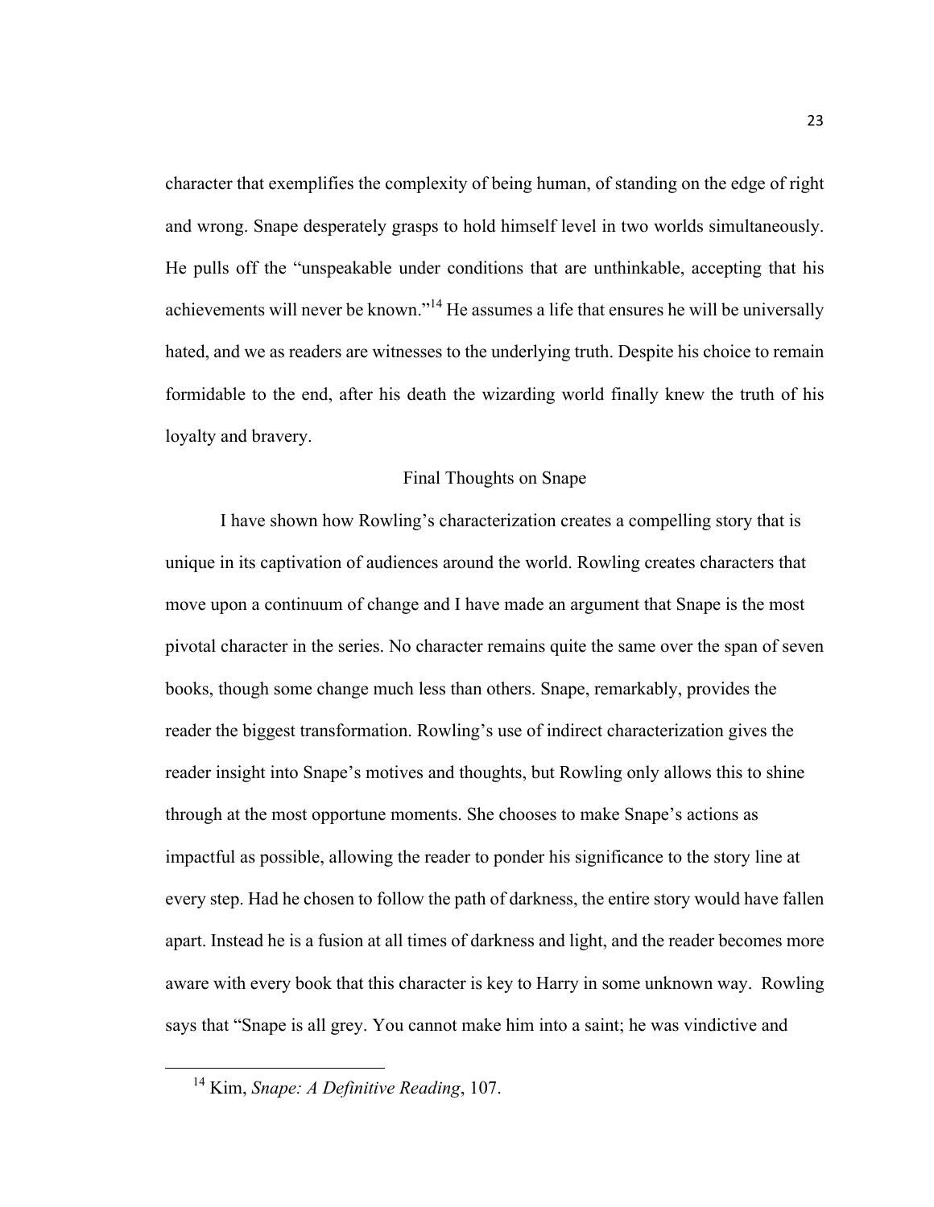character that exemplifies the complexity of being human, of standing on the edge of right and wrong. Snape desperately grasps to hold himself level in two worlds simultaneously. He pulls off the "unspeakable under conditions that are unthinkable, accepting that his achievements will never be known."[14] He assumes a life that ensures he will be universally hated, and we as readers are witnesses to the underlying truth. Despite his choice to remain formidable to the end, after his death the wizarding world finally knew the truth of his loyalty and bravery.

## Final Thoughts on Snape

I have shown how Rowling's characterization creates a compelling story that is unique in its captivation of audiences around the world. Rowling creates characters that move upon a continuum of change and I have made an argument that Snape is the most pivotal character in the series. No character remains quite the same over the span of seven books, though some change much less than others. Snape, remarkably, provides the reader the biggest transformation. Rowling's use of indirect characterization gives the reader insight into Snape's motives and thoughts, but Rowling only allows this to shine through at the most opportune moments. She chooses to make Snape's actions as impactful as possible, allowing the reader to ponder his significance to the story line at every step. Had he chosen to follow the path of darkness, the entire story would have fallen apart. Instead he is a fusion at all times of darkness and light, and the reader becomes more aware with every book that this character is key to Harry in some unknown way. Rowling says that "Snape is all grey. You cannot make him into a saint; he was vindictive and

---

[14] Kim, *Snape: A Definitive Reading*, 107.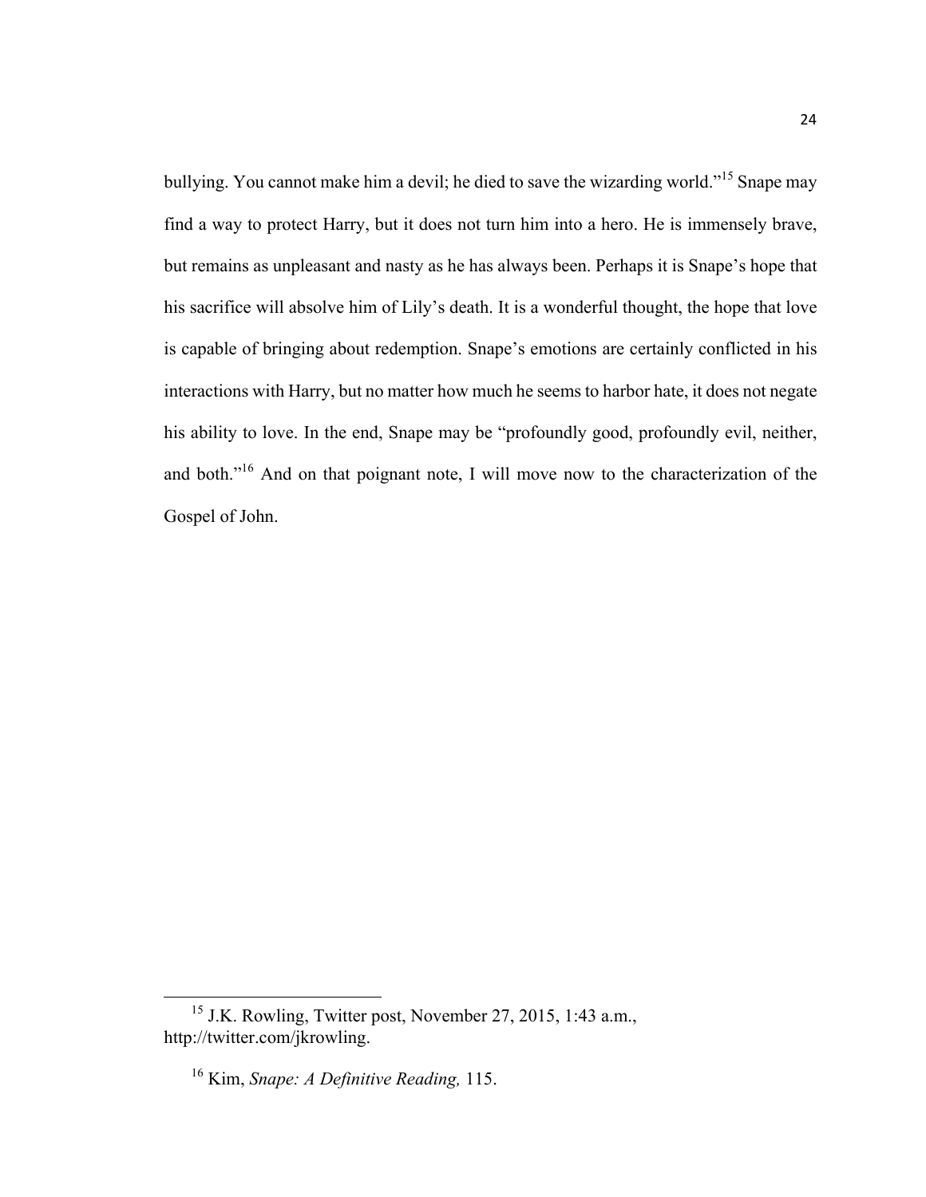bullying. You cannot make him a devil; he died to save the wizarding world."[15] Snape may find a way to protect Harry, but it does not turn him into a hero. He is immensely brave, but remains as unpleasant and nasty as he has always been. Perhaps it is Snape's hope that his sacrifice will absolve him of Lily's death. It is a wonderful thought, the hope that love is capable of bringing about redemption. Snape's emotions are certainly conflicted in his interactions with Harry, but no matter how much he seems to harbor hate, it does not negate his ability to love. In the end, Snape may be "profoundly good, profoundly evil, neither, and both."[16] And on that poignant note, I will move now to the characterization of the Gospel of John.

---

[15] J.K. Rowling, Twitter post, November 27, 2015, 1:43 a.m., http://twitter.com/jkrowling.

[16] Kim, *Snape: A Definitive Reading,* 115.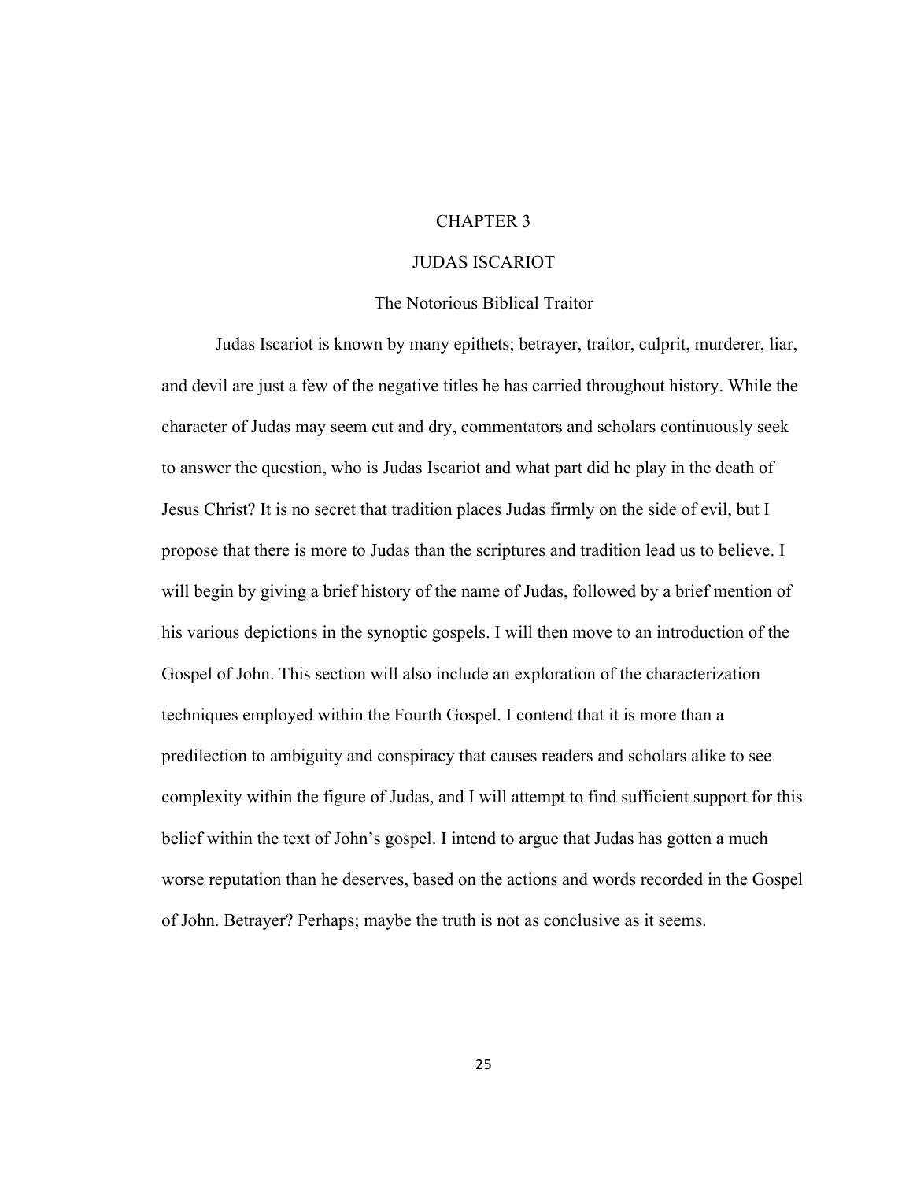# CHAPTER 3

# JUDAS ISCARIOT

## The Notorious Biblical Traitor

Judas Iscariot is known by many epithets; betrayer, traitor, culprit, murderer, liar, and devil are just a few of the negative titles he has carried throughout history. While the character of Judas may seem cut and dry, commentators and scholars continuously seek to answer the question, who is Judas Iscariot and what part did he play in the death of Jesus Christ? It is no secret that tradition places Judas firmly on the side of evil, but I propose that there is more to Judas than the scriptures and tradition lead us to believe. I will begin by giving a brief history of the name of Judas, followed by a brief mention of his various depictions in the synoptic gospels. I will then move to an introduction of the Gospel of John. This section will also include an exploration of the characterization techniques employed within the Fourth Gospel. I contend that it is more than a predilection to ambiguity and conspiracy that causes readers and scholars alike to see complexity within the figure of Judas, and I will attempt to find sufficient support for this belief within the text of John's gospel. I intend to argue that Judas has gotten a much worse reputation than he deserves, based on the actions and words recorded in the Gospel of John. Betrayer? Perhaps; maybe the truth is not as conclusive as it seems.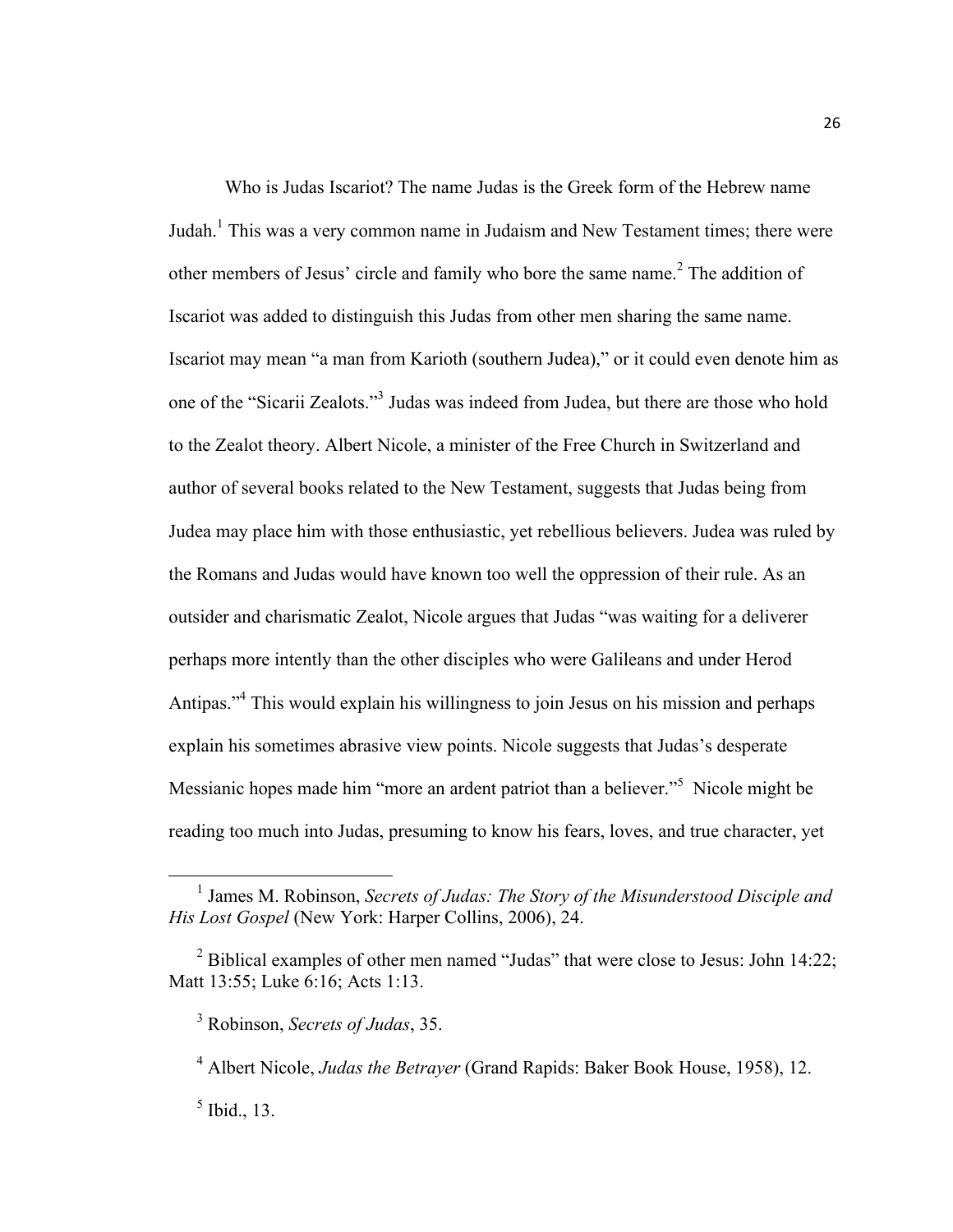Who is Judas Iscariot? The name Judas is the Greek form of the Hebrew name Judah.[1] This was a very common name in Judaism and New Testament times; there were other members of Jesus' circle and family who bore the same name.[2] The addition of Iscariot was added to distinguish this Judas from other men sharing the same name. Iscariot may mean "a man from Karioth (southern Judea)," or it could even denote him as one of the "Sicarii Zealots."[3] Judas was indeed from Judea, but there are those who hold to the Zealot theory. Albert Nicole, a minister of the Free Church in Switzerland and author of several books related to the New Testament, suggests that Judas being from Judea may place him with those enthusiastic, yet rebellious believers. Judea was ruled by the Romans and Judas would have known too well the oppression of their rule. As an outsider and charismatic Zealot, Nicole argues that Judas "was waiting for a deliverer perhaps more intently than the other disciples who were Galileans and under Herod Antipas."[4] This would explain his willingness to join Jesus on his mission and perhaps explain his sometimes abrasive view points. Nicole suggests that Judas's desperate Messianic hopes made him "more an ardent patriot than a believer."[5] Nicole might be reading too much into Judas, presuming to know his fears, loves, and true character, yet

---

[1] James M. Robinson, *Secrets of Judas: The Story of the Misunderstood Disciple and His Lost Gospel* (New York: Harper Collins, 2006), 24.

[2] Biblical examples of other men named "Judas" that were close to Jesus: John 14:22; Matt 13:55; Luke 6:16; Acts 1:13.

[3] Robinson, *Secrets of Judas*, 35.

[4] Albert Nicole, *Judas the Betrayer* (Grand Rapids: Baker Book House, 1958), 12.

[5] Ibid., 13.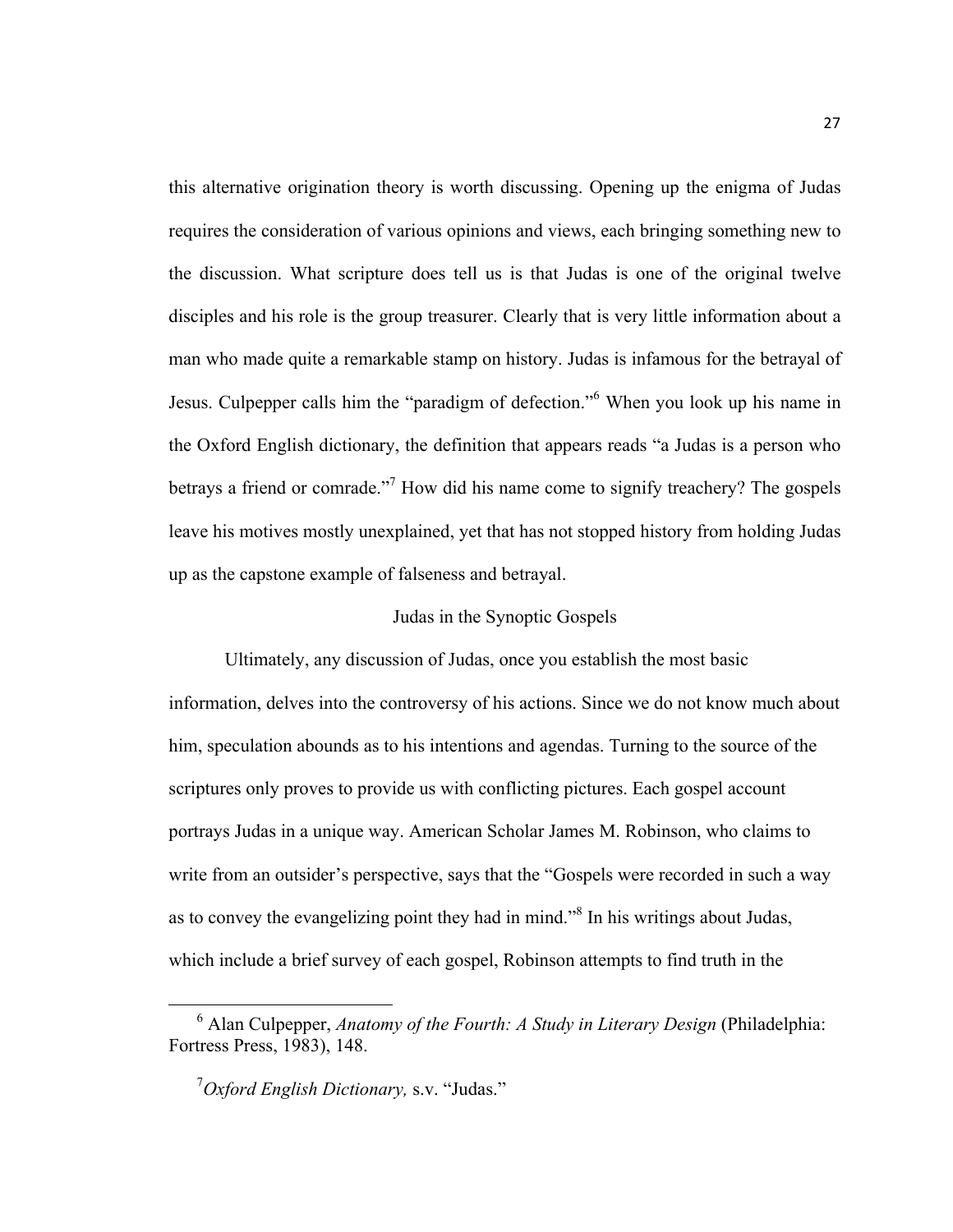this alternative origination theory is worth discussing. Opening up the enigma of Judas requires the consideration of various opinions and views, each bringing something new to the discussion. What scripture does tell us is that Judas is one of the original twelve disciples and his role is the group treasurer. Clearly that is very little information about a man who made quite a remarkable stamp on history. Judas is infamous for the betrayal of Jesus. Culpepper calls him the "paradigm of defection."[6] When you look up his name in the Oxford English dictionary, the definition that appears reads "a Judas is a person who betrays a friend or comrade."[7] How did his name come to signify treachery? The gospels leave his motives mostly unexplained, yet that has not stopped history from holding Judas up as the capstone example of falseness and betrayal.

## Judas in the Synoptic Gospels

Ultimately, any discussion of Judas, once you establish the most basic information, delves into the controversy of his actions. Since we do not know much about him, speculation abounds as to his intentions and agendas. Turning to the source of the scriptures only proves to provide us with conflicting pictures. Each gospel account portrays Judas in a unique way. American Scholar James M. Robinson, who claims to write from an outsider's perspective, says that the "Gospels were recorded in such a way as to convey the evangelizing point they had in mind."[8] In his writings about Judas, which include a brief survey of each gospel, Robinson attempts to find truth in the

---

[6] Alan Culpepper, *Anatomy of the Fourth: A Study in Literary Design* (Philadelphia: Fortress Press, 1983), 148.

[7] *Oxford English Dictionary,* s.v. "Judas."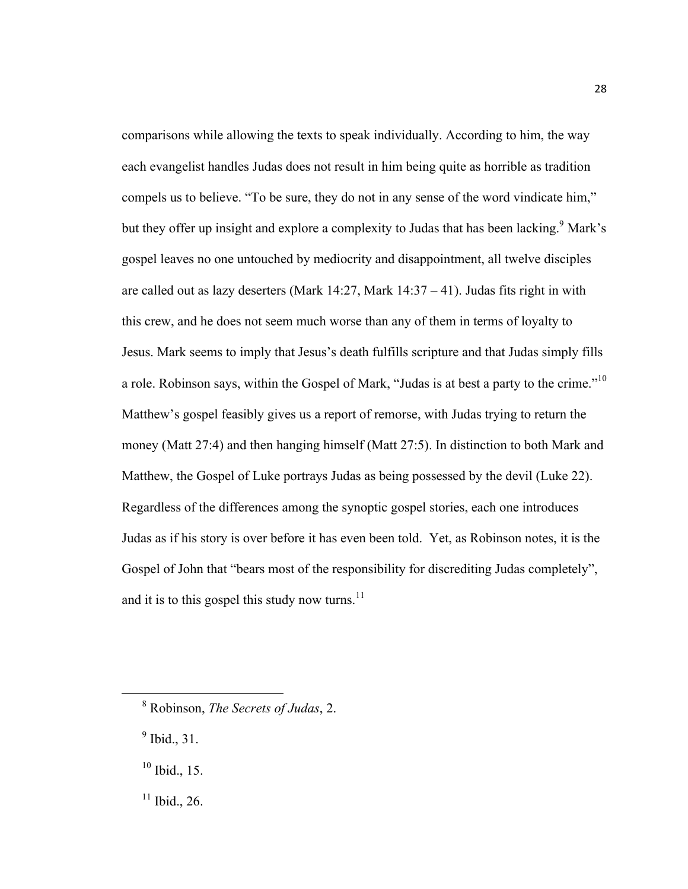comparisons while allowing the texts to speak individually. According to him, the way each evangelist handles Judas does not result in him being quite as horrible as tradition compels us to believe. "To be sure, they do not in any sense of the word vindicate him," but they offer up insight and explore a complexity to Judas that has been lacking.[9] Mark's gospel leaves no one untouched by mediocrity and disappointment, all twelve disciples are called out as lazy deserters (Mark 14:27, Mark 14:37 – 41). Judas fits right in with this crew, and he does not seem much worse than any of them in terms of loyalty to Jesus. Mark seems to imply that Jesus's death fulfills scripture and that Judas simply fills a role. Robinson says, within the Gospel of Mark, "Judas is at best a party to the crime."[10] Matthew's gospel feasibly gives us a report of remorse, with Judas trying to return the money (Matt 27:4) and then hanging himself (Matt 27:5). In distinction to both Mark and Matthew, the Gospel of Luke portrays Judas as being possessed by the devil (Luke 22). Regardless of the differences among the synoptic gospel stories, each one introduces Judas as if his story is over before it has even been told. Yet, as Robinson notes, it is the Gospel of John that "bears most of the responsibility for discrediting Judas completely", and it is to this gospel this study now turns.[11]

---

[8] Robinson, *The Secrets of Judas*, 2.

[9] Ibid., 31.

[10] Ibid., 15.

[11] Ibid., 26.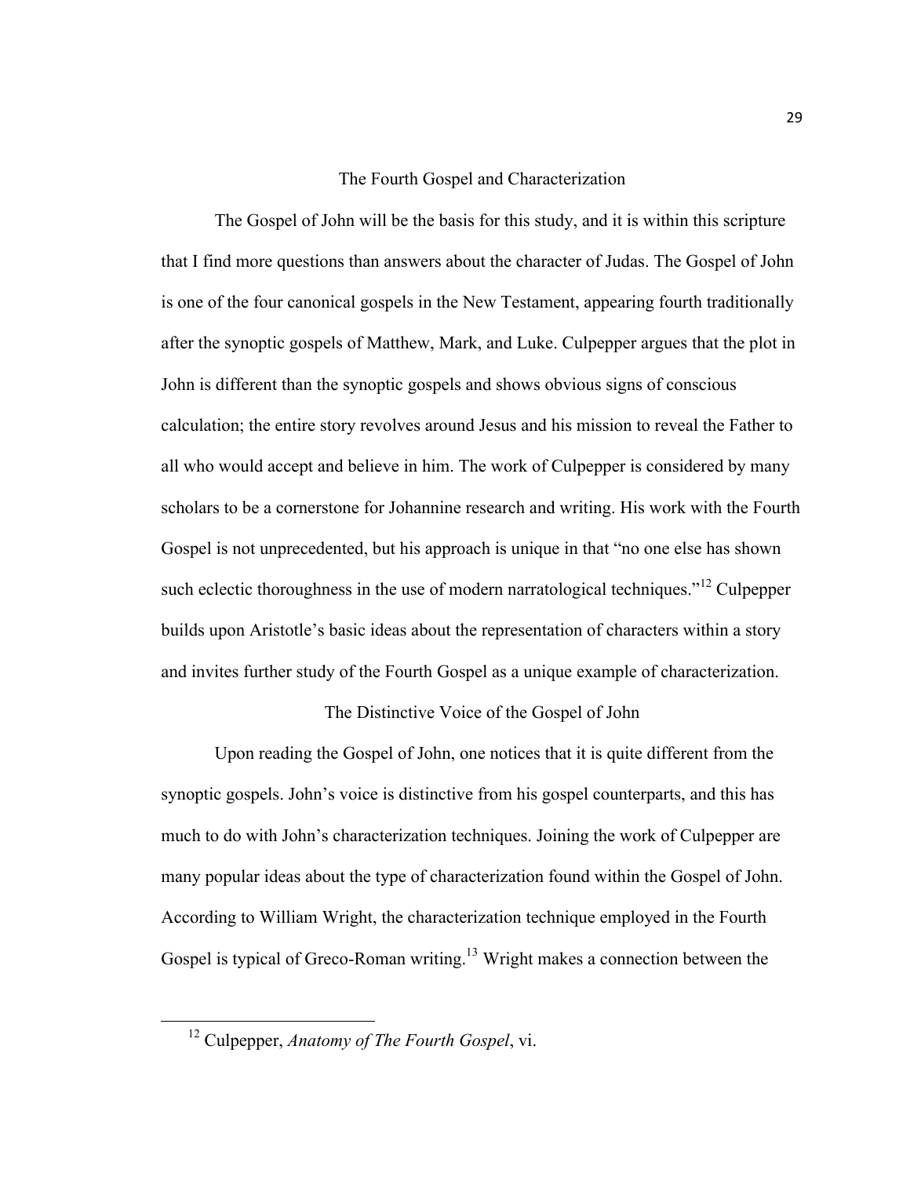## The Fourth Gospel and Characterization

The Gospel of John will be the basis for this study, and it is within this scripture that I find more questions than answers about the character of Judas. The Gospel of John is one of the four canonical gospels in the New Testament, appearing fourth traditionally after the synoptic gospels of Matthew, Mark, and Luke. Culpepper argues that the plot in John is different than the synoptic gospels and shows obvious signs of conscious calculation; the entire story revolves around Jesus and his mission to reveal the Father to all who would accept and believe in him. The work of Culpepper is considered by many scholars to be a cornerstone for Johannine research and writing. His work with the Fourth Gospel is not unprecedented, but his approach is unique in that "no one else has shown such eclectic thoroughness in the use of modern narratological techniques."[12] Culpepper builds upon Aristotle's basic ideas about the representation of characters within a story and invites further study of the Fourth Gospel as a unique example of characterization.

## The Distinctive Voice of the Gospel of John

Upon reading the Gospel of John, one notices that it is quite different from the synoptic gospels. John's voice is distinctive from his gospel counterparts, and this has much to do with John's characterization techniques. Joining the work of Culpepper are many popular ideas about the type of characterization found within the Gospel of John. According to William Wright, the characterization technique employed in the Fourth Gospel is typical of Greco-Roman writing.[13] Wright makes a connection between the

---

[12] Culpepper, *Anatomy of The Fourth Gospel*, vi.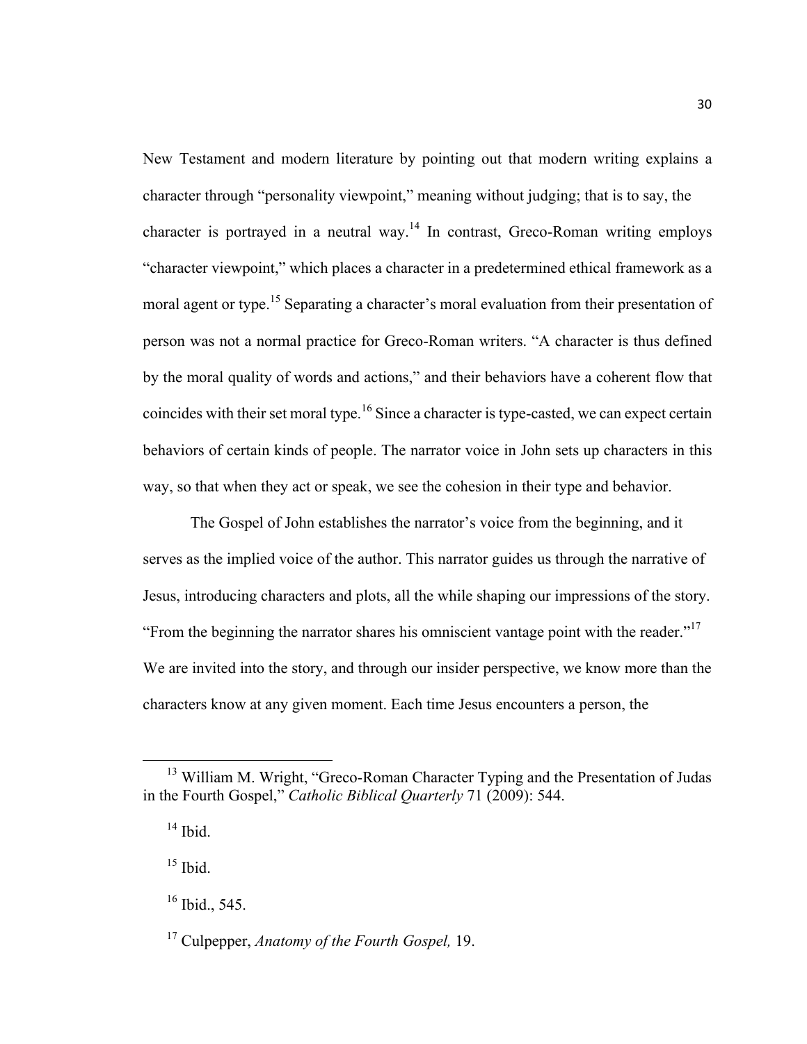New Testament and modern literature by pointing out that modern writing explains a character through "personality viewpoint," meaning without judging; that is to say, the character is portrayed in a neutral way.[14] In contrast, Greco-Roman writing employs "character viewpoint," which places a character in a predetermined ethical framework as a moral agent or type.[15] Separating a character's moral evaluation from their presentation of person was not a normal practice for Greco-Roman writers. "A character is thus defined by the moral quality of words and actions," and their behaviors have a coherent flow that coincides with their set moral type.[16] Since a character is type-casted, we can expect certain behaviors of certain kinds of people. The narrator voice in John sets up characters in this way, so that when they act or speak, we see the cohesion in their type and behavior.

The Gospel of John establishes the narrator's voice from the beginning, and it serves as the implied voice of the author. This narrator guides us through the narrative of Jesus, introducing characters and plots, all the while shaping our impressions of the story. "From the beginning the narrator shares his omniscient vantage point with the reader."[17] We are invited into the story, and through our insider perspective, we know more than the characters know at any given moment. Each time Jesus encounters a person, the

---

[13] William M. Wright, "Greco-Roman Character Typing and the Presentation of Judas in the Fourth Gospel," *Catholic Biblical Quarterly* 71 (2009): 544.

[14] Ibid.

[15] Ibid.

[16] Ibid., 545.

[17] Culpepper, *Anatomy of the Fourth Gospel,* 19.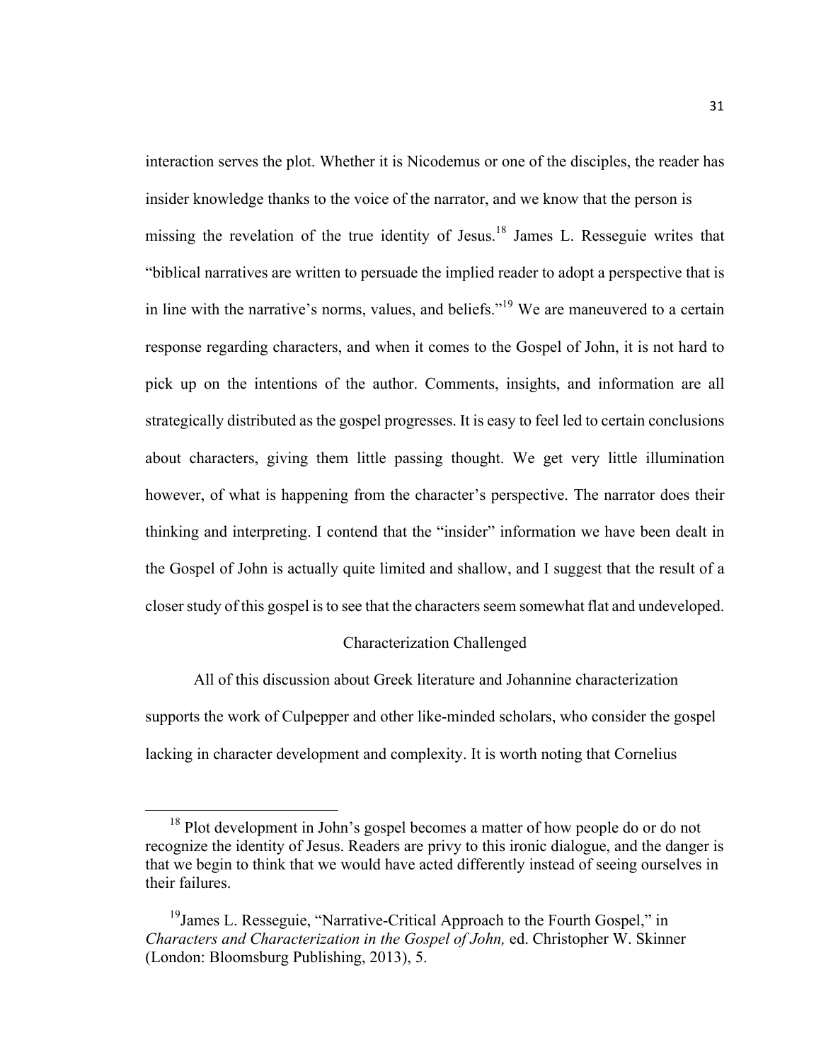interaction serves the plot. Whether it is Nicodemus or one of the disciples, the reader has insider knowledge thanks to the voice of the narrator, and we know that the person is missing the revelation of the true identity of Jesus.[18] James L. Resseguie writes that "biblical narratives are written to persuade the implied reader to adopt a perspective that is in line with the narrative's norms, values, and beliefs."[19] We are maneuvered to a certain response regarding characters, and when it comes to the Gospel of John, it is not hard to pick up on the intentions of the author. Comments, insights, and information are all strategically distributed as the gospel progresses. It is easy to feel led to certain conclusions about characters, giving them little passing thought. We get very little illumination however, of what is happening from the character's perspective. The narrator does their thinking and interpreting. I contend that the "insider" information we have been dealt in the Gospel of John is actually quite limited and shallow, and I suggest that the result of a closer study of this gospel is to see that the characters seem somewhat flat and undeveloped.

## Characterization Challenged

All of this discussion about Greek literature and Johannine characterization supports the work of Culpepper and other like-minded scholars, who consider the gospel lacking in character development and complexity. It is worth noting that Cornelius

---

[18] Plot development in John's gospel becomes a matter of how people do or do not recognize the identity of Jesus. Readers are privy to this ironic dialogue, and the danger is that we begin to think that we would have acted differently instead of seeing ourselves in their failures.

[19] James L. Resseguie, "Narrative-Critical Approach to the Fourth Gospel," in *Characters and Characterization in the Gospel of John,* ed. Christopher W. Skinner (London: Bloomsburg Publishing, 2013), 5.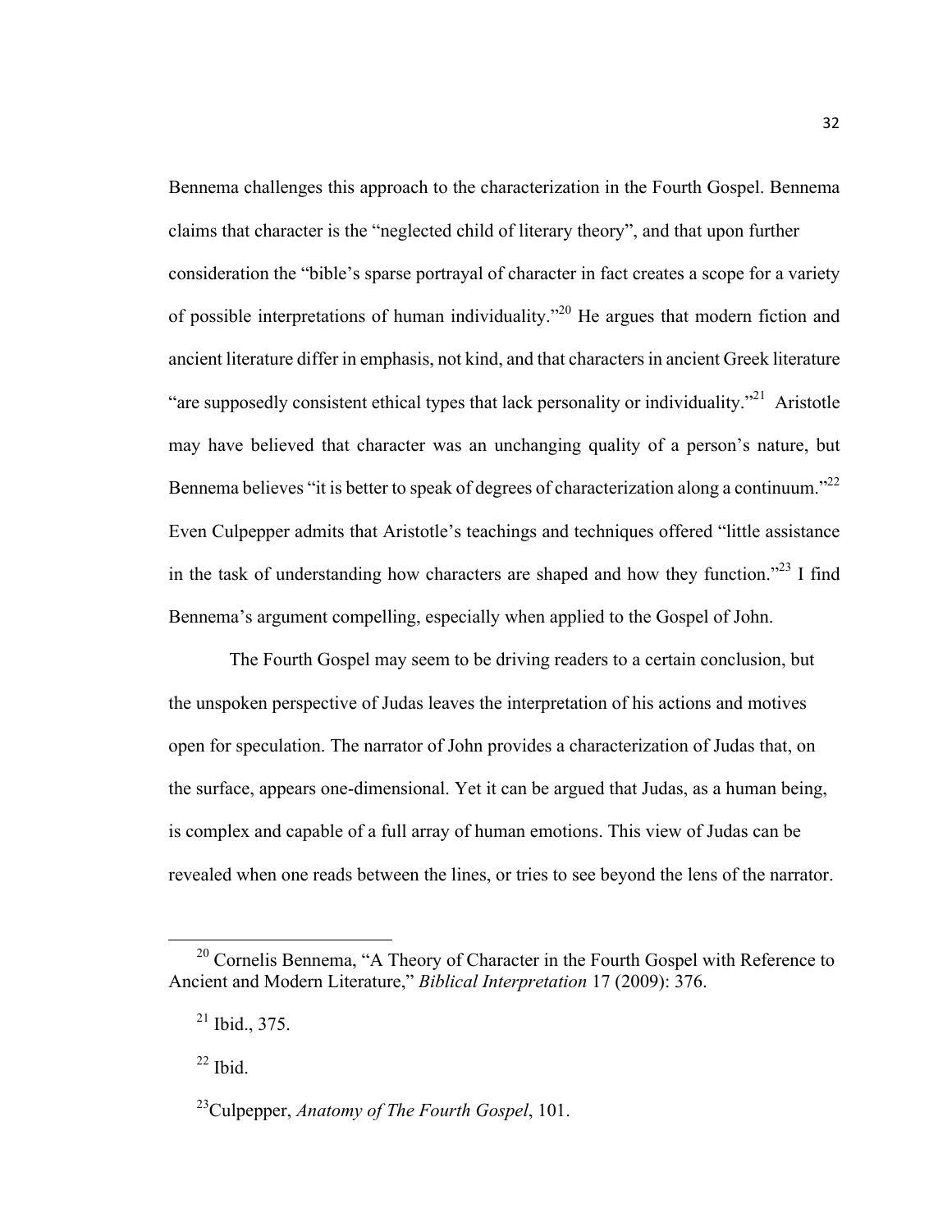Bennema challenges this approach to the characterization in the Fourth Gospel. Bennema claims that character is the "neglected child of literary theory", and that upon further consideration the "bible's sparse portrayal of character in fact creates a scope for a variety of possible interpretations of human individuality."[20] He argues that modern fiction and ancient literature differ in emphasis, not kind, and that characters in ancient Greek literature "are supposedly consistent ethical types that lack personality or individuality."[21] Aristotle may have believed that character was an unchanging quality of a person's nature, but Bennema believes "it is better to speak of degrees of characterization along a continuum."[22] Even Culpepper admits that Aristotle's teachings and techniques offered "little assistance in the task of understanding how characters are shaped and how they function."[23] I find Bennema's argument compelling, especially when applied to the Gospel of John.

The Fourth Gospel may seem to be driving readers to a certain conclusion, but the unspoken perspective of Judas leaves the interpretation of his actions and motives open for speculation. The narrator of John provides a characterization of Judas that, on the surface, appears one-dimensional. Yet it can be argued that Judas, as a human being, is complex and capable of a full array of human emotions. This view of Judas can be revealed when one reads between the lines, or tries to see beyond the lens of the narrator.

---

[20] Cornelis Bennema, "A Theory of Character in the Fourth Gospel with Reference to Ancient and Modern Literature," *Biblical Interpretation* 17 (2009): 376.

[21] Ibid., 375.

[22] Ibid.

[23] Culpepper, *Anatomy of The Fourth Gospel*, 101.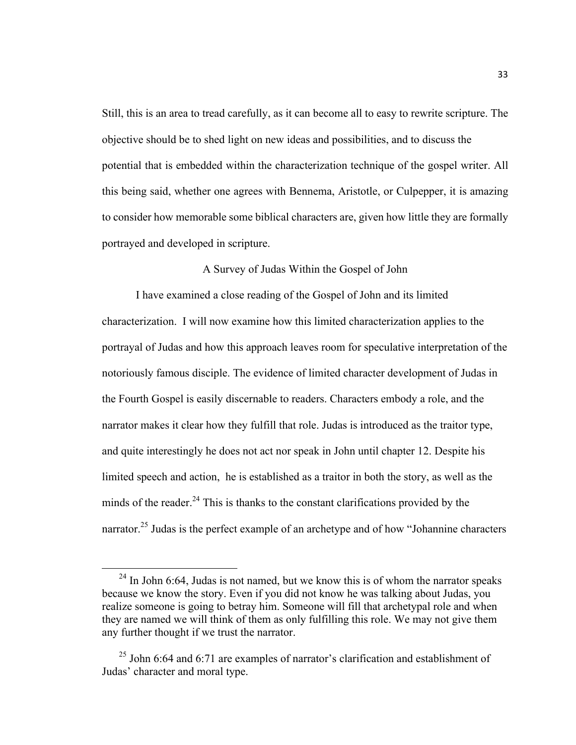Still, this is an area to tread carefully, as it can become all to easy to rewrite scripture. The objective should be to shed light on new ideas and possibilities, and to discuss the potential that is embedded within the characterization technique of the gospel writer. All this being said, whether one agrees with Bennema, Aristotle, or Culpepper, it is amazing to consider how memorable some biblical characters are, given how little they are formally portrayed and developed in scripture.

## A Survey of Judas Within the Gospel of John

I have examined a close reading of the Gospel of John and its limited characterization. I will now examine how this limited characterization applies to the portrayal of Judas and how this approach leaves room for speculative interpretation of the notoriously famous disciple. The evidence of limited character development of Judas in the Fourth Gospel is easily discernable to readers. Characters embody a role, and the narrator makes it clear how they fulfill that role. Judas is introduced as the traitor type, and quite interestingly he does not act nor speak in John until chapter 12. Despite his limited speech and action, he is established as a traitor in both the story, as well as the minds of the reader.[24] This is thanks to the constant clarifications provided by the narrator.[25] Judas is the perfect example of an archetype and of how "Johannine characters

---

[24] In John 6:64, Judas is not named, but we know this is of whom the narrator speaks because we know the story. Even if you did not know he was talking about Judas, you realize someone is going to betray him. Someone will fill that archetypal role and when they are named we will think of them as only fulfilling this role. We may not give them any further thought if we trust the narrator.

[25] John 6:64 and 6:71 are examples of narrator's clarification and establishment of Judas' character and moral type.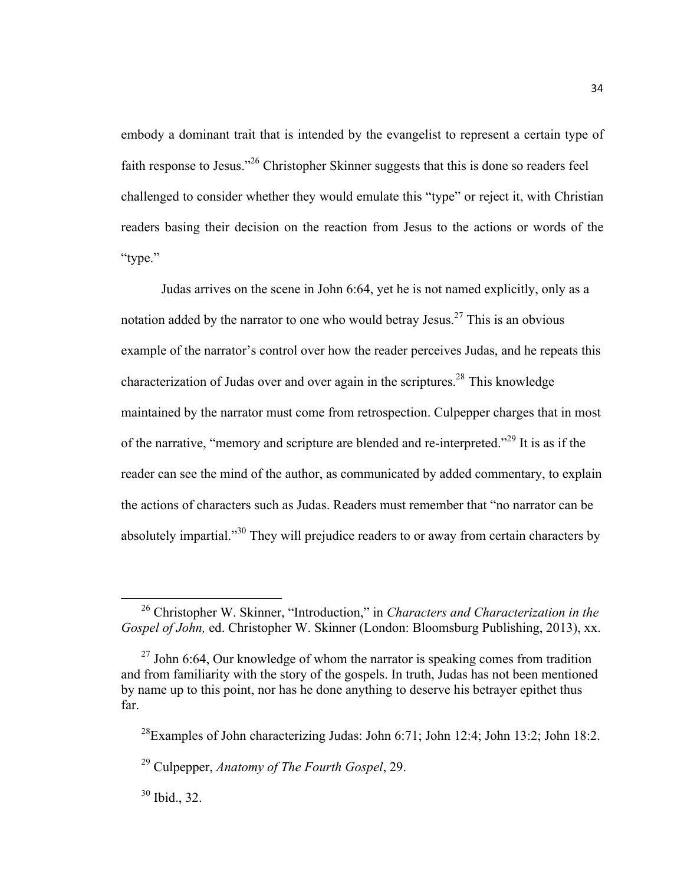embody a dominant trait that is intended by the evangelist to represent a certain type of faith response to Jesus."[26] Christopher Skinner suggests that this is done so readers feel challenged to consider whether they would emulate this "type" or reject it, with Christian readers basing their decision on the reaction from Jesus to the actions or words of the "type."

Judas arrives on the scene in John 6:64, yet he is not named explicitly, only as a notation added by the narrator to one who would betray Jesus.[27] This is an obvious example of the narrator's control over how the reader perceives Judas, and he repeats this characterization of Judas over and over again in the scriptures.[28] This knowledge maintained by the narrator must come from retrospection. Culpepper charges that in most of the narrative, "memory and scripture are blended and re-interpreted."[29] It is as if the reader can see the mind of the author, as communicated by added commentary, to explain the actions of characters such as Judas. Readers must remember that "no narrator can be absolutely impartial."[30] They will prejudice readers to or away from certain characters by

---

[26] Christopher W. Skinner, "Introduction," in *Characters and Characterization in the Gospel of John,* ed. Christopher W. Skinner (London: Bloomsburg Publishing, 2013), xx.

[27] John 6:64, Our knowledge of whom the narrator is speaking comes from tradition and from familiarity with the story of the gospels. In truth, Judas has not been mentioned by name up to this point, nor has he done anything to deserve his betrayer epithet thus far.

[28] Examples of John characterizing Judas: John 6:71; John 12:4; John 13:2; John 18:2.

[29] Culpepper, *Anatomy of The Fourth Gospel*, 29.

[30] Ibid., 32.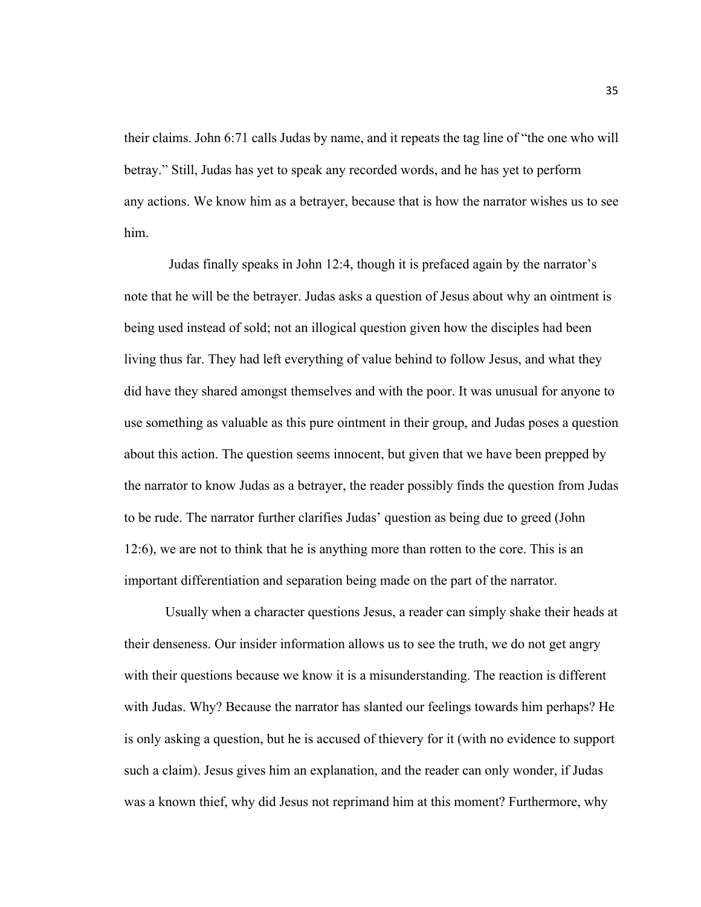their claims. John 6:71 calls Judas by name, and it repeats the tag line of "the one who will betray." Still, Judas has yet to speak any recorded words, and he has yet to perform any actions. We know him as a betrayer, because that is how the narrator wishes us to see him.

Judas finally speaks in John 12:4, though it is prefaced again by the narrator's note that he will be the betrayer. Judas asks a question of Jesus about why an ointment is being used instead of sold; not an illogical question given how the disciples had been living thus far. They had left everything of value behind to follow Jesus, and what they did have they shared amongst themselves and with the poor. It was unusual for anyone to use something as valuable as this pure ointment in their group, and Judas poses a question about this action. The question seems innocent, but given that we have been prepped by the narrator to know Judas as a betrayer, the reader possibly finds the question from Judas to be rude. The narrator further clarifies Judas' question as being due to greed (John 12:6), we are not to think that he is anything more than rotten to the core. This is an important differentiation and separation being made on the part of the narrator.

Usually when a character questions Jesus, a reader can simply shake their heads at their denseness. Our insider information allows us to see the truth, we do not get angry with their questions because we know it is a misunderstanding. The reaction is different with Judas. Why? Because the narrator has slanted our feelings towards him perhaps? He is only asking a question, but he is accused of thievery for it (with no evidence to support such a claim). Jesus gives him an explanation, and the reader can only wonder, if Judas was a known thief, why did Jesus not reprimand him at this moment? Furthermore, why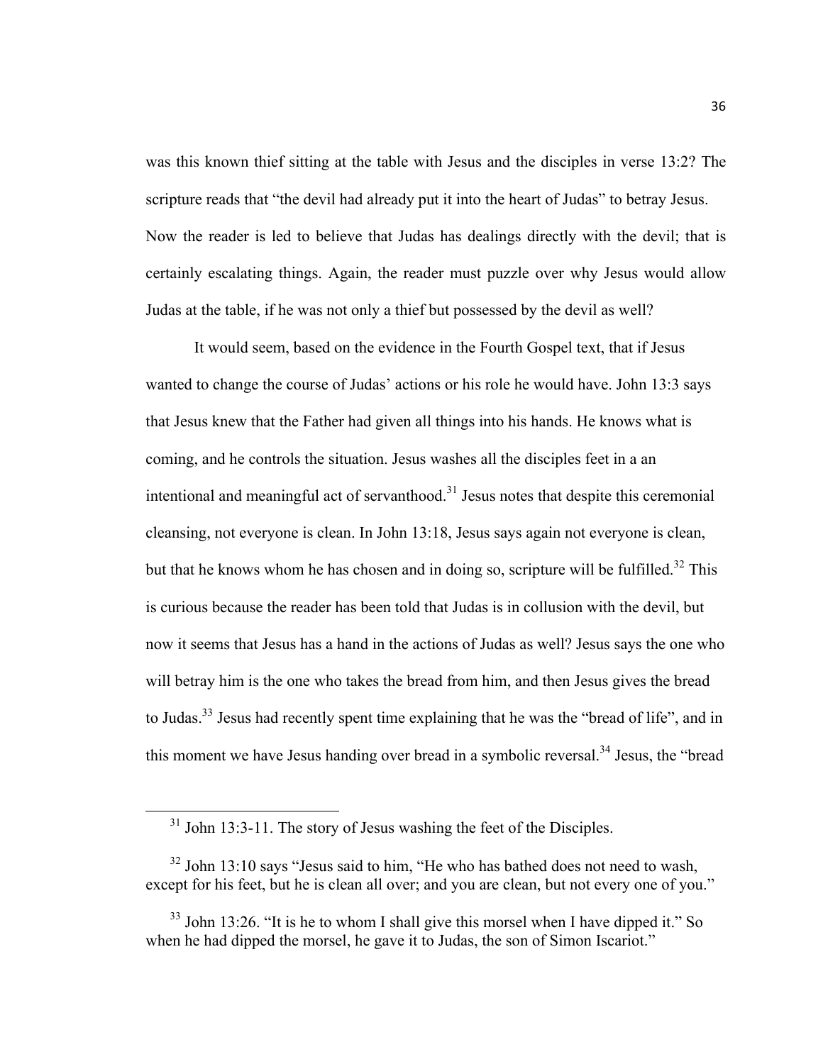was this known thief sitting at the table with Jesus and the disciples in verse 13:2? The scripture reads that "the devil had already put it into the heart of Judas" to betray Jesus. Now the reader is led to believe that Judas has dealings directly with the devil; that is certainly escalating things. Again, the reader must puzzle over why Jesus would allow Judas at the table, if he was not only a thief but possessed by the devil as well?

It would seem, based on the evidence in the Fourth Gospel text, that if Jesus wanted to change the course of Judas' actions or his role he would have. John 13:3 says that Jesus knew that the Father had given all things into his hands. He knows what is coming, and he controls the situation. Jesus washes all the disciples feet in a an intentional and meaningful act of servanthood.[31] Jesus notes that despite this ceremonial cleansing, not everyone is clean. In John 13:18, Jesus says again not everyone is clean, but that he knows whom he has chosen and in doing so, scripture will be fulfilled.[32] This is curious because the reader has been told that Judas is in collusion with the devil, but now it seems that Jesus has a hand in the actions of Judas as well? Jesus says the one who will betray him is the one who takes the bread from him, and then Jesus gives the bread to Judas.[33] Jesus had recently spent time explaining that he was the "bread of life", and in this moment we have Jesus handing over bread in a symbolic reversal.[34] Jesus, the "bread

---

[31] John 13:3-11. The story of Jesus washing the feet of the Disciples.

[32] John 13:10 says "Jesus said to him, "He who has bathed does not need to wash, except for his feet, but he is clean all over; and you are clean, but not every one of you."

[33] John 13:26. "It is he to whom I shall give this morsel when I have dipped it." So when he had dipped the morsel, he gave it to Judas, the son of Simon Iscariot."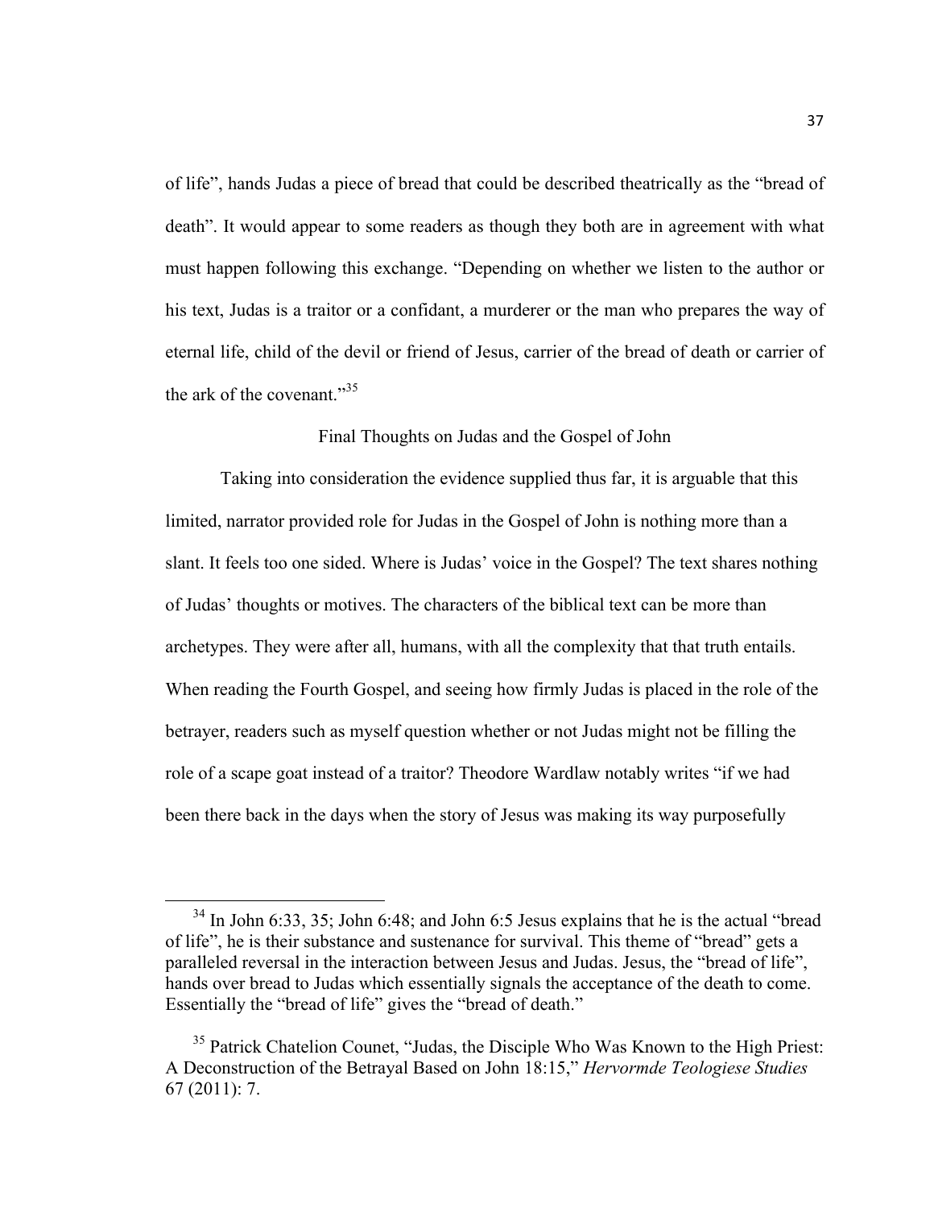of life", hands Judas a piece of bread that could be described theatrically as the "bread of death". It would appear to some readers as though they both are in agreement with what must happen following this exchange. "Depending on whether we listen to the author or his text, Judas is a traitor or a confidant, a murderer or the man who prepares the way of eternal life, child of the devil or friend of Jesus, carrier of the bread of death or carrier of the ark of the covenant."[35]

## Final Thoughts on Judas and the Gospel of John

Taking into consideration the evidence supplied thus far, it is arguable that this limited, narrator provided role for Judas in the Gospel of John is nothing more than a slant. It feels too one sided. Where is Judas' voice in the Gospel? The text shares nothing of Judas' thoughts or motives. The characters of the biblical text can be more than archetypes. They were after all, humans, with all the complexity that that truth entails. When reading the Fourth Gospel, and seeing how firmly Judas is placed in the role of the betrayer, readers such as myself question whether or not Judas might not be filling the role of a scape goat instead of a traitor? Theodore Wardlaw notably writes "if we had been there back in the days when the story of Jesus was making its way purposefully

---

[34] In John 6:33, 35; John 6:48; and John 6:5 Jesus explains that he is the actual "bread of life", he is their substance and sustenance for survival. This theme of "bread" gets a paralleled reversal in the interaction between Jesus and Judas. Jesus, the "bread of life", hands over bread to Judas which essentially signals the acceptance of the death to come. Essentially the "bread of life" gives the "bread of death."

[35] Patrick Chatelion Counet, "Judas, the Disciple Who Was Known to the High Priest: A Deconstruction of the Betrayal Based on John 18:15," *Hervormde Teologiese Studies* 67 (2011): 7.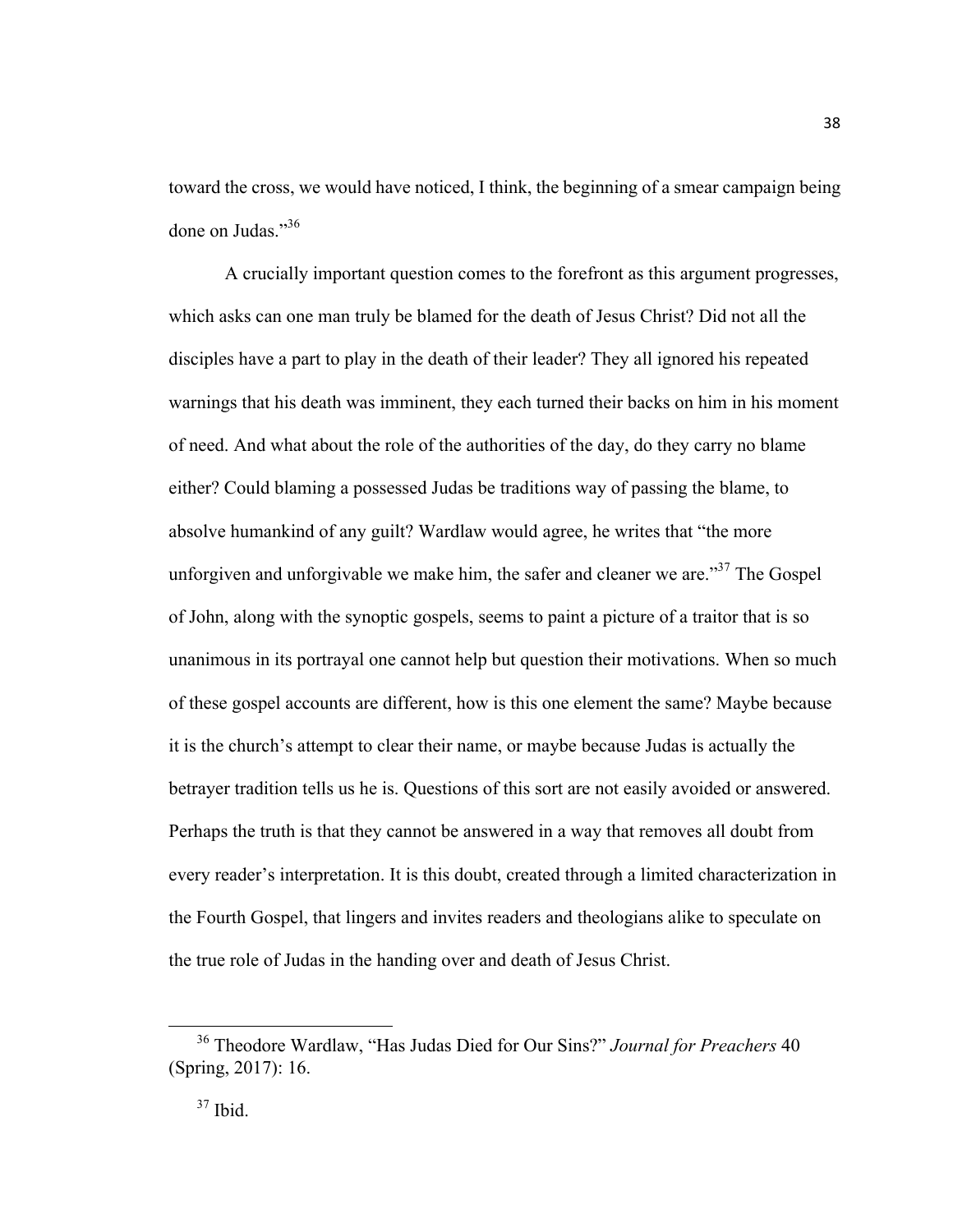toward the cross, we would have noticed, I think, the beginning of a smear campaign being done on Judas."[36]

A crucially important question comes to the forefront as this argument progresses, which asks can one man truly be blamed for the death of Jesus Christ? Did not all the disciples have a part to play in the death of their leader? They all ignored his repeated warnings that his death was imminent, they each turned their backs on him in his moment of need. And what about the role of the authorities of the day, do they carry no blame either? Could blaming a possessed Judas be traditions way of passing the blame, to absolve humankind of any guilt? Wardlaw would agree, he writes that "the more unforgiven and unforgivable we make him, the safer and cleaner we are."[37] The Gospel of John, along with the synoptic gospels, seems to paint a picture of a traitor that is so unanimous in its portrayal one cannot help but question their motivations. When so much of these gospel accounts are different, how is this one element the same? Maybe because it is the church's attempt to clear their name, or maybe because Judas is actually the betrayer tradition tells us he is. Questions of this sort are not easily avoided or answered. Perhaps the truth is that they cannot be answered in a way that removes all doubt from every reader's interpretation. It is this doubt, created through a limited characterization in the Fourth Gospel, that lingers and invites readers and theologians alike to speculate on the true role of Judas in the handing over and death of Jesus Christ.

---

[36] Theodore Wardlaw, "Has Judas Died for Our Sins?" *Journal for Preachers* 40 (Spring, 2017): 16.

[37] Ibid.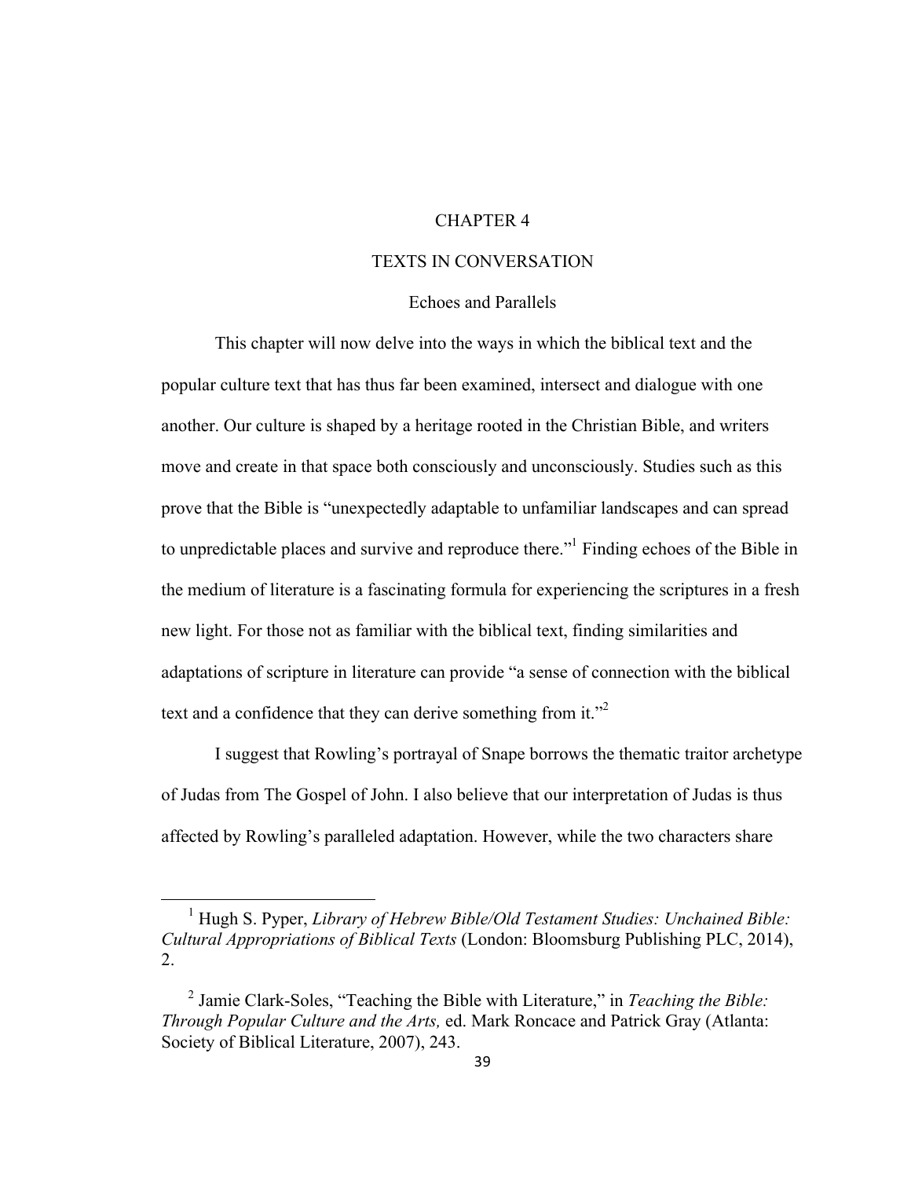# CHAPTER 4

# TEXTS IN CONVERSATION

## Echoes and Parallels

This chapter will now delve into the ways in which the biblical text and the popular culture text that has thus far been examined, intersect and dialogue with one another. Our culture is shaped by a heritage rooted in the Christian Bible, and writers move and create in that space both consciously and unconsciously. Studies such as this prove that the Bible is "unexpectedly adaptable to unfamiliar landscapes and can spread to unpredictable places and survive and reproduce there."[1] Finding echoes of the Bible in the medium of literature is a fascinating formula for experiencing the scriptures in a fresh new light. For those not as familiar with the biblical text, finding similarities and adaptations of scripture in literature can provide "a sense of connection with the biblical text and a confidence that they can derive something from it."[2]

I suggest that Rowling's portrayal of Snape borrows the thematic traitor archetype of Judas from The Gospel of John. I also believe that our interpretation of Judas is thus affected by Rowling's paralleled adaptation. However, while the two characters share

---

[1] Hugh S. Pyper, *Library of Hebrew Bible/Old Testament Studies: Unchained Bible: Cultural Appropriations of Biblical Texts* (London: Bloomsburg Publishing PLC, 2014), 2.

[2] Jamie Clark-Soles, "Teaching the Bible with Literature," in *Teaching the Bible: Through Popular Culture and the Arts,* ed. Mark Roncace and Patrick Gray (Atlanta: Society of Biblical Literature, 2007), 243.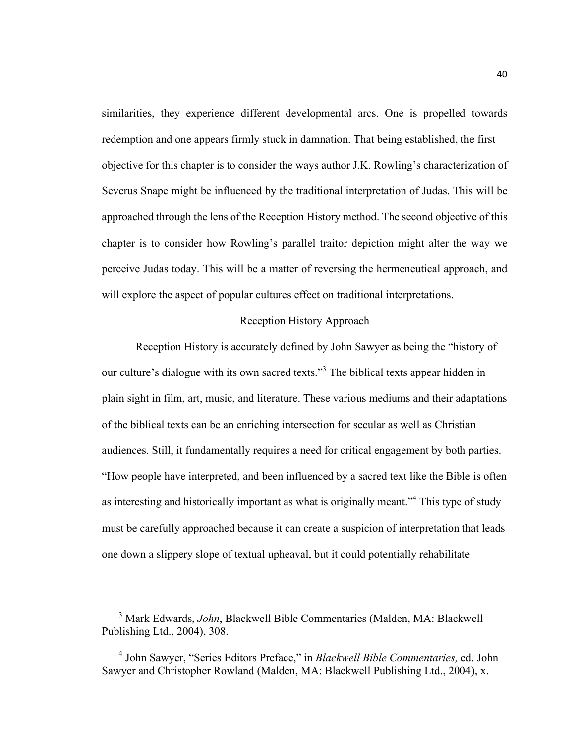similarities, they experience different developmental arcs. One is propelled towards redemption and one appears firmly stuck in damnation. That being established, the first objective for this chapter is to consider the ways author J.K. Rowling's characterization of Severus Snape might be influenced by the traditional interpretation of Judas. This will be approached through the lens of the Reception History method. The second objective of this chapter is to consider how Rowling's parallel traitor depiction might alter the way we perceive Judas today. This will be a matter of reversing the hermeneutical approach, and will explore the aspect of popular cultures effect on traditional interpretations.

## Reception History Approach

Reception History is accurately defined by John Sawyer as being the "history of our culture's dialogue with its own sacred texts."[3] The biblical texts appear hidden in plain sight in film, art, music, and literature. These various mediums and their adaptations of the biblical texts can be an enriching intersection for secular as well as Christian audiences. Still, it fundamentally requires a need for critical engagement by both parties. "How people have interpreted, and been influenced by a sacred text like the Bible is often as interesting and historically important as what is originally meant."[4] This type of study must be carefully approached because it can create a suspicion of interpretation that leads one down a slippery slope of textual upheaval, but it could potentially rehabilitate

---

[3] Mark Edwards, *John*, Blackwell Bible Commentaries (Malden, MA: Blackwell Publishing Ltd., 2004), 308.

[4] John Sawyer, "Series Editors Preface," in *Blackwell Bible Commentaries,* ed. John Sawyer and Christopher Rowland (Malden, MA: Blackwell Publishing Ltd., 2004), x.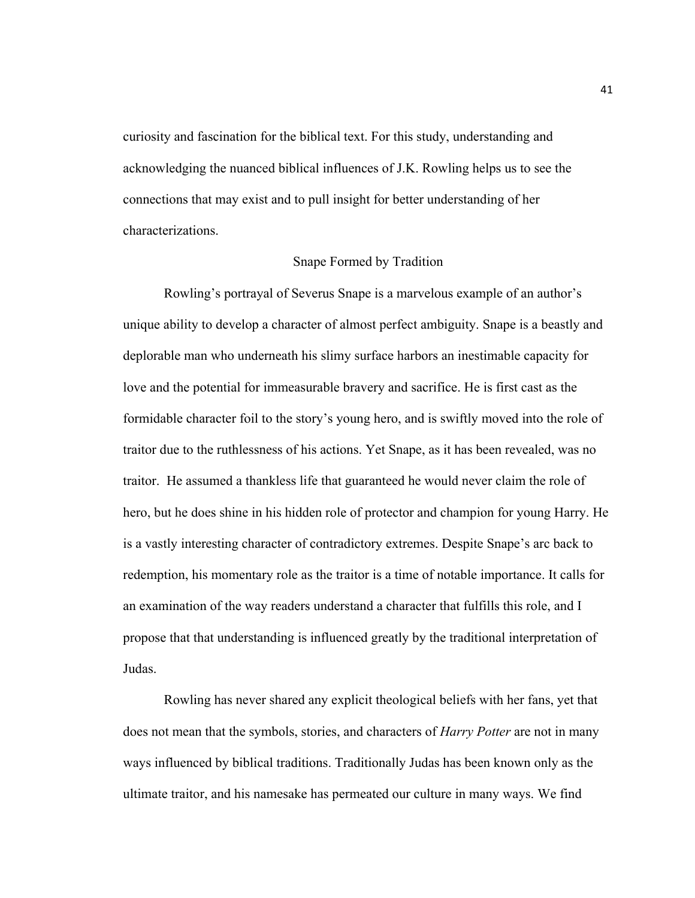curiosity and fascination for the biblical text. For this study, understanding and acknowledging the nuanced biblical influences of J.K. Rowling helps us to see the connections that may exist and to pull insight for better understanding of her characterizations.

## Snape Formed by Tradition

Rowling's portrayal of Severus Snape is a marvelous example of an author's unique ability to develop a character of almost perfect ambiguity. Snape is a beastly and deplorable man who underneath his slimy surface harbors an inestimable capacity for love and the potential for immeasurable bravery and sacrifice. He is first cast as the formidable character foil to the story's young hero, and is swiftly moved into the role of traitor due to the ruthlessness of his actions. Yet Snape, as it has been revealed, was no traitor. He assumed a thankless life that guaranteed he would never claim the role of hero, but he does shine in his hidden role of protector and champion for young Harry. He is a vastly interesting character of contradictory extremes. Despite Snape's arc back to redemption, his momentary role as the traitor is a time of notable importance. It calls for an examination of the way readers understand a character that fulfills this role, and I propose that that understanding is influenced greatly by the traditional interpretation of Judas.

Rowling has never shared any explicit theological beliefs with her fans, yet that does not mean that the symbols, stories, and characters of *Harry Potter* are not in many ways influenced by biblical traditions. Traditionally Judas has been known only as the ultimate traitor, and his namesake has permeated our culture in many ways. We find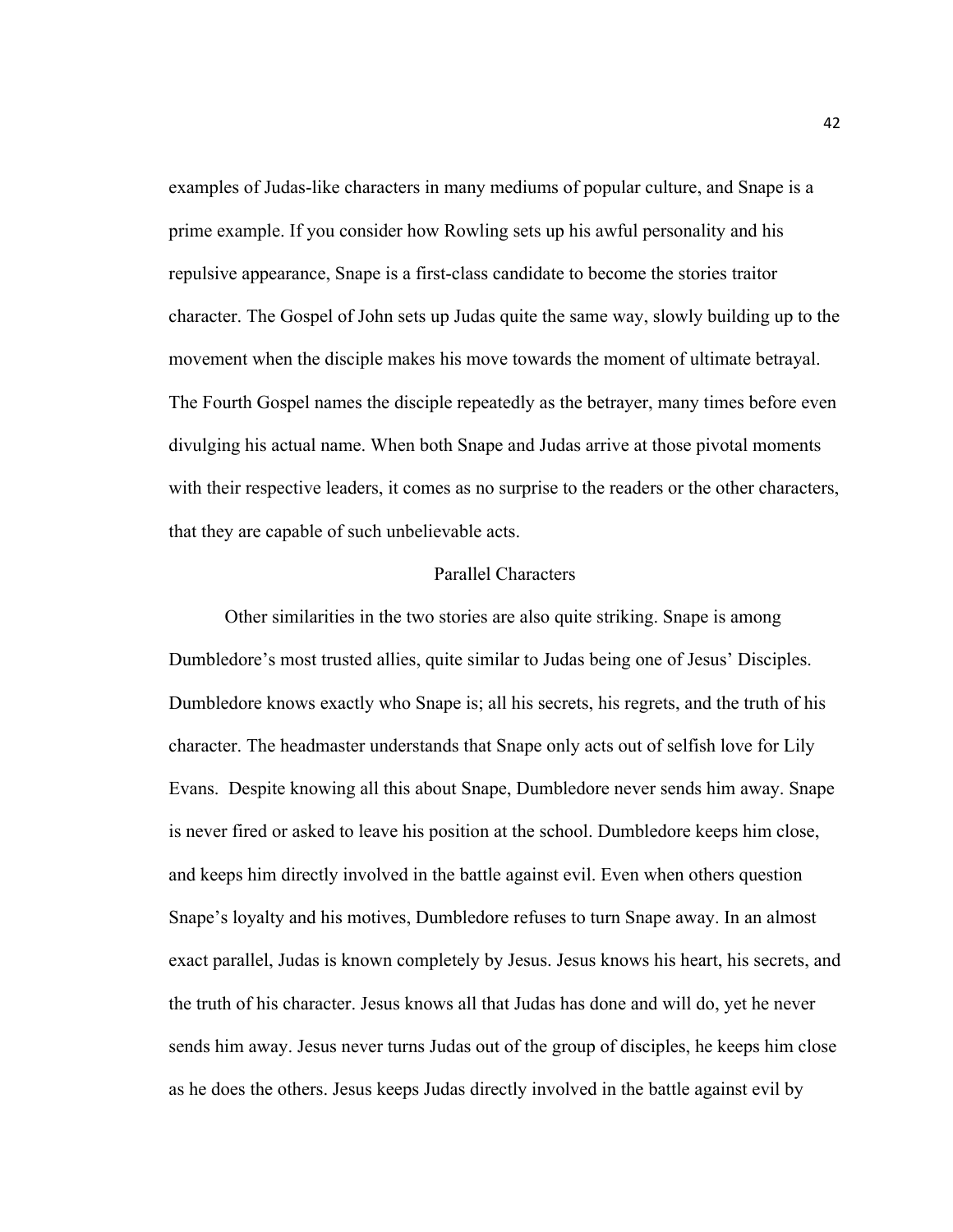examples of Judas-like characters in many mediums of popular culture, and Snape is a prime example. If you consider how Rowling sets up his awful personality and his repulsive appearance, Snape is a first-class candidate to become the stories traitor character. The Gospel of John sets up Judas quite the same way, slowly building up to the movement when the disciple makes his move towards the moment of ultimate betrayal. The Fourth Gospel names the disciple repeatedly as the betrayer, many times before even divulging his actual name. When both Snape and Judas arrive at those pivotal moments with their respective leaders, it comes as no surprise to the readers or the other characters, that they are capable of such unbelievable acts.

## Parallel Characters

Other similarities in the two stories are also quite striking. Snape is among Dumbledore's most trusted allies, quite similar to Judas being one of Jesus' Disciples. Dumbledore knows exactly who Snape is; all his secrets, his regrets, and the truth of his character. The headmaster understands that Snape only acts out of selfish love for Lily Evans. Despite knowing all this about Snape, Dumbledore never sends him away. Snape is never fired or asked to leave his position at the school. Dumbledore keeps him close, and keeps him directly involved in the battle against evil. Even when others question Snape's loyalty and his motives, Dumbledore refuses to turn Snape away. In an almost exact parallel, Judas is known completely by Jesus. Jesus knows his heart, his secrets, and the truth of his character. Jesus knows all that Judas has done and will do, yet he never sends him away. Jesus never turns Judas out of the group of disciples, he keeps him close as he does the others. Jesus keeps Judas directly involved in the battle against evil by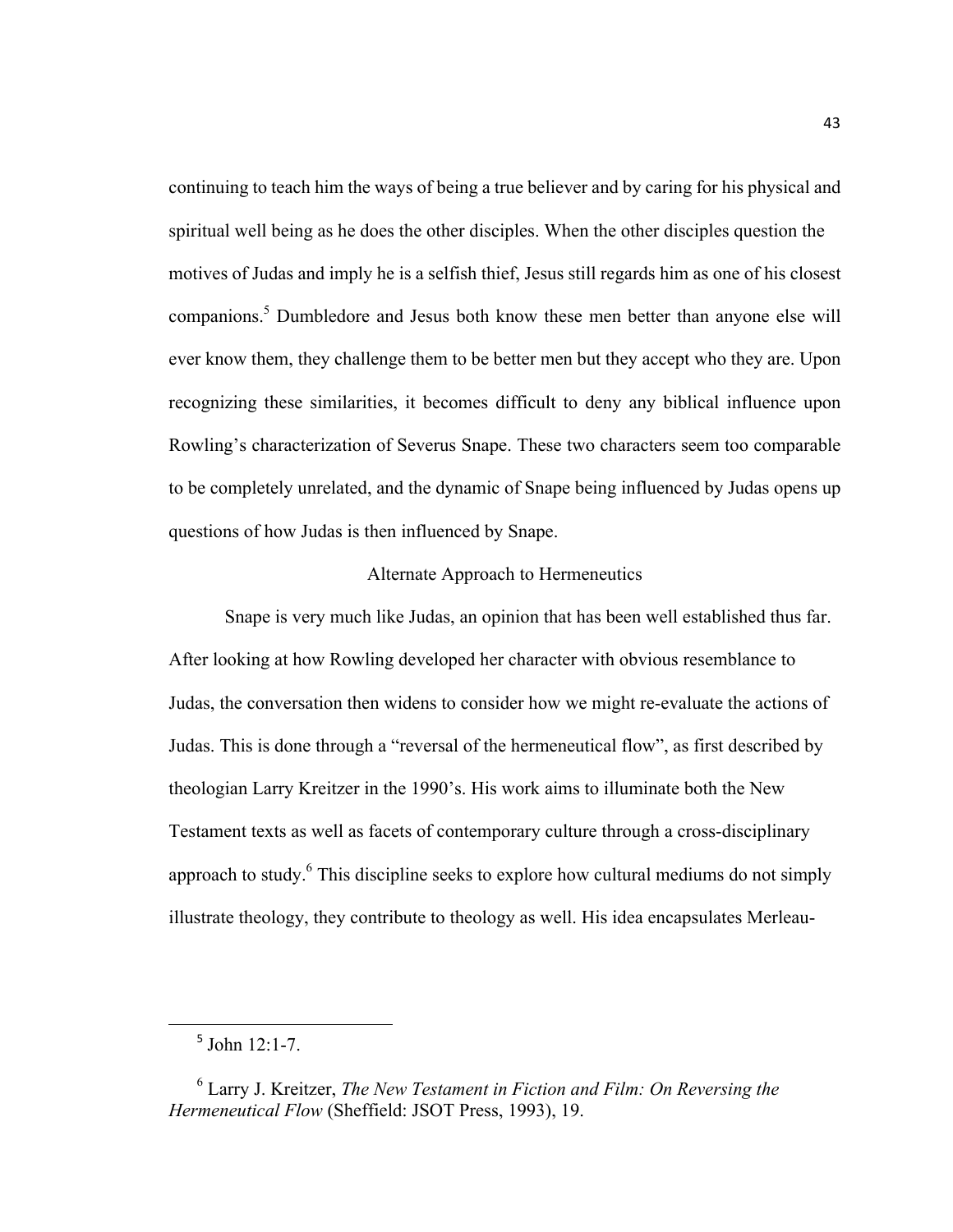continuing to teach him the ways of being a true believer and by caring for his physical and spiritual well being as he does the other disciples. When the other disciples question the motives of Judas and imply he is a selfish thief, Jesus still regards him as one of his closest companions.[5] Dumbledore and Jesus both know these men better than anyone else will ever know them, they challenge them to be better men but they accept who they are. Upon recognizing these similarities, it becomes difficult to deny any biblical influence upon Rowling's characterization of Severus Snape. These two characters seem too comparable to be completely unrelated, and the dynamic of Snape being influenced by Judas opens up questions of how Judas is then influenced by Snape.

### Alternate Approach to Hermeneutics

Snape is very much like Judas, an opinion that has been well established thus far. After looking at how Rowling developed her character with obvious resemblance to Judas, the conversation then widens to consider how we might re-evaluate the actions of Judas. This is done through a "reversal of the hermeneutical flow", as first described by theologian Larry Kreitzer in the 1990's. His work aims to illuminate both the New Testament texts as well as facets of contemporary culture through a cross-disciplinary approach to study.[6] This discipline seeks to explore how cultural mediums do not simply illustrate theology, they contribute to theology as well. His idea encapsulates Merleau-

---

[5] John 12:1-7.

[6] Larry J. Kreitzer, *The New Testament in Fiction and Film: On Reversing the Hermeneutical Flow* (Sheffield: JSOT Press, 1993), 19.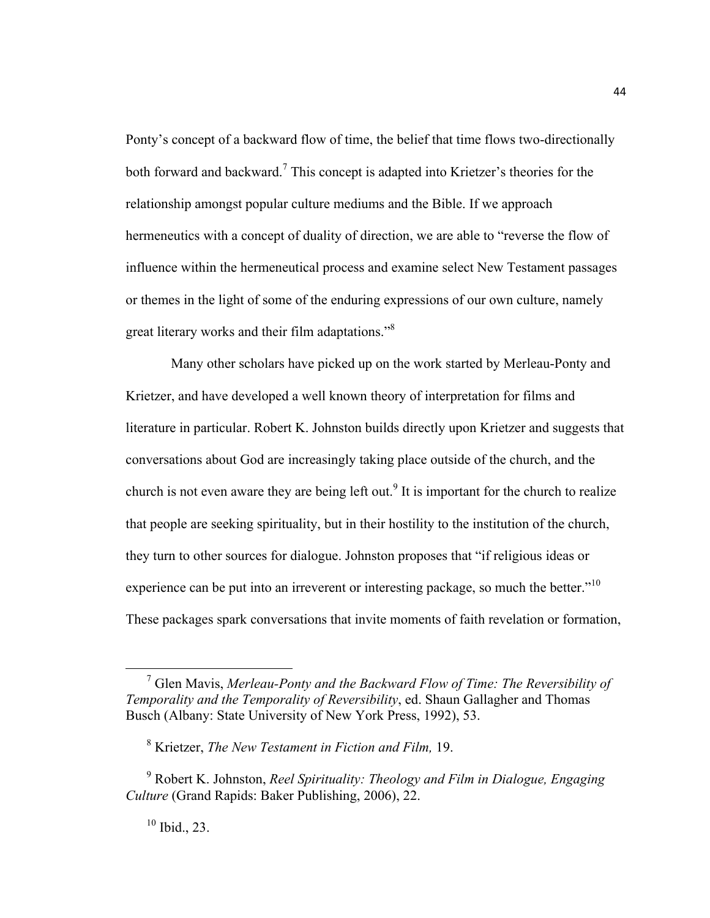Ponty's concept of a backward flow of time, the belief that time flows two-directionally both forward and backward.[7] This concept is adapted into Krietzer's theories for the relationship amongst popular culture mediums and the Bible. If we approach hermeneutics with a concept of duality of direction, we are able to "reverse the flow of influence within the hermeneutical process and examine select New Testament passages or themes in the light of some of the enduring expressions of our own culture, namely great literary works and their film adaptations."[8]

Many other scholars have picked up on the work started by Merleau-Ponty and Krietzer, and have developed a well known theory of interpretation for films and literature in particular. Robert K. Johnston builds directly upon Krietzer and suggests that conversations about God are increasingly taking place outside of the church, and the church is not even aware they are being left out.[9] It is important for the church to realize that people are seeking spirituality, but in their hostility to the institution of the church, they turn to other sources for dialogue. Johnston proposes that "if religious ideas or experience can be put into an irreverent or interesting package, so much the better."[10] These packages spark conversations that invite moments of faith revelation or formation,

---

[7] Glen Mavis, *Merleau-Ponty and the Backward Flow of Time: The Reversibility of Temporality and the Temporality of Reversibility*, ed. Shaun Gallagher and Thomas Busch (Albany: State University of New York Press, 1992), 53.

[8] Krietzer, *The New Testament in Fiction and Film,* 19.

[9] Robert K. Johnston, *Reel Spirituality: Theology and Film in Dialogue, Engaging Culture* (Grand Rapids: Baker Publishing, 2006), 22.

[10] Ibid., 23.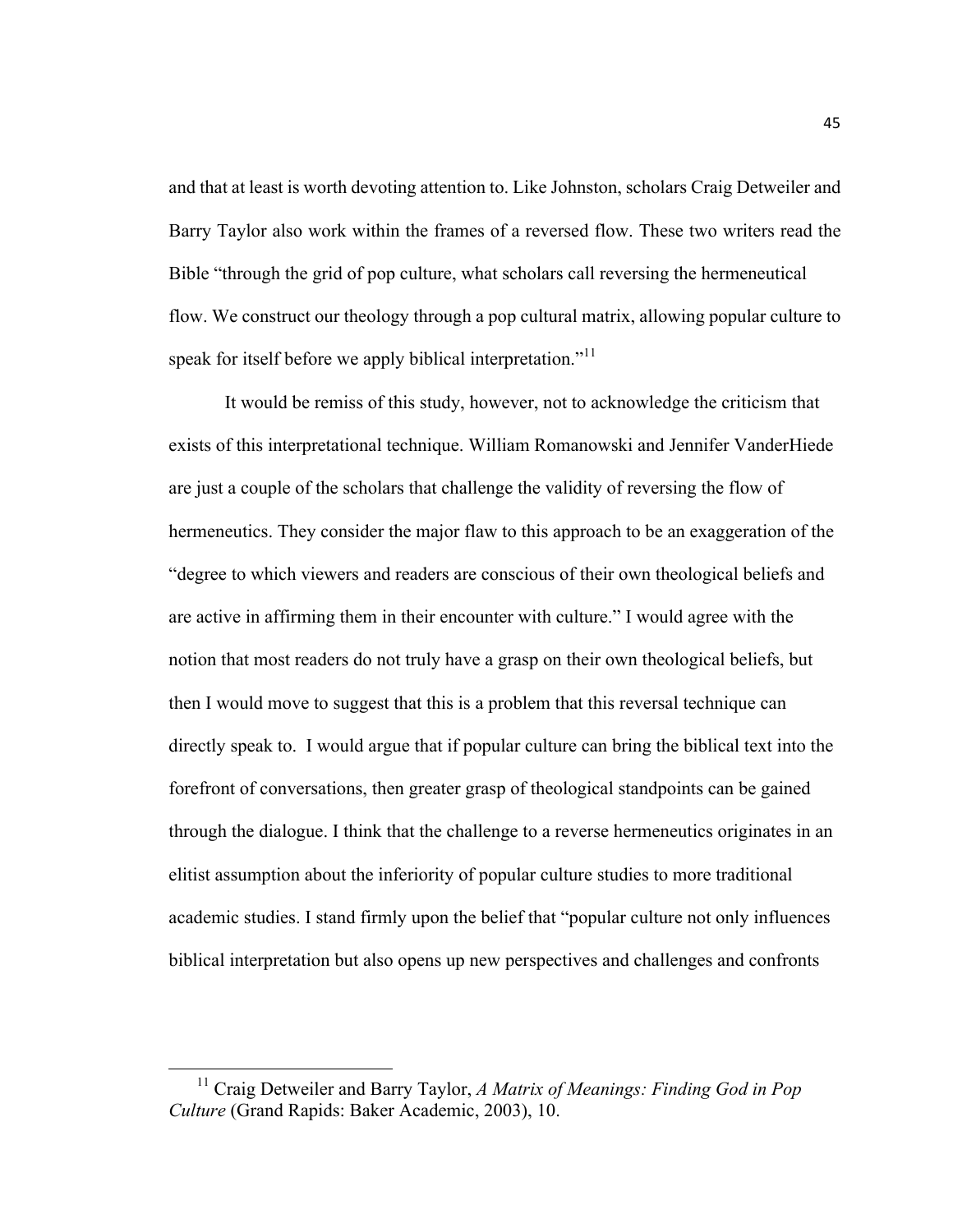and that at least is worth devoting attention to. Like Johnston, scholars Craig Detweiler and Barry Taylor also work within the frames of a reversed flow. These two writers read the Bible "through the grid of pop culture, what scholars call reversing the hermeneutical flow. We construct our theology through a pop cultural matrix, allowing popular culture to speak for itself before we apply biblical interpretation."[11]

It would be remiss of this study, however, not to acknowledge the criticism that exists of this interpretational technique. William Romanowski and Jennifer VanderHiede are just a couple of the scholars that challenge the validity of reversing the flow of hermeneutics. They consider the major flaw to this approach to be an exaggeration of the "degree to which viewers and readers are conscious of their own theological beliefs and are active in affirming them in their encounter with culture." I would agree with the notion that most readers do not truly have a grasp on their own theological beliefs, but then I would move to suggest that this is a problem that this reversal technique can directly speak to. I would argue that if popular culture can bring the biblical text into the forefront of conversations, then greater grasp of theological standpoints can be gained through the dialogue. I think that the challenge to a reverse hermeneutics originates in an elitist assumption about the inferiority of popular culture studies to more traditional academic studies. I stand firmly upon the belief that "popular culture not only influences biblical interpretation but also opens up new perspectives and challenges and confronts

---

[11] Craig Detweiler and Barry Taylor, *A Matrix of Meanings: Finding God in Pop Culture* (Grand Rapids: Baker Academic, 2003), 10.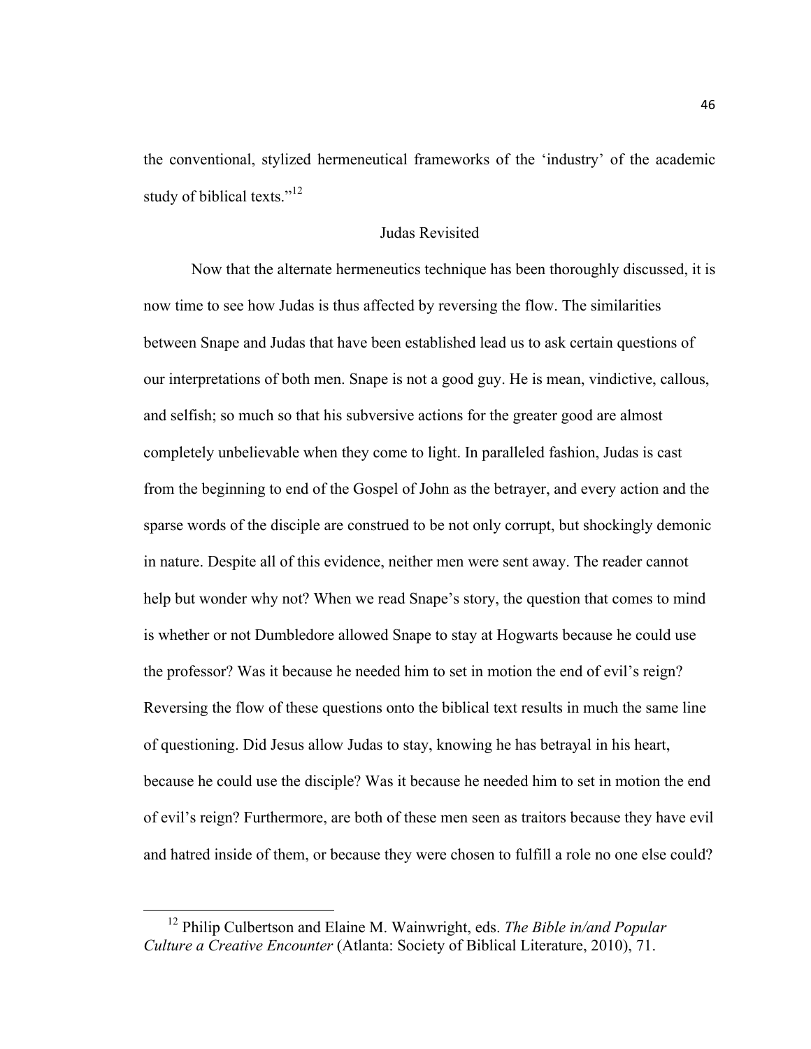the conventional, stylized hermeneutical frameworks of the 'industry' of the academic study of biblical texts."[12]

## Judas Revisited

Now that the alternate hermeneutics technique has been thoroughly discussed, it is now time to see how Judas is thus affected by reversing the flow. The similarities between Snape and Judas that have been established lead us to ask certain questions of our interpretations of both men. Snape is not a good guy. He is mean, vindictive, callous, and selfish; so much so that his subversive actions for the greater good are almost completely unbelievable when they come to light. In paralleled fashion, Judas is cast from the beginning to end of the Gospel of John as the betrayer, and every action and the sparse words of the disciple are construed to be not only corrupt, but shockingly demonic in nature. Despite all of this evidence, neither men were sent away. The reader cannot help but wonder why not? When we read Snape's story, the question that comes to mind is whether or not Dumbledore allowed Snape to stay at Hogwarts because he could use the professor? Was it because he needed him to set in motion the end of evil's reign? Reversing the flow of these questions onto the biblical text results in much the same line of questioning. Did Jesus allow Judas to stay, knowing he has betrayal in his heart, because he could use the disciple? Was it because he needed him to set in motion the end of evil's reign? Furthermore, are both of these men seen as traitors because they have evil and hatred inside of them, or because they were chosen to fulfill a role no one else could?

---

[12] Philip Culbertson and Elaine M. Wainwright, eds. *The Bible in/and Popular Culture a Creative Encounter* (Atlanta: Society of Biblical Literature, 2010), 71.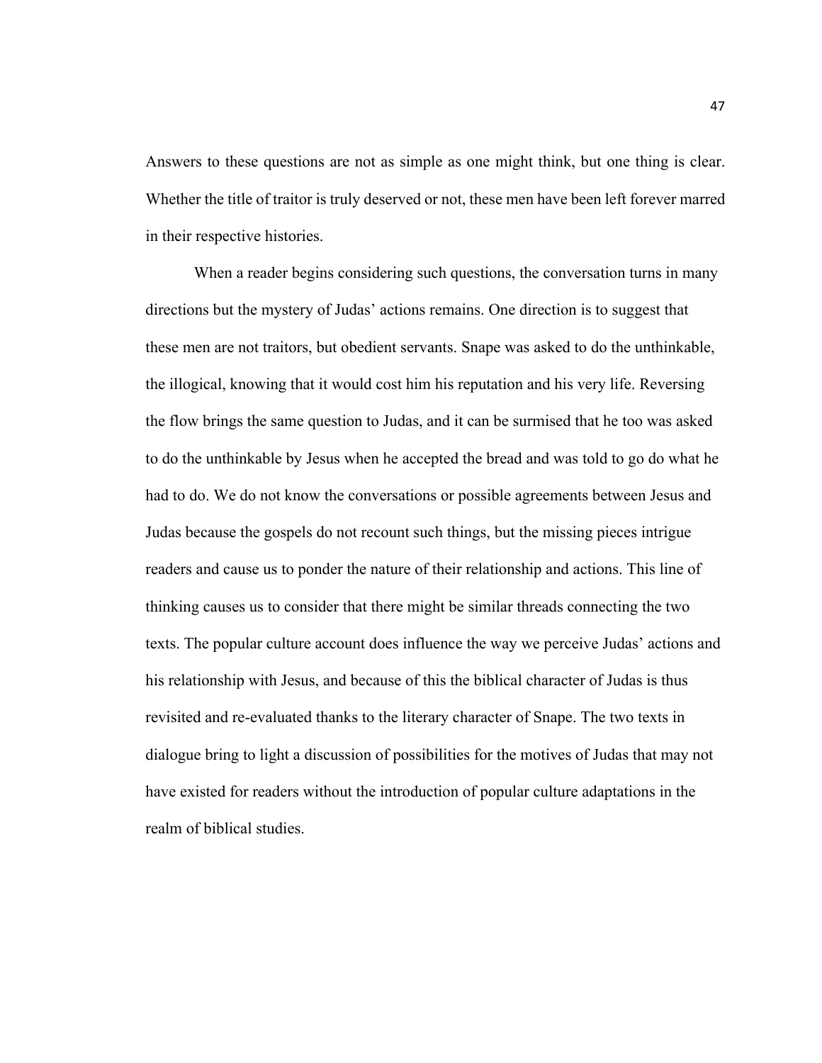Answers to these questions are not as simple as one might think, but one thing is clear. Whether the title of traitor is truly deserved or not, these men have been left forever marred in their respective histories.

When a reader begins considering such questions, the conversation turns in many directions but the mystery of Judas' actions remains. One direction is to suggest that these men are not traitors, but obedient servants. Snape was asked to do the unthinkable, the illogical, knowing that it would cost him his reputation and his very life. Reversing the flow brings the same question to Judas, and it can be surmised that he too was asked to do the unthinkable by Jesus when he accepted the bread and was told to go do what he had to do. We do not know the conversations or possible agreements between Jesus and Judas because the gospels do not recount such things, but the missing pieces intrigue readers and cause us to ponder the nature of their relationship and actions. This line of thinking causes us to consider that there might be similar threads connecting the two texts. The popular culture account does influence the way we perceive Judas' actions and his relationship with Jesus, and because of this the biblical character of Judas is thus revisited and re-evaluated thanks to the literary character of Snape. The two texts in dialogue bring to light a discussion of possibilities for the motives of Judas that may not have existed for readers without the introduction of popular culture adaptations in the realm of biblical studies.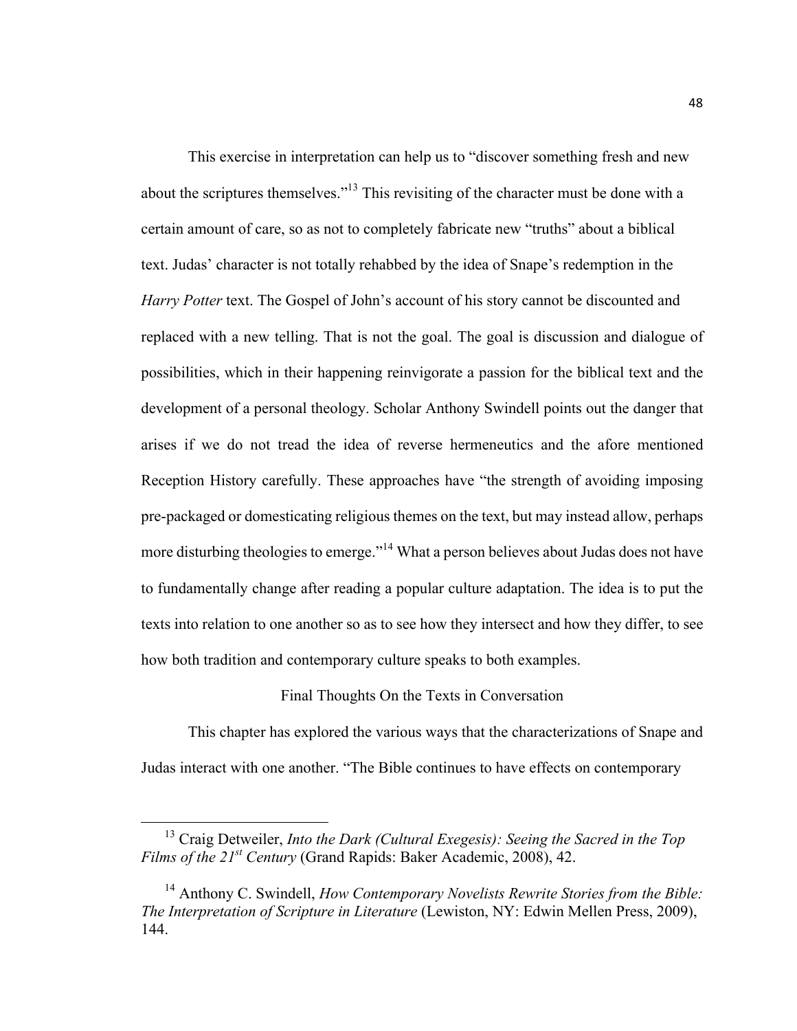This exercise in interpretation can help us to "discover something fresh and new about the scriptures themselves."[13] This revisiting of the character must be done with a certain amount of care, so as not to completely fabricate new "truths" about a biblical text. Judas' character is not totally rehabbed by the idea of Snape's redemption in the *Harry Potter* text. The Gospel of John's account of his story cannot be discounted and replaced with a new telling. That is not the goal. The goal is discussion and dialogue of possibilities, which in their happening reinvigorate a passion for the biblical text and the development of a personal theology. Scholar Anthony Swindell points out the danger that arises if we do not tread the idea of reverse hermeneutics and the afore mentioned Reception History carefully. These approaches have "the strength of avoiding imposing pre-packaged or domesticating religious themes on the text, but may instead allow, perhaps more disturbing theologies to emerge."[14] What a person believes about Judas does not have to fundamentally change after reading a popular culture adaptation. The idea is to put the texts into relation to one another so as to see how they intersect and how they differ, to see how both tradition and contemporary culture speaks to both examples.

## Final Thoughts On the Texts in Conversation

This chapter has explored the various ways that the characterizations of Snape and Judas interact with one another. "The Bible continues to have effects on contemporary

---

[13] Craig Detweiler, *Into the Dark (Cultural Exegesis): Seeing the Sacred in the Top Films of the 21st Century* (Grand Rapids: Baker Academic, 2008), 42.

[14] Anthony C. Swindell, *How Contemporary Novelists Rewrite Stories from the Bible: The Interpretation of Scripture in Literature* (Lewiston, NY: Edwin Mellen Press, 2009), 144.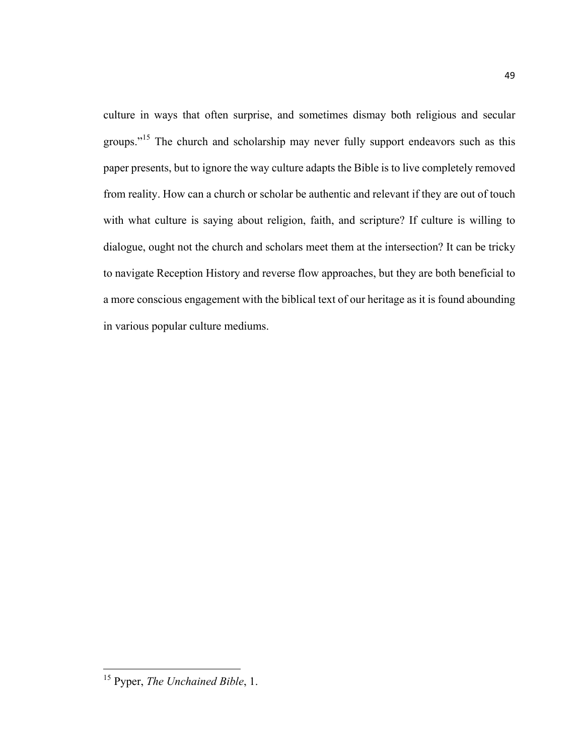culture in ways that often surprise, and sometimes dismay both religious and secular groups."[15] The church and scholarship may never fully support endeavors such as this paper presents, but to ignore the way culture adapts the Bible is to live completely removed from reality. How can a church or scholar be authentic and relevant if they are out of touch with what culture is saying about religion, faith, and scripture? If culture is willing to dialogue, ought not the church and scholars meet them at the intersection? It can be tricky to navigate Reception History and reverse flow approaches, but they are both beneficial to a more conscious engagement with the biblical text of our heritage as it is found abounding in various popular culture mediums.

---

[15] Pyper, *The Unchained Bible*, 1.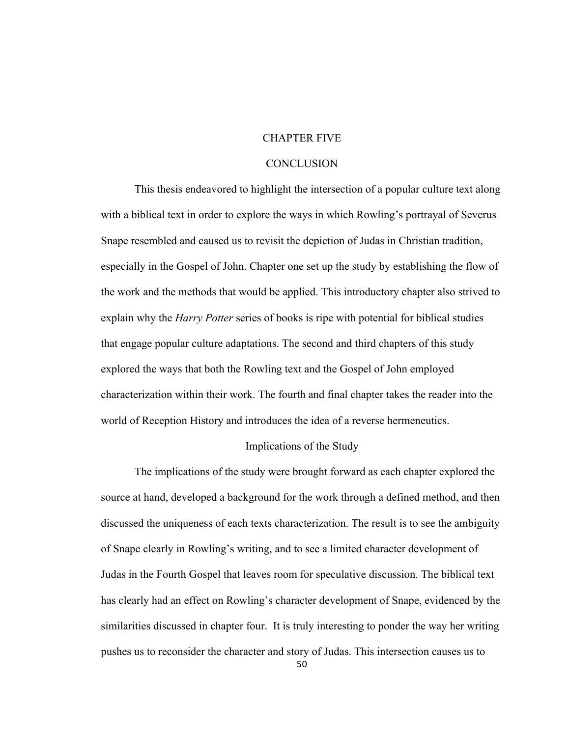# CHAPTER FIVE

## CONCLUSION

This thesis endeavored to highlight the intersection of a popular culture text along with a biblical text in order to explore the ways in which Rowling's portrayal of Severus Snape resembled and caused us to revisit the depiction of Judas in Christian tradition, especially in the Gospel of John. Chapter one set up the study by establishing the flow of the work and the methods that would be applied. This introductory chapter also strived to explain why the *Harry Potter* series of books is ripe with potential for biblical studies that engage popular culture adaptations. The second and third chapters of this study explored the ways that both the Rowling text and the Gospel of John employed characterization within their work. The fourth and final chapter takes the reader into the world of Reception History and introduces the idea of a reverse hermeneutics.

### Implications of the Study

The implications of the study were brought forward as each chapter explored the source at hand, developed a background for the work through a defined method, and then discussed the uniqueness of each texts characterization. The result is to see the ambiguity of Snape clearly in Rowling's writing, and to see a limited character development of Judas in the Fourth Gospel that leaves room for speculative discussion. The biblical text has clearly had an effect on Rowling's character development of Snape, evidenced by the similarities discussed in chapter four. It is truly interesting to ponder the way her writing pushes us to reconsider the character and story of Judas. This intersection causes us to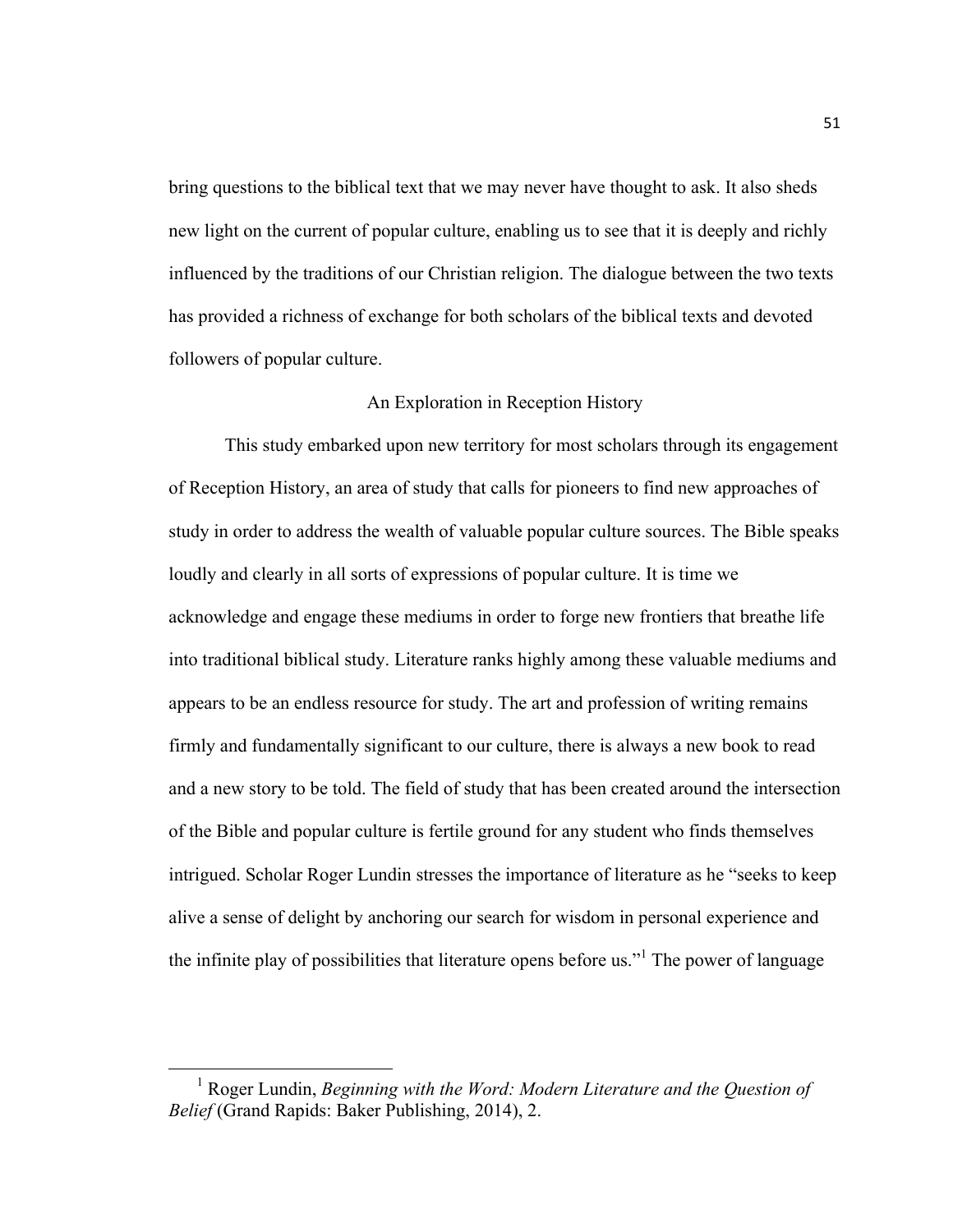bring questions to the biblical text that we may never have thought to ask. It also sheds new light on the current of popular culture, enabling us to see that it is deeply and richly influenced by the traditions of our Christian religion. The dialogue between the two texts has provided a richness of exchange for both scholars of the biblical texts and devoted followers of popular culture.

## An Exploration in Reception History

This study embarked upon new territory for most scholars through its engagement of Reception History, an area of study that calls for pioneers to find new approaches of study in order to address the wealth of valuable popular culture sources. The Bible speaks loudly and clearly in all sorts of expressions of popular culture. It is time we acknowledge and engage these mediums in order to forge new frontiers that breathe life into traditional biblical study. Literature ranks highly among these valuable mediums and appears to be an endless resource for study. The art and profession of writing remains firmly and fundamentally significant to our culture, there is always a new book to read and a new story to be told. The field of study that has been created around the intersection of the Bible and popular culture is fertile ground for any student who finds themselves intrigued. Scholar Roger Lundin stresses the importance of literature as he "seeks to keep alive a sense of delight by anchoring our search for wisdom in personal experience and the infinite play of possibilities that literature opens before us."[1] The power of language

---

[1] Roger Lundin, *Beginning with the Word: Modern Literature and the Question of Belief* (Grand Rapids: Baker Publishing, 2014), 2.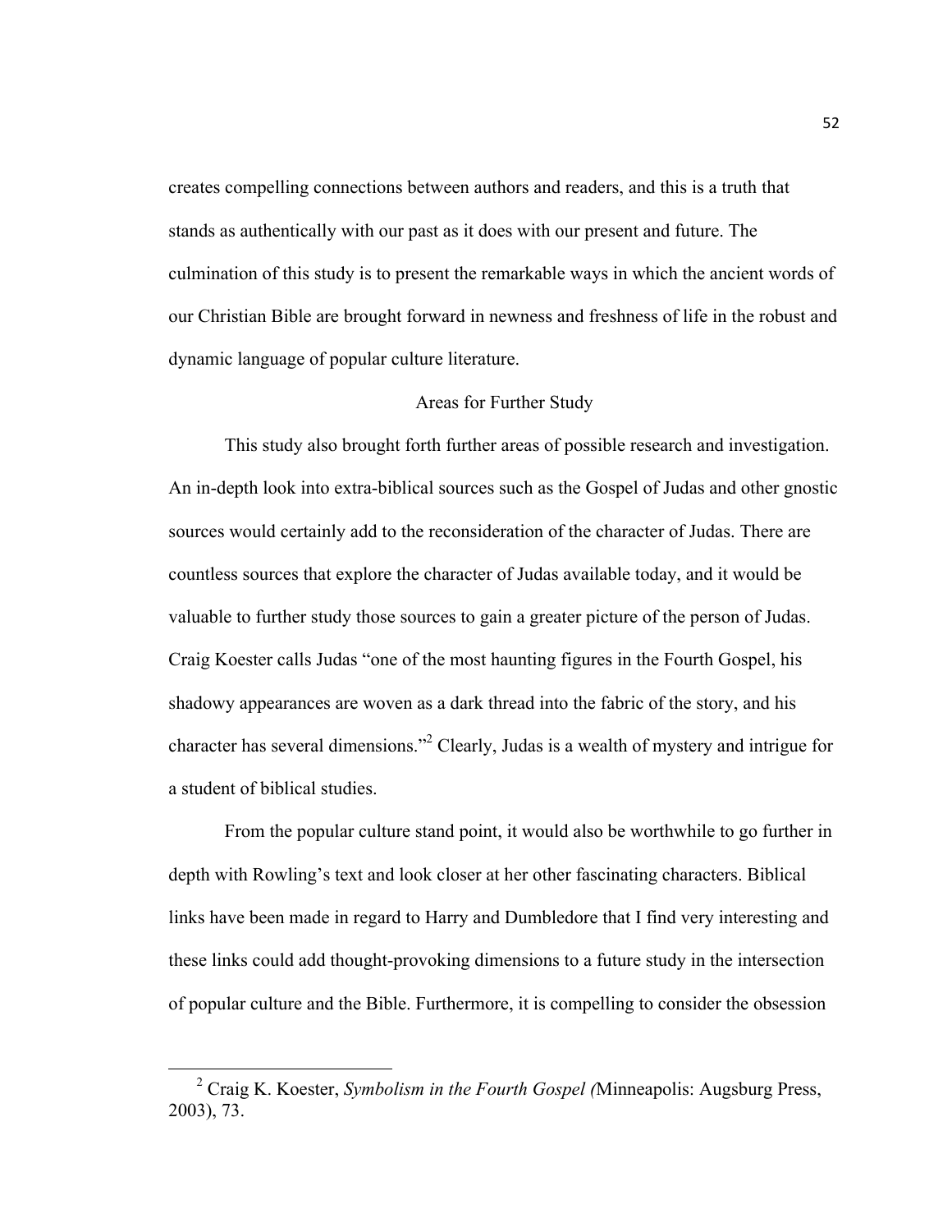creates compelling connections between authors and readers, and this is a truth that stands as authentically with our past as it does with our present and future. The culmination of this study is to present the remarkable ways in which the ancient words of our Christian Bible are brought forward in newness and freshness of life in the robust and dynamic language of popular culture literature.

## Areas for Further Study

This study also brought forth further areas of possible research and investigation. An in-depth look into extra-biblical sources such as the Gospel of Judas and other gnostic sources would certainly add to the reconsideration of the character of Judas. There are countless sources that explore the character of Judas available today, and it would be valuable to further study those sources to gain a greater picture of the person of Judas. Craig Koester calls Judas "one of the most haunting figures in the Fourth Gospel, his shadowy appearances are woven as a dark thread into the fabric of the story, and his character has several dimensions."[2] Clearly, Judas is a wealth of mystery and intrigue for a student of biblical studies.

From the popular culture stand point, it would also be worthwhile to go further in depth with Rowling's text and look closer at her other fascinating characters. Biblical links have been made in regard to Harry and Dumbledore that I find very interesting and these links could add thought-provoking dimensions to a future study in the intersection of popular culture and the Bible. Furthermore, it is compelling to consider the obsession

---

[2] Craig K. Koester, *Symbolism in the Fourth Gospel (*Minneapolis: Augsburg Press, 2003), 73.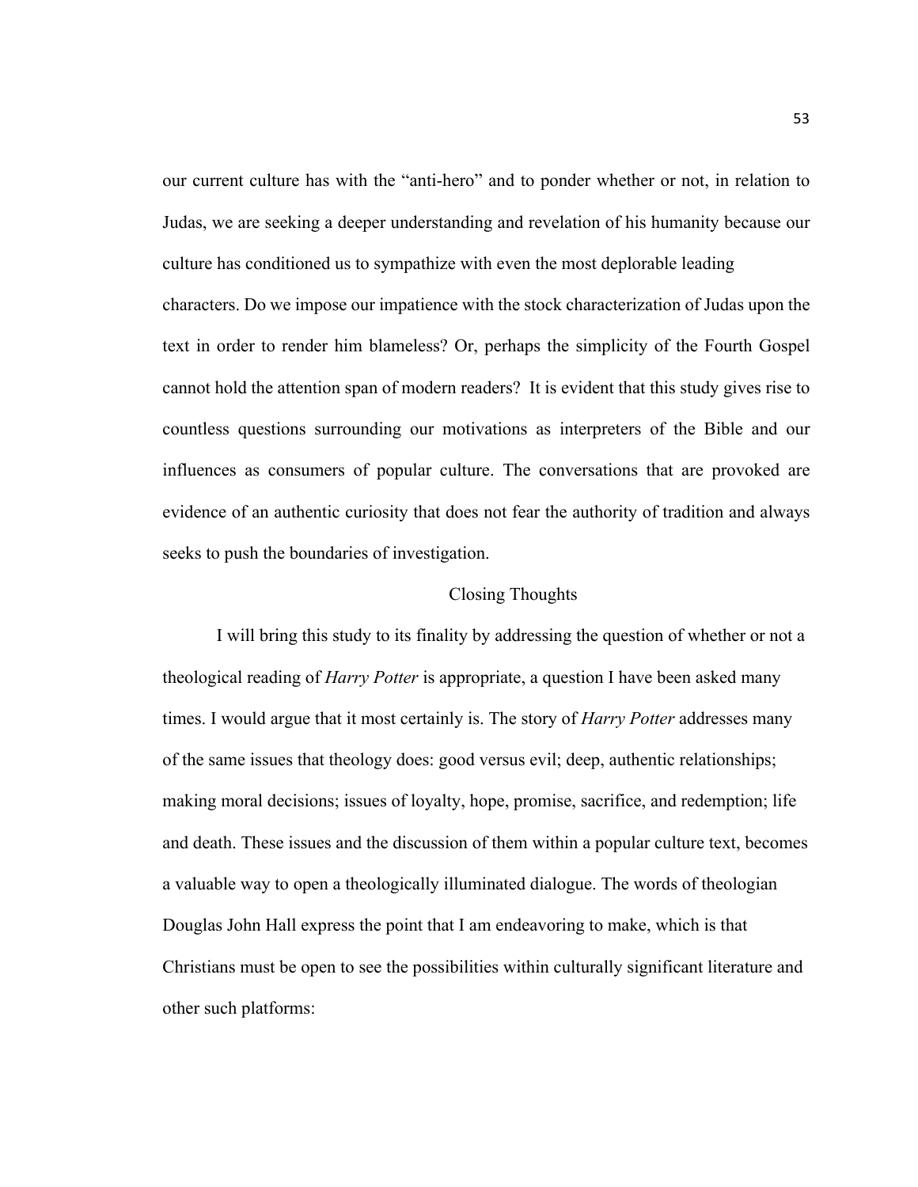our current culture has with the "anti-hero" and to ponder whether or not, in relation to Judas, we are seeking a deeper understanding and revelation of his humanity because our culture has conditioned us to sympathize with even the most deplorable leading characters. Do we impose our impatience with the stock characterization of Judas upon the text in order to render him blameless? Or, perhaps the simplicity of the Fourth Gospel cannot hold the attention span of modern readers? It is evident that this study gives rise to countless questions surrounding our motivations as interpreters of the Bible and our influences as consumers of popular culture. The conversations that are provoked are evidence of an authentic curiosity that does not fear the authority of tradition and always seeks to push the boundaries of investigation.

## Closing Thoughts

I will bring this study to its finality by addressing the question of whether or not a theological reading of *Harry Potter* is appropriate, a question I have been asked many times. I would argue that it most certainly is. The story of *Harry Potter* addresses many of the same issues that theology does: good versus evil; deep, authentic relationships; making moral decisions; issues of loyalty, hope, promise, sacrifice, and redemption; life and death. These issues and the discussion of them within a popular culture text, becomes a valuable way to open a theologically illuminated dialogue. The words of theologian Douglas John Hall express the point that I am endeavoring to make, which is that Christians must be open to see the possibilities within culturally significant literature and other such platforms: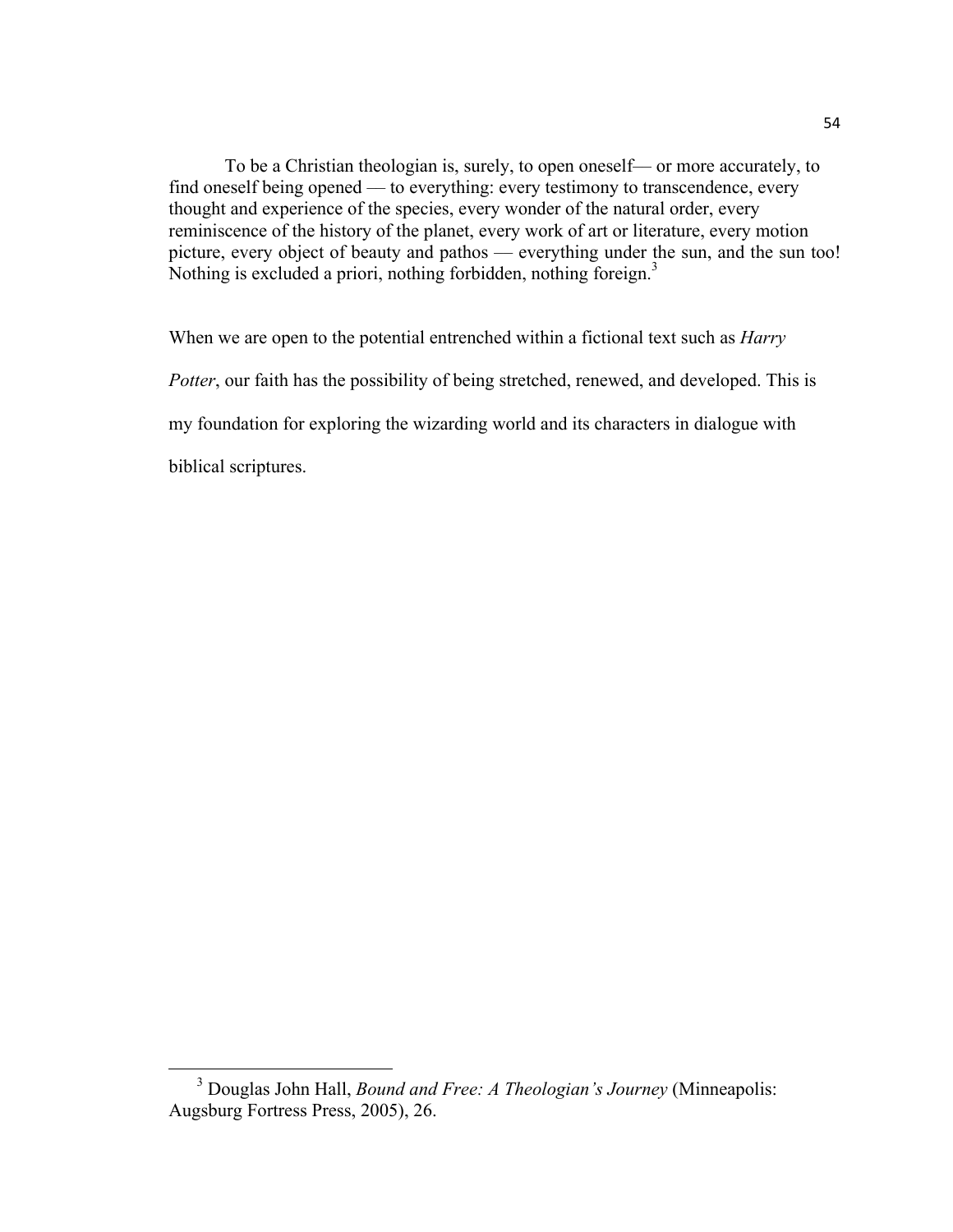> To be a Christian theologian is, surely, to open oneself— or more accurately, to find oneself being opened — to everything: every testimony to transcendence, every thought and experience of the species, every wonder of the natural order, every reminiscence of the history of the planet, every work of art or literature, every motion picture, every object of beauty and pathos — everything under the sun, and the sun too! Nothing is excluded a priori, nothing forbidden, nothing foreign.[3]

When we are open to the potential entrenched within a fictional text such as *Harry Potter*, our faith has the possibility of being stretched, renewed, and developed. This is my foundation for exploring the wizarding world and its characters in dialogue with biblical scriptures.

---

[3] Douglas John Hall, *Bound and Free: A Theologian's Journey* (Minneapolis: Augsburg Fortress Press, 2005), 26.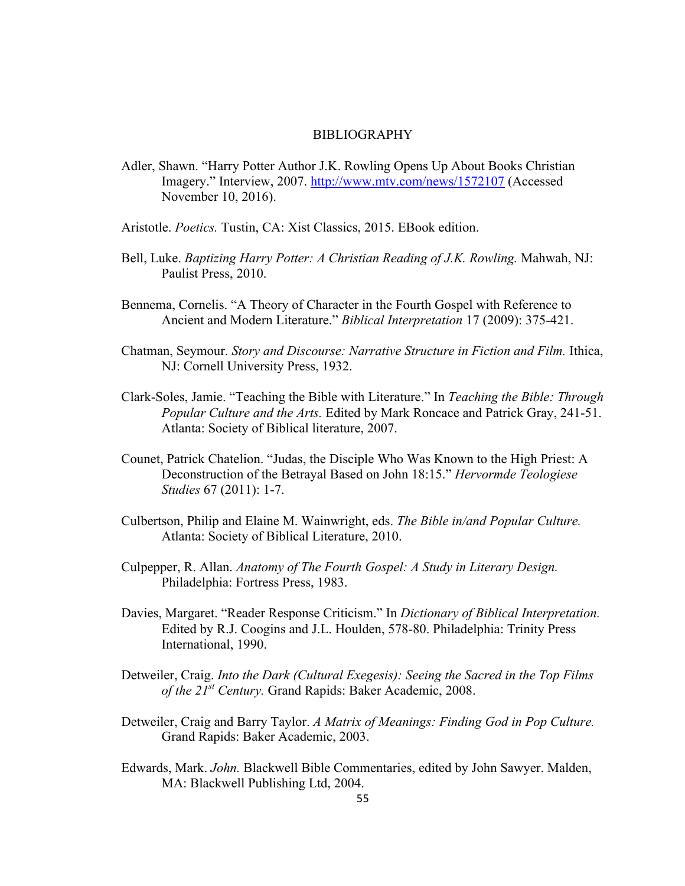# BIBLIOGRAPHY

Adler, Shawn. "Harry Potter Author J.K. Rowling Opens Up About Books Christian Imagery." Interview, 2007. http://www.mtv.com/news/1572107 (Accessed November 10, 2016).

Aristotle. *Poetics.* Tustin, CA: Xist Classics, 2015. EBook edition.

Bell, Luke. *Baptizing Harry Potter: A Christian Reading of J.K. Rowling.* Mahwah, NJ: Paulist Press, 2010.

Bennema, Cornelis. "A Theory of Character in the Fourth Gospel with Reference to Ancient and Modern Literature." *Biblical Interpretation* 17 (2009): 375-421.

Chatman, Seymour. *Story and Discourse: Narrative Structure in Fiction and Film.* Ithica, NJ: Cornell University Press, 1932.

Clark-Soles, Jamie. "Teaching the Bible with Literature." In *Teaching the Bible: Through Popular Culture and the Arts.* Edited by Mark Roncace and Patrick Gray, 241-51. Atlanta: Society of Biblical literature, 2007.

Counet, Patrick Chatelion. "Judas, the Disciple Who Was Known to the High Priest: A Deconstruction of the Betrayal Based on John 18:15." *Hervormde Teologiese Studies* 67 (2011): 1-7.

Culbertson, Philip and Elaine M. Wainwright, eds. *The Bible in/and Popular Culture.* Atlanta: Society of Biblical Literature, 2010.

Culpepper, R. Allan. *Anatomy of The Fourth Gospel: A Study in Literary Design.* Philadelphia: Fortress Press, 1983.

Davies, Margaret. "Reader Response Criticism." In *Dictionary of Biblical Interpretation.* Edited by R.J. Coogins and J.L. Houlden, 578-80. Philadelphia: Trinity Press International, 1990.

Detweiler, Craig. *Into the Dark (Cultural Exegesis): Seeing the Sacred in the Top Films of the 21st Century.* Grand Rapids: Baker Academic, 2008.

Detweiler, Craig and Barry Taylor. *A Matrix of Meanings: Finding God in Pop Culture.* Grand Rapids: Baker Academic, 2003.

Edwards, Mark. *John.* Blackwell Bible Commentaries, edited by John Sawyer. Malden, MA: Blackwell Publishing Ltd, 2004.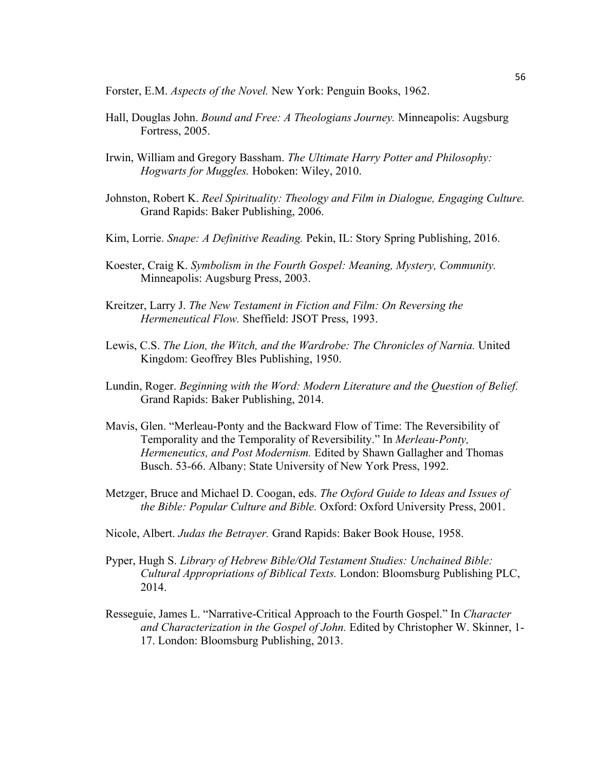Forster, E.M. *Aspects of the Novel.* New York: Penguin Books, 1962.

Hall, Douglas John. *Bound and Free: A Theologians Journey.* Minneapolis: Augsburg Fortress, 2005.

Irwin, William and Gregory Bassham. *The Ultimate Harry Potter and Philosophy: Hogwarts for Muggles.* Hoboken: Wiley, 2010.

Johnston, Robert K. *Reel Spirituality: Theology and Film in Dialogue, Engaging Culture.* Grand Rapids: Baker Publishing, 2006.

Kim, Lorrie. *Snape: A Definitive Reading.* Pekin, IL: Story Spring Publishing, 2016.

Koester, Craig K. *Symbolism in the Fourth Gospel: Meaning, Mystery, Community.* Minneapolis: Augsburg Press, 2003.

Kreitzer, Larry J. *The New Testament in Fiction and Film: On Reversing the Hermeneutical Flow.* Sheffield: JSOT Press, 1993.

Lewis, C.S. *The Lion, the Witch, and the Wardrobe: The Chronicles of Narnia.* United Kingdom: Geoffrey Bles Publishing, 1950.

Lundin, Roger. *Beginning with the Word: Modern Literature and the Question of Belief.* Grand Rapids: Baker Publishing, 2014.

Mavis, Glen. "Merleau-Ponty and the Backward Flow of Time: The Reversibility of Temporality and the Temporality of Reversibility." In *Merleau-Ponty, Hermeneutics, and Post Modernism.* Edited by Shawn Gallagher and Thomas Busch. 53-66. Albany: State University of New York Press, 1992.

Metzger, Bruce and Michael D. Coogan, eds. *The Oxford Guide to Ideas and Issues of the Bible: Popular Culture and Bible.* Oxford: Oxford University Press, 2001.

Nicole, Albert. *Judas the Betrayer.* Grand Rapids: Baker Book House, 1958.

Pyper, Hugh S. *Library of Hebrew Bible/Old Testament Studies: Unchained Bible: Cultural Appropriations of Biblical Texts.* London: Bloomsburg Publishing PLC, 2014.

Resseguie, James L. "Narrative-Critical Approach to the Fourth Gospel." In *Character and Characterization in the Gospel of John.* Edited by Christopher W. Skinner, 1-17. London: Bloomsburg Publishing, 2013.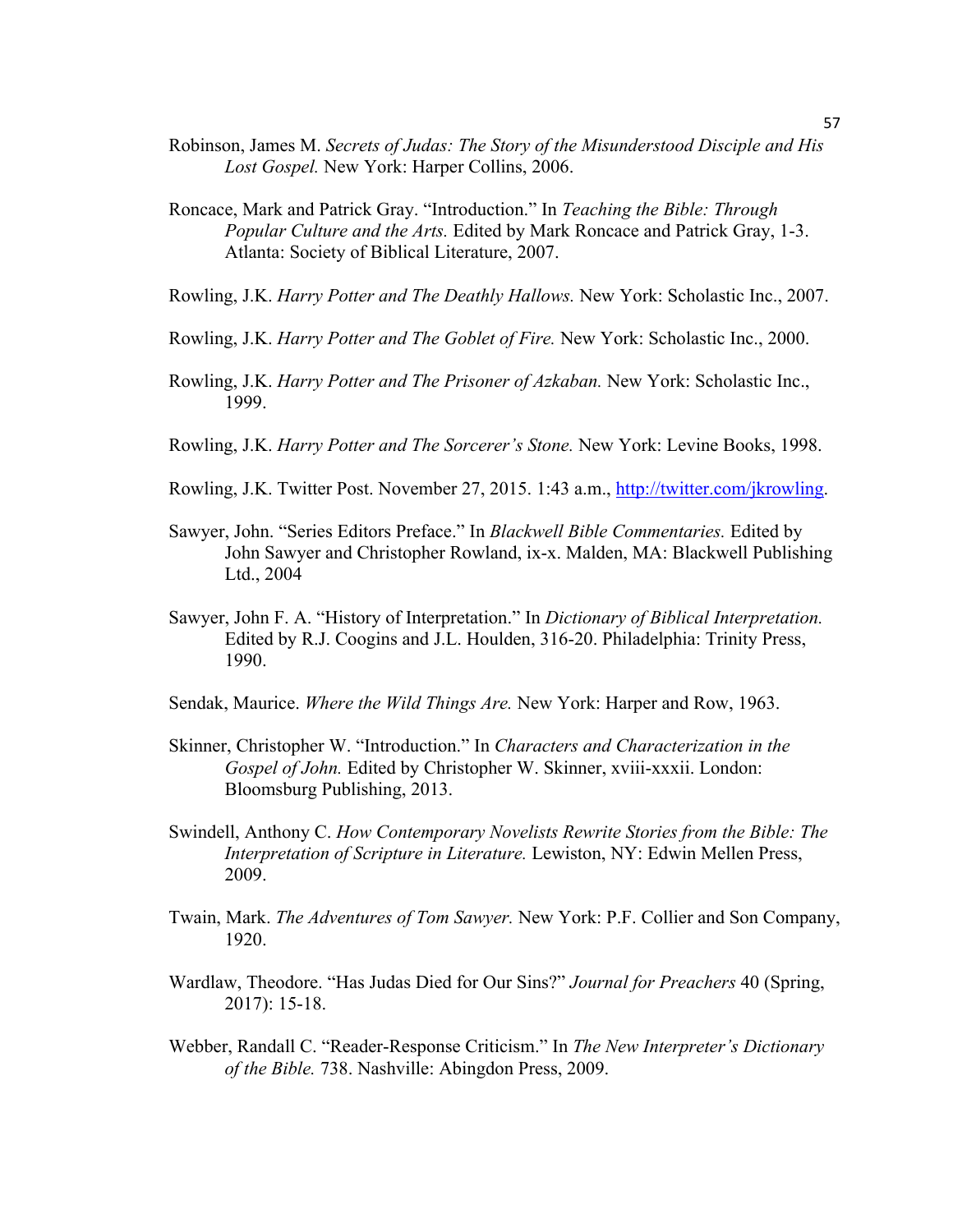Robinson, James M. *Secrets of Judas: The Story of the Misunderstood Disciple and His Lost Gospel.* New York: Harper Collins, 2006.

Roncace, Mark and Patrick Gray. "Introduction." In *Teaching the Bible: Through Popular Culture and the Arts.* Edited by Mark Roncace and Patrick Gray, 1-3. Atlanta: Society of Biblical Literature, 2007.

Rowling, J.K. *Harry Potter and The Deathly Hallows.* New York: Scholastic Inc., 2007.

Rowling, J.K. *Harry Potter and The Goblet of Fire.* New York: Scholastic Inc., 2000.

Rowling, J.K. *Harry Potter and The Prisoner of Azkaban.* New York: Scholastic Inc., 1999.

Rowling, J.K. *Harry Potter and The Sorcerer's Stone.* New York: Levine Books, 1998.

Rowling, J.K. Twitter Post. November 27, 2015. 1:43 a.m., http://twitter.com/jkrowling.

Sawyer, John. "Series Editors Preface." In *Blackwell Bible Commentaries.* Edited by John Sawyer and Christopher Rowland, ix-x. Malden, MA: Blackwell Publishing Ltd., 2004

Sawyer, John F. A. "History of Interpretation." In *Dictionary of Biblical Interpretation.* Edited by R.J. Coogins and J.L. Houlden, 316-20. Philadelphia: Trinity Press, 1990.

Sendak, Maurice. *Where the Wild Things Are.* New York: Harper and Row, 1963.

Skinner, Christopher W. "Introduction." In *Characters and Characterization in the Gospel of John.* Edited by Christopher W. Skinner, xviii-xxxii. London: Bloomsburg Publishing, 2013.

Swindell, Anthony C. *How Contemporary Novelists Rewrite Stories from the Bible: The Interpretation of Scripture in Literature.* Lewiston, NY: Edwin Mellen Press, 2009.

Twain, Mark. *The Adventures of Tom Sawyer.* New York: P.F. Collier and Son Company, 1920.

Wardlaw, Theodore. "Has Judas Died for Our Sins?" *Journal for Preachers* 40 (Spring, 2017): 15-18.

Webber, Randall C. "Reader-Response Criticism." In *The New Interpreter's Dictionary of the Bible.* 738. Nashville: Abingdon Press, 2009.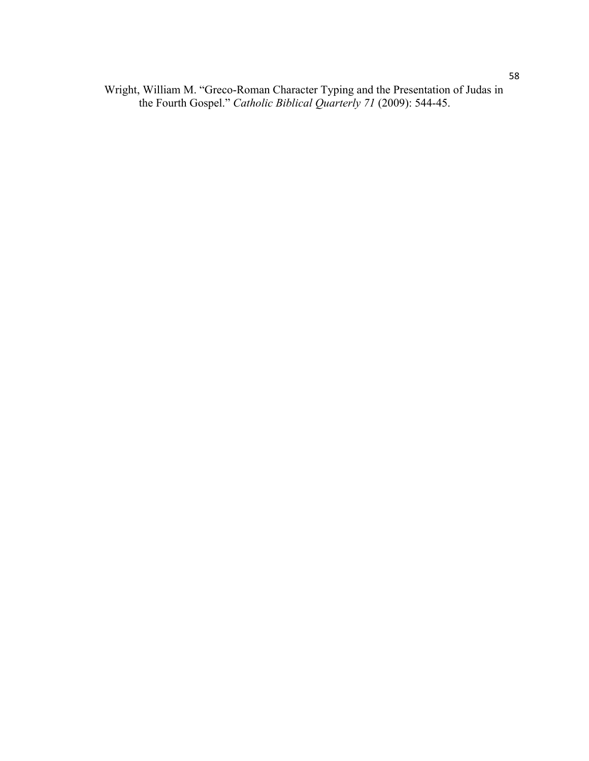Wright, William M. "Greco-Roman Character Typing and the Presentation of Judas in the Fourth Gospel." *Catholic Biblical Quarterly 71* (2009): 544-45.